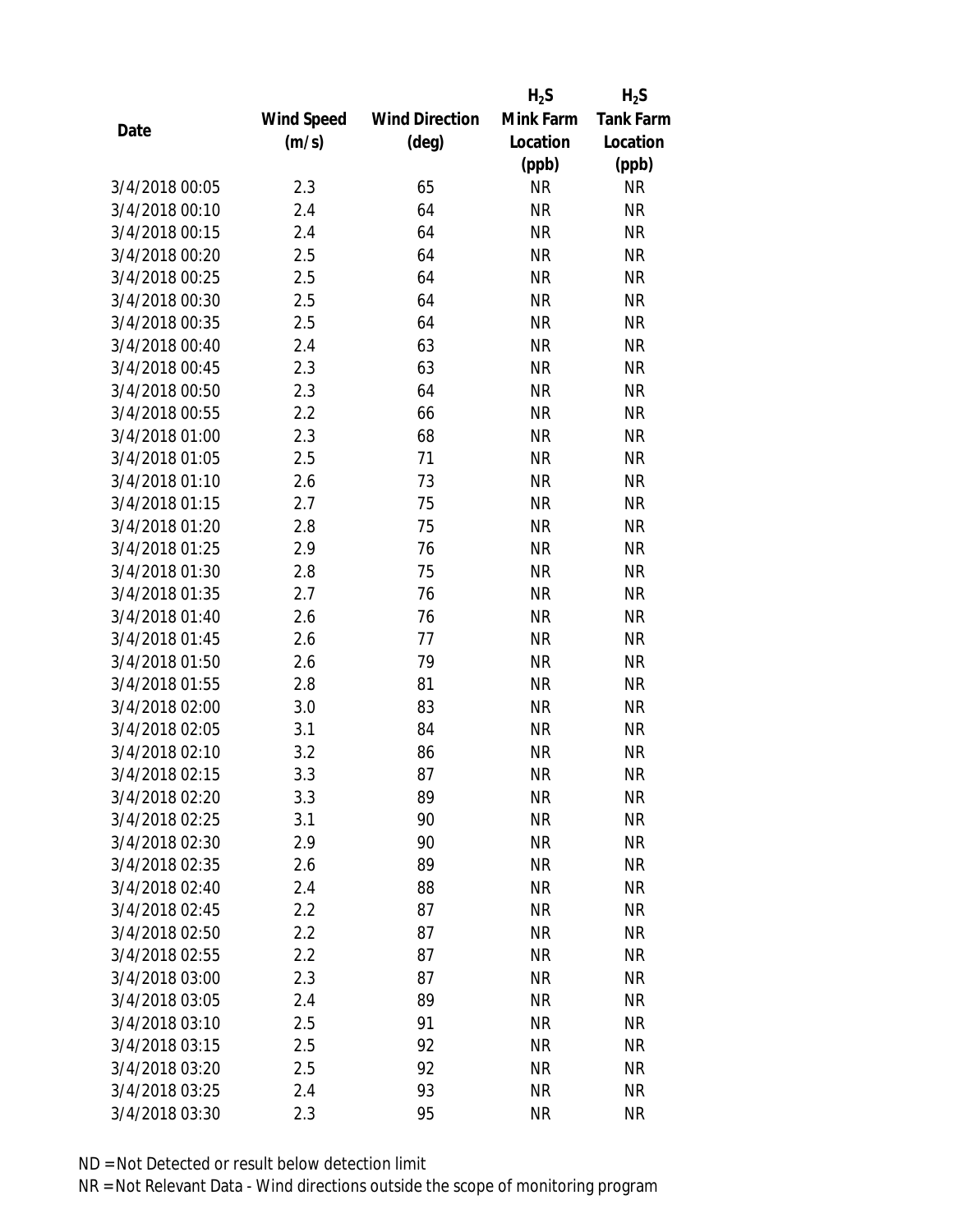| Date | Wind Speed (m/s) | Wind Direction (deg) | $H_2S$ Mink Farm Location (ppb) | $H_2S$ Tank Farm Location (ppb) |
|---|---|---|---|---|
| 3/4/2018 00:05 | 2.3 | 65 | NR | NR |
| 3/4/2018 00:10 | 2.4 | 64 | NR | NR |
| 3/4/2018 00:15 | 2.4 | 64 | NR | NR |
| 3/4/2018 00:20 | 2.5 | 64 | NR | NR |
| 3/4/2018 00:25 | 2.5 | 64 | NR | NR |
| 3/4/2018 00:30 | 2.5 | 64 | NR | NR |
| 3/4/2018 00:35 | 2.5 | 64 | NR | NR |
| 3/4/2018 00:40 | 2.4 | 63 | NR | NR |
| 3/4/2018 00:45 | 2.3 | 63 | NR | NR |
| 3/4/2018 00:50 | 2.3 | 64 | NR | NR |
| 3/4/2018 00:55 | 2.2 | 66 | NR | NR |
| 3/4/2018 01:00 | 2.3 | 68 | NR | NR |
| 3/4/2018 01:05 | 2.5 | 71 | NR | NR |
| 3/4/2018 01:10 | 2.6 | 73 | NR | NR |
| 3/4/2018 01:15 | 2.7 | 75 | NR | NR |
| 3/4/2018 01:20 | 2.8 | 75 | NR | NR |
| 3/4/2018 01:25 | 2.9 | 76 | NR | NR |
| 3/4/2018 01:30 | 2.8 | 75 | NR | NR |
| 3/4/2018 01:35 | 2.7 | 76 | NR | NR |
| 3/4/2018 01:40 | 2.6 | 76 | NR | NR |
| 3/4/2018 01:45 | 2.6 | 77 | NR | NR |
| 3/4/2018 01:50 | 2.6 | 79 | NR | NR |
| 3/4/2018 01:55 | 2.8 | 81 | NR | NR |
| 3/4/2018 02:00 | 3.0 | 83 | NR | NR |
| 3/4/2018 02:05 | 3.1 | 84 | NR | NR |
| 3/4/2018 02:10 | 3.2 | 86 | NR | NR |
| 3/4/2018 02:15 | 3.3 | 87 | NR | NR |
| 3/4/2018 02:20 | 3.3 | 89 | NR | NR |
| 3/4/2018 02:25 | 3.1 | 90 | NR | NR |
| 3/4/2018 02:30 | 2.9 | 90 | NR | NR |
| 3/4/2018 02:35 | 2.6 | 89 | NR | NR |
| 3/4/2018 02:40 | 2.4 | 88 | NR | NR |
| 3/4/2018 02:45 | 2.2 | 87 | NR | NR |
| 3/4/2018 02:50 | 2.2 | 87 | NR | NR |
| 3/4/2018 02:55 | 2.2 | 87 | NR | NR |
| 3/4/2018 03:00 | 2.3 | 87 | NR | NR |
| 3/4/2018 03:05 | 2.4 | 89 | NR | NR |
| 3/4/2018 03:10 | 2.5 | 91 | NR | NR |
| 3/4/2018 03:15 | 2.5 | 92 | NR | NR |
| 3/4/2018 03:20 | 2.5 | 92 | NR | NR |
| 3/4/2018 03:25 | 2.4 | 93 | NR | NR |
| 3/4/2018 03:30 | 2.3 | 95 | NR | NR |

ND = Not Detected or result below detection limit

NR = Not Relevant Data - Wind directions outside the scope of monitoring program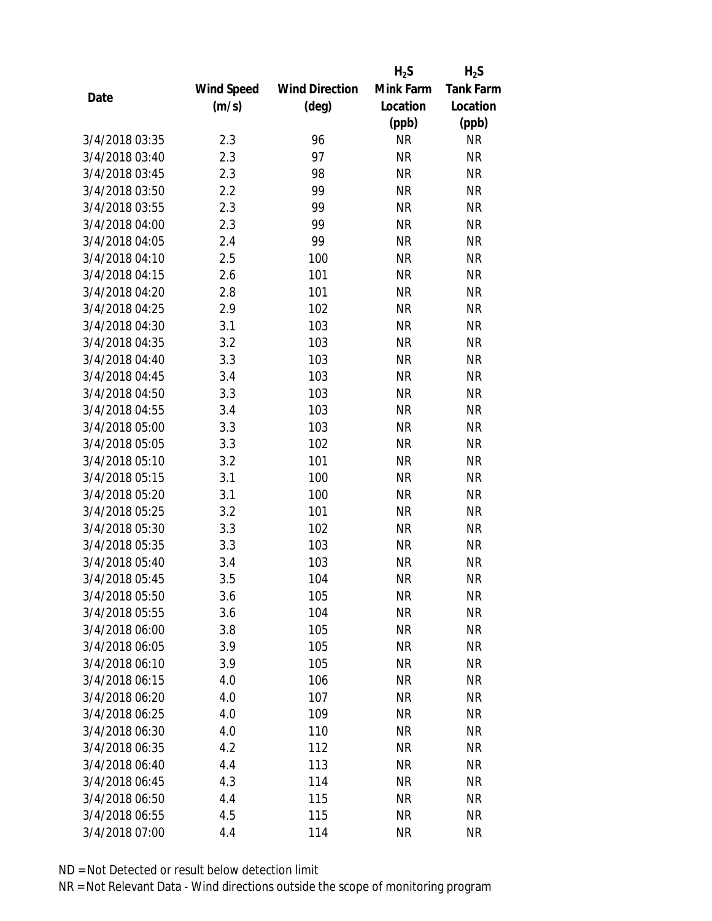| Date | Wind Speed (m/s) | Wind Direction (deg) | $H_2S$ Mink Farm Location (ppb) | $H_2S$ Tank Farm Location (ppb) |
|---|---|---|---|---|
| 3/4/2018 03:35 | 2.3 | 96 | NR | NR |
| 3/4/2018 03:40 | 2.3 | 97 | NR | NR |
| 3/4/2018 03:45 | 2.3 | 98 | NR | NR |
| 3/4/2018 03:50 | 2.2 | 99 | NR | NR |
| 3/4/2018 03:55 | 2.3 | 99 | NR | NR |
| 3/4/2018 04:00 | 2.3 | 99 | NR | NR |
| 3/4/2018 04:05 | 2.4 | 99 | NR | NR |
| 3/4/2018 04:10 | 2.5 | 100 | NR | NR |
| 3/4/2018 04:15 | 2.6 | 101 | NR | NR |
| 3/4/2018 04:20 | 2.8 | 101 | NR | NR |
| 3/4/2018 04:25 | 2.9 | 102 | NR | NR |
| 3/4/2018 04:30 | 3.1 | 103 | NR | NR |
| 3/4/2018 04:35 | 3.2 | 103 | NR | NR |
| 3/4/2018 04:40 | 3.3 | 103 | NR | NR |
| 3/4/2018 04:45 | 3.4 | 103 | NR | NR |
| 3/4/2018 04:50 | 3.3 | 103 | NR | NR |
| 3/4/2018 04:55 | 3.4 | 103 | NR | NR |
| 3/4/2018 05:00 | 3.3 | 103 | NR | NR |
| 3/4/2018 05:05 | 3.3 | 102 | NR | NR |
| 3/4/2018 05:10 | 3.2 | 101 | NR | NR |
| 3/4/2018 05:15 | 3.1 | 100 | NR | NR |
| 3/4/2018 05:20 | 3.1 | 100 | NR | NR |
| 3/4/2018 05:25 | 3.2 | 101 | NR | NR |
| 3/4/2018 05:30 | 3.3 | 102 | NR | NR |
| 3/4/2018 05:35 | 3.3 | 103 | NR | NR |
| 3/4/2018 05:40 | 3.4 | 103 | NR | NR |
| 3/4/2018 05:45 | 3.5 | 104 | NR | NR |
| 3/4/2018 05:50 | 3.6 | 105 | NR | NR |
| 3/4/2018 05:55 | 3.6 | 104 | NR | NR |
| 3/4/2018 06:00 | 3.8 | 105 | NR | NR |
| 3/4/2018 06:05 | 3.9 | 105 | NR | NR |
| 3/4/2018 06:10 | 3.9 | 105 | NR | NR |
| 3/4/2018 06:15 | 4.0 | 106 | NR | NR |
| 3/4/2018 06:20 | 4.0 | 107 | NR | NR |
| 3/4/2018 06:25 | 4.0 | 109 | NR | NR |
| 3/4/2018 06:30 | 4.0 | 110 | NR | NR |
| 3/4/2018 06:35 | 4.2 | 112 | NR | NR |
| 3/4/2018 06:40 | 4.4 | 113 | NR | NR |
| 3/4/2018 06:45 | 4.3 | 114 | NR | NR |
| 3/4/2018 06:50 | 4.4 | 115 | NR | NR |
| 3/4/2018 06:55 | 4.5 | 115 | NR | NR |
| 3/4/2018 07:00 | 4.4 | 114 | NR | NR |

ND = Not Detected or result below detection limit

NR = Not Relevant Data - Wind directions outside the scope of monitoring program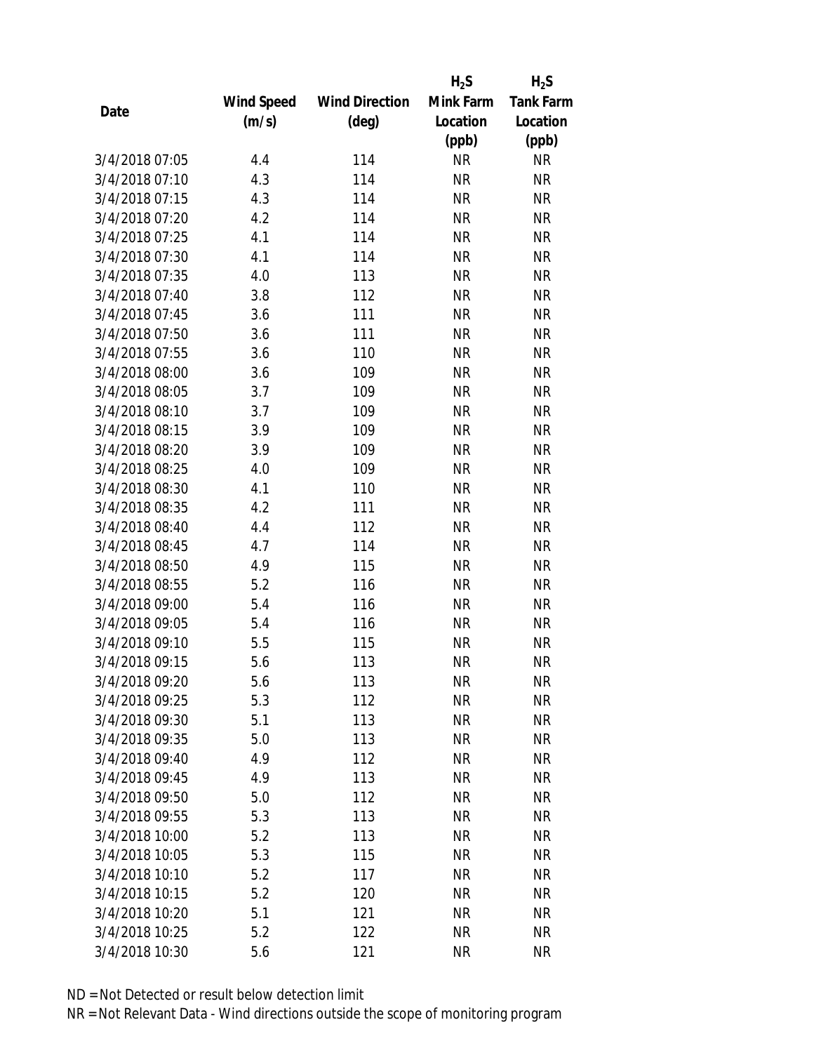| Date | Wind Speed (m/s) | Wind Direction (deg) | $H_2S$ Mink Farm Location (ppb) | $H_2S$ Tank Farm Location (ppb) |
|---|---|---|---|---|
| 3/4/2018 07:05 | 4.4 | 114 | NR | NR |
| 3/4/2018 07:10 | 4.3 | 114 | NR | NR |
| 3/4/2018 07:15 | 4.3 | 114 | NR | NR |
| 3/4/2018 07:20 | 4.2 | 114 | NR | NR |
| 3/4/2018 07:25 | 4.1 | 114 | NR | NR |
| 3/4/2018 07:30 | 4.1 | 114 | NR | NR |
| 3/4/2018 07:35 | 4.0 | 113 | NR | NR |
| 3/4/2018 07:40 | 3.8 | 112 | NR | NR |
| 3/4/2018 07:45 | 3.6 | 111 | NR | NR |
| 3/4/2018 07:50 | 3.6 | 111 | NR | NR |
| 3/4/2018 07:55 | 3.6 | 110 | NR | NR |
| 3/4/2018 08:00 | 3.6 | 109 | NR | NR |
| 3/4/2018 08:05 | 3.7 | 109 | NR | NR |
| 3/4/2018 08:10 | 3.7 | 109 | NR | NR |
| 3/4/2018 08:15 | 3.9 | 109 | NR | NR |
| 3/4/2018 08:20 | 3.9 | 109 | NR | NR |
| 3/4/2018 08:25 | 4.0 | 109 | NR | NR |
| 3/4/2018 08:30 | 4.1 | 110 | NR | NR |
| 3/4/2018 08:35 | 4.2 | 111 | NR | NR |
| 3/4/2018 08:40 | 4.4 | 112 | NR | NR |
| 3/4/2018 08:45 | 4.7 | 114 | NR | NR |
| 3/4/2018 08:50 | 4.9 | 115 | NR | NR |
| 3/4/2018 08:55 | 5.2 | 116 | NR | NR |
| 3/4/2018 09:00 | 5.4 | 116 | NR | NR |
| 3/4/2018 09:05 | 5.4 | 116 | NR | NR |
| 3/4/2018 09:10 | 5.5 | 115 | NR | NR |
| 3/4/2018 09:15 | 5.6 | 113 | NR | NR |
| 3/4/2018 09:20 | 5.6 | 113 | NR | NR |
| 3/4/2018 09:25 | 5.3 | 112 | NR | NR |
| 3/4/2018 09:30 | 5.1 | 113 | NR | NR |
| 3/4/2018 09:35 | 5.0 | 113 | NR | NR |
| 3/4/2018 09:40 | 4.9 | 112 | NR | NR |
| 3/4/2018 09:45 | 4.9 | 113 | NR | NR |
| 3/4/2018 09:50 | 5.0 | 112 | NR | NR |
| 3/4/2018 09:55 | 5.3 | 113 | NR | NR |
| 3/4/2018 10:00 | 5.2 | 113 | NR | NR |
| 3/4/2018 10:05 | 5.3 | 115 | NR | NR |
| 3/4/2018 10:10 | 5.2 | 117 | NR | NR |
| 3/4/2018 10:15 | 5.2 | 120 | NR | NR |
| 3/4/2018 10:20 | 5.1 | 121 | NR | NR |
| 3/4/2018 10:25 | 5.2 | 122 | NR | NR |
| 3/4/2018 10:30 | 5.6 | 121 | NR | NR |

ND = Not Detected or result below detection limit

NR = Not Relevant Data - Wind directions outside the scope of monitoring program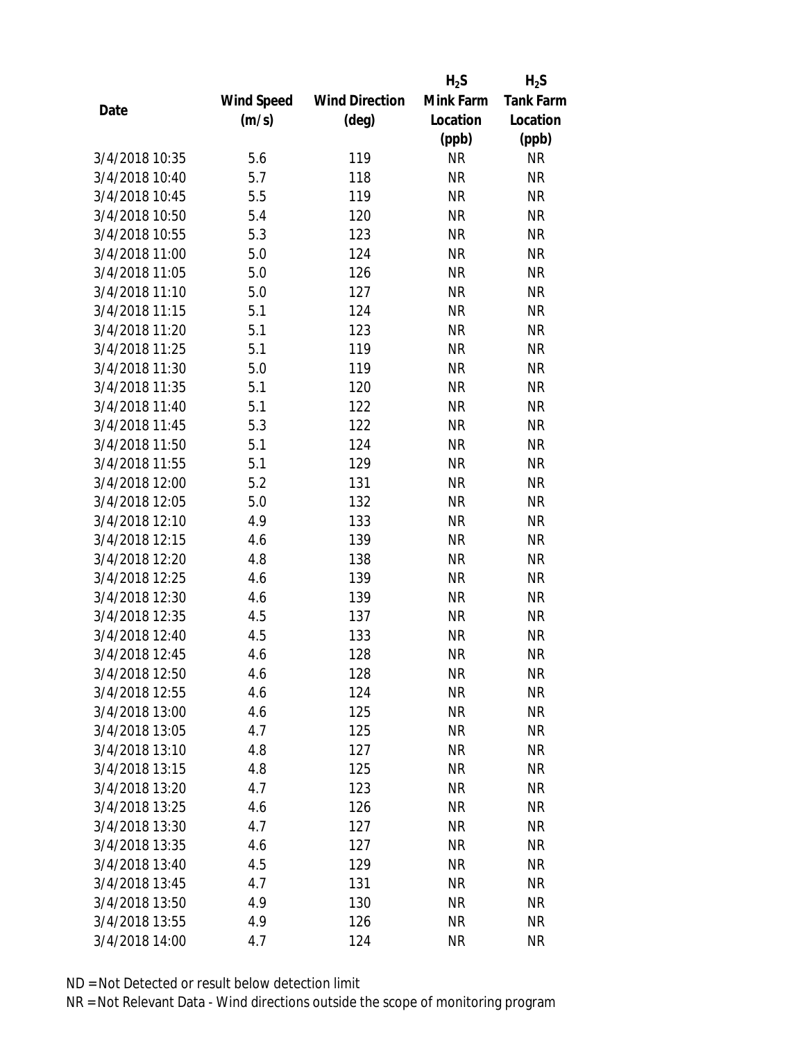| Date | Wind Speed (m/s) | Wind Direction (deg) | $H_2S$ Mink Farm Location (ppb) | $H_2S$ Tank Farm Location (ppb) |
|---|---|---|---|---|
| 3/4/2018 10:35 | 5.6 | 119 | NR | NR |
| 3/4/2018 10:40 | 5.7 | 118 | NR | NR |
| 3/4/2018 10:45 | 5.5 | 119 | NR | NR |
| 3/4/2018 10:50 | 5.4 | 120 | NR | NR |
| 3/4/2018 10:55 | 5.3 | 123 | NR | NR |
| 3/4/2018 11:00 | 5.0 | 124 | NR | NR |
| 3/4/2018 11:05 | 5.0 | 126 | NR | NR |
| 3/4/2018 11:10 | 5.0 | 127 | NR | NR |
| 3/4/2018 11:15 | 5.1 | 124 | NR | NR |
| 3/4/2018 11:20 | 5.1 | 123 | NR | NR |
| 3/4/2018 11:25 | 5.1 | 119 | NR | NR |
| 3/4/2018 11:30 | 5.0 | 119 | NR | NR |
| 3/4/2018 11:35 | 5.1 | 120 | NR | NR |
| 3/4/2018 11:40 | 5.1 | 122 | NR | NR |
| 3/4/2018 11:45 | 5.3 | 122 | NR | NR |
| 3/4/2018 11:50 | 5.1 | 124 | NR | NR |
| 3/4/2018 11:55 | 5.1 | 129 | NR | NR |
| 3/4/2018 12:00 | 5.2 | 131 | NR | NR |
| 3/4/2018 12:05 | 5.0 | 132 | NR | NR |
| 3/4/2018 12:10 | 4.9 | 133 | NR | NR |
| 3/4/2018 12:15 | 4.6 | 139 | NR | NR |
| 3/4/2018 12:20 | 4.8 | 138 | NR | NR |
| 3/4/2018 12:25 | 4.6 | 139 | NR | NR |
| 3/4/2018 12:30 | 4.6 | 139 | NR | NR |
| 3/4/2018 12:35 | 4.5 | 137 | NR | NR |
| 3/4/2018 12:40 | 4.5 | 133 | NR | NR |
| 3/4/2018 12:45 | 4.6 | 128 | NR | NR |
| 3/4/2018 12:50 | 4.6 | 128 | NR | NR |
| 3/4/2018 12:55 | 4.6 | 124 | NR | NR |
| 3/4/2018 13:00 | 4.6 | 125 | NR | NR |
| 3/4/2018 13:05 | 4.7 | 125 | NR | NR |
| 3/4/2018 13:10 | 4.8 | 127 | NR | NR |
| 3/4/2018 13:15 | 4.8 | 125 | NR | NR |
| 3/4/2018 13:20 | 4.7 | 123 | NR | NR |
| 3/4/2018 13:25 | 4.6 | 126 | NR | NR |
| 3/4/2018 13:30 | 4.7 | 127 | NR | NR |
| 3/4/2018 13:35 | 4.6 | 127 | NR | NR |
| 3/4/2018 13:40 | 4.5 | 129 | NR | NR |
| 3/4/2018 13:45 | 4.7 | 131 | NR | NR |
| 3/4/2018 13:50 | 4.9 | 130 | NR | NR |
| 3/4/2018 13:55 | 4.9 | 126 | NR | NR |
| 3/4/2018 14:00 | 4.7 | 124 | NR | NR |

ND = Not Detected or result below detection limit

NR = Not Relevant Data - Wind directions outside the scope of monitoring program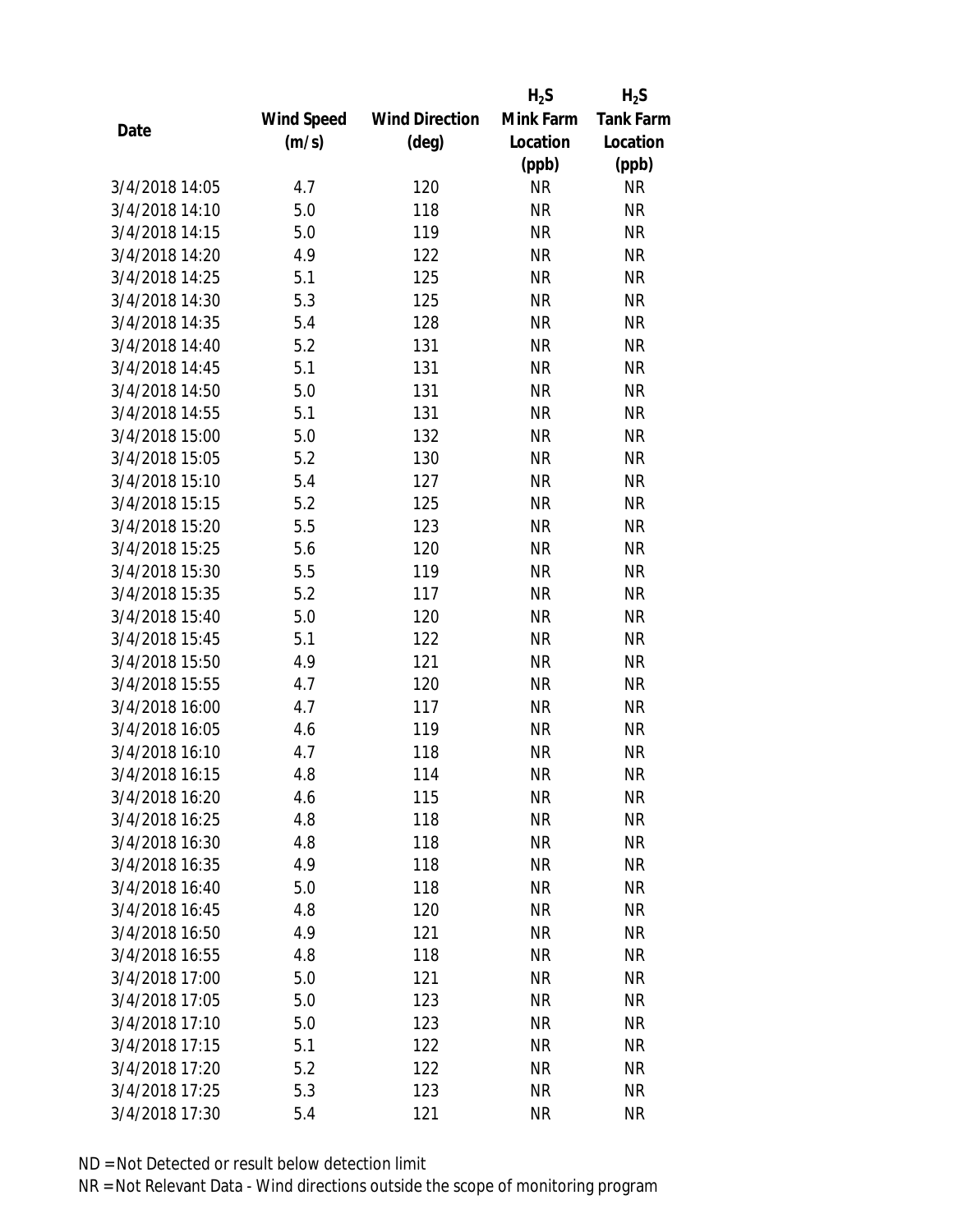| Date | Wind Speed (m/s) | Wind Direction (deg) | $H_2S$ Mink Farm Location (ppb) | $H_2S$ Tank Farm Location (ppb) |
|---|---|---|---|---|
| 3/4/2018 14:05 | 4.7 | 120 | NR | NR |
| 3/4/2018 14:10 | 5.0 | 118 | NR | NR |
| 3/4/2018 14:15 | 5.0 | 119 | NR | NR |
| 3/4/2018 14:20 | 4.9 | 122 | NR | NR |
| 3/4/2018 14:25 | 5.1 | 125 | NR | NR |
| 3/4/2018 14:30 | 5.3 | 125 | NR | NR |
| 3/4/2018 14:35 | 5.4 | 128 | NR | NR |
| 3/4/2018 14:40 | 5.2 | 131 | NR | NR |
| 3/4/2018 14:45 | 5.1 | 131 | NR | NR |
| 3/4/2018 14:50 | 5.0 | 131 | NR | NR |
| 3/4/2018 14:55 | 5.1 | 131 | NR | NR |
| 3/4/2018 15:00 | 5.0 | 132 | NR | NR |
| 3/4/2018 15:05 | 5.2 | 130 | NR | NR |
| 3/4/2018 15:10 | 5.4 | 127 | NR | NR |
| 3/4/2018 15:15 | 5.2 | 125 | NR | NR |
| 3/4/2018 15:20 | 5.5 | 123 | NR | NR |
| 3/4/2018 15:25 | 5.6 | 120 | NR | NR |
| 3/4/2018 15:30 | 5.5 | 119 | NR | NR |
| 3/4/2018 15:35 | 5.2 | 117 | NR | NR |
| 3/4/2018 15:40 | 5.0 | 120 | NR | NR |
| 3/4/2018 15:45 | 5.1 | 122 | NR | NR |
| 3/4/2018 15:50 | 4.9 | 121 | NR | NR |
| 3/4/2018 15:55 | 4.7 | 120 | NR | NR |
| 3/4/2018 16:00 | 4.7 | 117 | NR | NR |
| 3/4/2018 16:05 | 4.6 | 119 | NR | NR |
| 3/4/2018 16:10 | 4.7 | 118 | NR | NR |
| 3/4/2018 16:15 | 4.8 | 114 | NR | NR |
| 3/4/2018 16:20 | 4.6 | 115 | NR | NR |
| 3/4/2018 16:25 | 4.8 | 118 | NR | NR |
| 3/4/2018 16:30 | 4.8 | 118 | NR | NR |
| 3/4/2018 16:35 | 4.9 | 118 | NR | NR |
| 3/4/2018 16:40 | 5.0 | 118 | NR | NR |
| 3/4/2018 16:45 | 4.8 | 120 | NR | NR |
| 3/4/2018 16:50 | 4.9 | 121 | NR | NR |
| 3/4/2018 16:55 | 4.8 | 118 | NR | NR |
| 3/4/2018 17:00 | 5.0 | 121 | NR | NR |
| 3/4/2018 17:05 | 5.0 | 123 | NR | NR |
| 3/4/2018 17:10 | 5.0 | 123 | NR | NR |
| 3/4/2018 17:15 | 5.1 | 122 | NR | NR |
| 3/4/2018 17:20 | 5.2 | 122 | NR | NR |
| 3/4/2018 17:25 | 5.3 | 123 | NR | NR |
| 3/4/2018 17:30 | 5.4 | 121 | NR | NR |

ND = Not Detected or result below detection limit

NR = Not Relevant Data - Wind directions outside the scope of monitoring program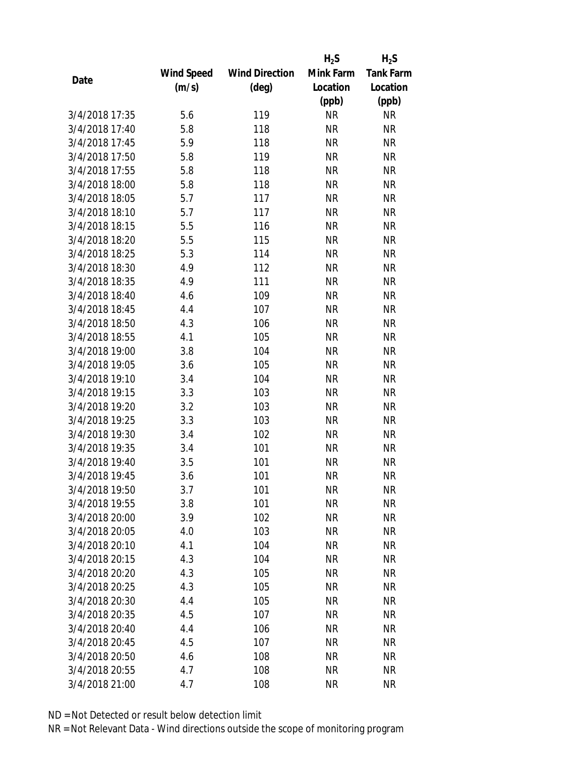| Date | Wind Speed (m/s) | Wind Direction (deg) | $H_2S$ Mink Farm Location (ppb) | $H_2S$ Tank Farm Location (ppb) |
|---|---|---|---|---|
| 3/4/2018 17:35 | 5.6 | 119 | NR | NR |
| 3/4/2018 17:40 | 5.8 | 118 | NR | NR |
| 3/4/2018 17:45 | 5.9 | 118 | NR | NR |
| 3/4/2018 17:50 | 5.8 | 119 | NR | NR |
| 3/4/2018 17:55 | 5.8 | 118 | NR | NR |
| 3/4/2018 18:00 | 5.8 | 118 | NR | NR |
| 3/4/2018 18:05 | 5.7 | 117 | NR | NR |
| 3/4/2018 18:10 | 5.7 | 117 | NR | NR |
| 3/4/2018 18:15 | 5.5 | 116 | NR | NR |
| 3/4/2018 18:20 | 5.5 | 115 | NR | NR |
| 3/4/2018 18:25 | 5.3 | 114 | NR | NR |
| 3/4/2018 18:30 | 4.9 | 112 | NR | NR |
| 3/4/2018 18:35 | 4.9 | 111 | NR | NR |
| 3/4/2018 18:40 | 4.6 | 109 | NR | NR |
| 3/4/2018 18:45 | 4.4 | 107 | NR | NR |
| 3/4/2018 18:50 | 4.3 | 106 | NR | NR |
| 3/4/2018 18:55 | 4.1 | 105 | NR | NR |
| 3/4/2018 19:00 | 3.8 | 104 | NR | NR |
| 3/4/2018 19:05 | 3.6 | 105 | NR | NR |
| 3/4/2018 19:10 | 3.4 | 104 | NR | NR |
| 3/4/2018 19:15 | 3.3 | 103 | NR | NR |
| 3/4/2018 19:20 | 3.2 | 103 | NR | NR |
| 3/4/2018 19:25 | 3.3 | 103 | NR | NR |
| 3/4/2018 19:30 | 3.4 | 102 | NR | NR |
| 3/4/2018 19:35 | 3.4 | 101 | NR | NR |
| 3/4/2018 19:40 | 3.5 | 101 | NR | NR |
| 3/4/2018 19:45 | 3.6 | 101 | NR | NR |
| 3/4/2018 19:50 | 3.7 | 101 | NR | NR |
| 3/4/2018 19:55 | 3.8 | 101 | NR | NR |
| 3/4/2018 20:00 | 3.9 | 102 | NR | NR |
| 3/4/2018 20:05 | 4.0 | 103 | NR | NR |
| 3/4/2018 20:10 | 4.1 | 104 | NR | NR |
| 3/4/2018 20:15 | 4.3 | 104 | NR | NR |
| 3/4/2018 20:20 | 4.3 | 105 | NR | NR |
| 3/4/2018 20:25 | 4.3 | 105 | NR | NR |
| 3/4/2018 20:30 | 4.4 | 105 | NR | NR |
| 3/4/2018 20:35 | 4.5 | 107 | NR | NR |
| 3/4/2018 20:40 | 4.4 | 106 | NR | NR |
| 3/4/2018 20:45 | 4.5 | 107 | NR | NR |
| 3/4/2018 20:50 | 4.6 | 108 | NR | NR |
| 3/4/2018 20:55 | 4.7 | 108 | NR | NR |
| 3/4/2018 21:00 | 4.7 | 108 | NR | NR |

ND = Not Detected or result below detection limit

NR = Not Relevant Data - Wind directions outside the scope of monitoring program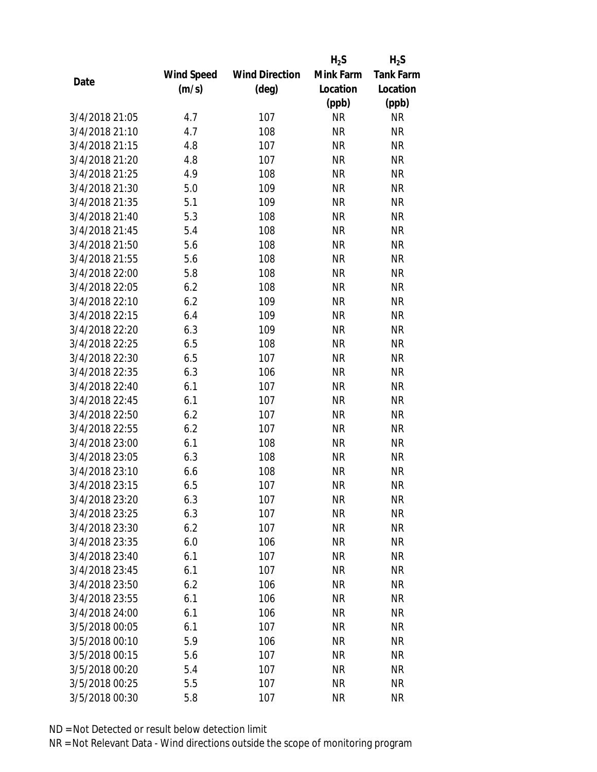| Date | Wind Speed (m/s) | Wind Direction (deg) | $H_2S$ Mink Farm Location (ppb) | $H_2S$ Tank Farm Location (ppb) |
|---|---|---|---|---|
| 3/4/2018 21:05 | 4.7 | 107 | NR | NR |
| 3/4/2018 21:10 | 4.7 | 108 | NR | NR |
| 3/4/2018 21:15 | 4.8 | 107 | NR | NR |
| 3/4/2018 21:20 | 4.8 | 107 | NR | NR |
| 3/4/2018 21:25 | 4.9 | 108 | NR | NR |
| 3/4/2018 21:30 | 5.0 | 109 | NR | NR |
| 3/4/2018 21:35 | 5.1 | 109 | NR | NR |
| 3/4/2018 21:40 | 5.3 | 108 | NR | NR |
| 3/4/2018 21:45 | 5.4 | 108 | NR | NR |
| 3/4/2018 21:50 | 5.6 | 108 | NR | NR |
| 3/4/2018 21:55 | 5.6 | 108 | NR | NR |
| 3/4/2018 22:00 | 5.8 | 108 | NR | NR |
| 3/4/2018 22:05 | 6.2 | 108 | NR | NR |
| 3/4/2018 22:10 | 6.2 | 109 | NR | NR |
| 3/4/2018 22:15 | 6.4 | 109 | NR | NR |
| 3/4/2018 22:20 | 6.3 | 109 | NR | NR |
| 3/4/2018 22:25 | 6.5 | 108 | NR | NR |
| 3/4/2018 22:30 | 6.5 | 107 | NR | NR |
| 3/4/2018 22:35 | 6.3 | 106 | NR | NR |
| 3/4/2018 22:40 | 6.1 | 107 | NR | NR |
| 3/4/2018 22:45 | 6.1 | 107 | NR | NR |
| 3/4/2018 22:50 | 6.2 | 107 | NR | NR |
| 3/4/2018 22:55 | 6.2 | 107 | NR | NR |
| 3/4/2018 23:00 | 6.1 | 108 | NR | NR |
| 3/4/2018 23:05 | 6.3 | 108 | NR | NR |
| 3/4/2018 23:10 | 6.6 | 108 | NR | NR |
| 3/4/2018 23:15 | 6.5 | 107 | NR | NR |
| 3/4/2018 23:20 | 6.3 | 107 | NR | NR |
| 3/4/2018 23:25 | 6.3 | 107 | NR | NR |
| 3/4/2018 23:30 | 6.2 | 107 | NR | NR |
| 3/4/2018 23:35 | 6.0 | 106 | NR | NR |
| 3/4/2018 23:40 | 6.1 | 107 | NR | NR |
| 3/4/2018 23:45 | 6.1 | 107 | NR | NR |
| 3/4/2018 23:50 | 6.2 | 106 | NR | NR |
| 3/4/2018 23:55 | 6.1 | 106 | NR | NR |
| 3/4/2018 24:00 | 6.1 | 106 | NR | NR |
| 3/5/2018 00:05 | 6.1 | 107 | NR | NR |
| 3/5/2018 00:10 | 5.9 | 106 | NR | NR |
| 3/5/2018 00:15 | 5.6 | 107 | NR | NR |
| 3/5/2018 00:20 | 5.4 | 107 | NR | NR |
| 3/5/2018 00:25 | 5.5 | 107 | NR | NR |
| 3/5/2018 00:30 | 5.8 | 107 | NR | NR |

ND = Not Detected or result below detection limit

NR = Not Relevant Data - Wind directions outside the scope of monitoring program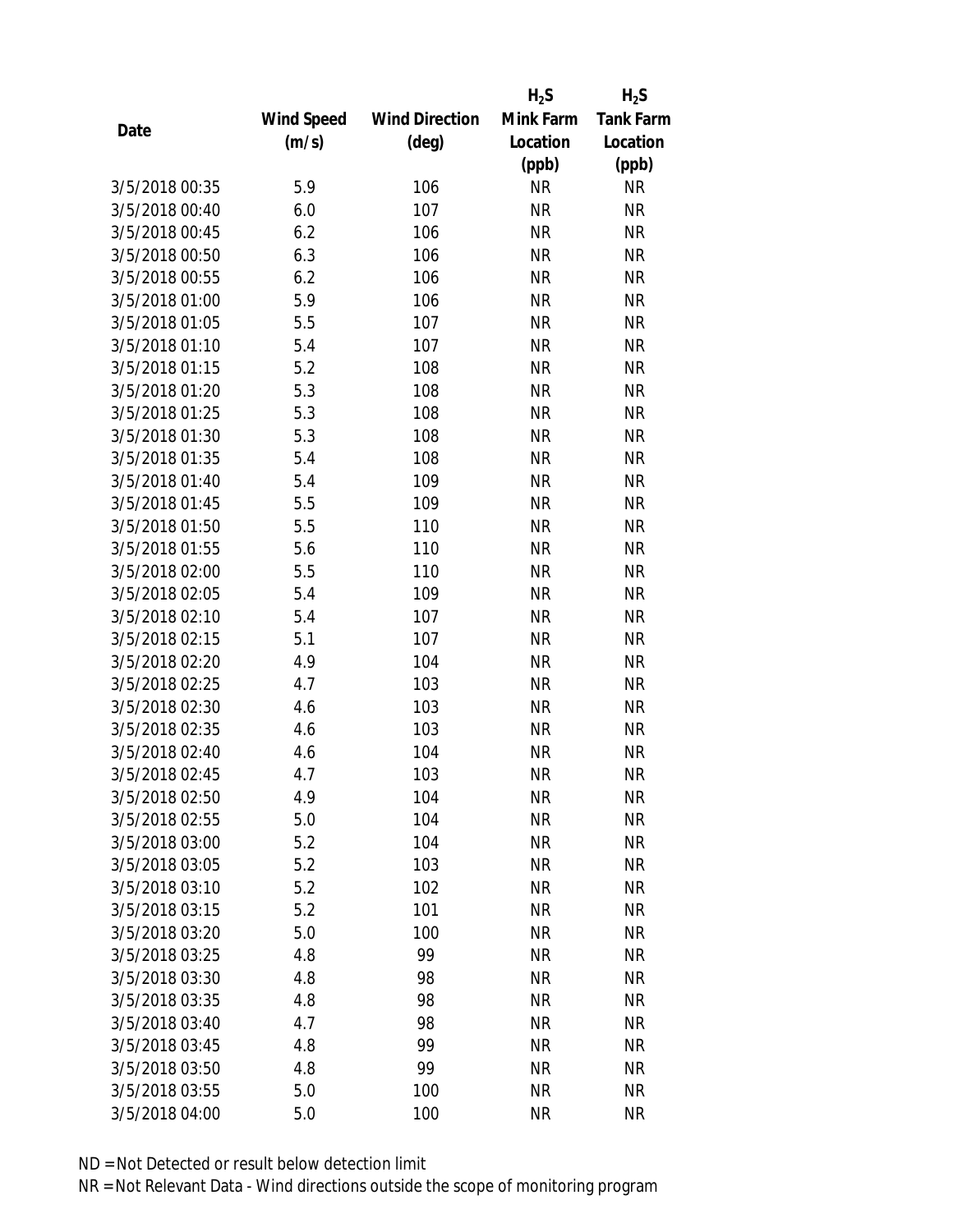| Date | Wind Speed (m/s) | Wind Direction (deg) | $H_2S$ Mink Farm Location (ppb) | $H_2S$ Tank Farm Location (ppb) |
|---|---|---|---|---|
| 3/5/2018 00:35 | 5.9 | 106 | NR | NR |
| 3/5/2018 00:40 | 6.0 | 107 | NR | NR |
| 3/5/2018 00:45 | 6.2 | 106 | NR | NR |
| 3/5/2018 00:50 | 6.3 | 106 | NR | NR |
| 3/5/2018 00:55 | 6.2 | 106 | NR | NR |
| 3/5/2018 01:00 | 5.9 | 106 | NR | NR |
| 3/5/2018 01:05 | 5.5 | 107 | NR | NR |
| 3/5/2018 01:10 | 5.4 | 107 | NR | NR |
| 3/5/2018 01:15 | 5.2 | 108 | NR | NR |
| 3/5/2018 01:20 | 5.3 | 108 | NR | NR |
| 3/5/2018 01:25 | 5.3 | 108 | NR | NR |
| 3/5/2018 01:30 | 5.3 | 108 | NR | NR |
| 3/5/2018 01:35 | 5.4 | 108 | NR | NR |
| 3/5/2018 01:40 | 5.4 | 109 | NR | NR |
| 3/5/2018 01:45 | 5.5 | 109 | NR | NR |
| 3/5/2018 01:50 | 5.5 | 110 | NR | NR |
| 3/5/2018 01:55 | 5.6 | 110 | NR | NR |
| 3/5/2018 02:00 | 5.5 | 110 | NR | NR |
| 3/5/2018 02:05 | 5.4 | 109 | NR | NR |
| 3/5/2018 02:10 | 5.4 | 107 | NR | NR |
| 3/5/2018 02:15 | 5.1 | 107 | NR | NR |
| 3/5/2018 02:20 | 4.9 | 104 | NR | NR |
| 3/5/2018 02:25 | 4.7 | 103 | NR | NR |
| 3/5/2018 02:30 | 4.6 | 103 | NR | NR |
| 3/5/2018 02:35 | 4.6 | 103 | NR | NR |
| 3/5/2018 02:40 | 4.6 | 104 | NR | NR |
| 3/5/2018 02:45 | 4.7 | 103 | NR | NR |
| 3/5/2018 02:50 | 4.9 | 104 | NR | NR |
| 3/5/2018 02:55 | 5.0 | 104 | NR | NR |
| 3/5/2018 03:00 | 5.2 | 104 | NR | NR |
| 3/5/2018 03:05 | 5.2 | 103 | NR | NR |
| 3/5/2018 03:10 | 5.2 | 102 | NR | NR |
| 3/5/2018 03:15 | 5.2 | 101 | NR | NR |
| 3/5/2018 03:20 | 5.0 | 100 | NR | NR |
| 3/5/2018 03:25 | 4.8 | 99 | NR | NR |
| 3/5/2018 03:30 | 4.8 | 98 | NR | NR |
| 3/5/2018 03:35 | 4.8 | 98 | NR | NR |
| 3/5/2018 03:40 | 4.7 | 98 | NR | NR |
| 3/5/2018 03:45 | 4.8 | 99 | NR | NR |
| 3/5/2018 03:50 | 4.8 | 99 | NR | NR |
| 3/5/2018 03:55 | 5.0 | 100 | NR | NR |
| 3/5/2018 04:00 | 5.0 | 100 | NR | NR |

ND = Not Detected or result below detection limit

NR = Not Relevant Data - Wind directions outside the scope of monitoring program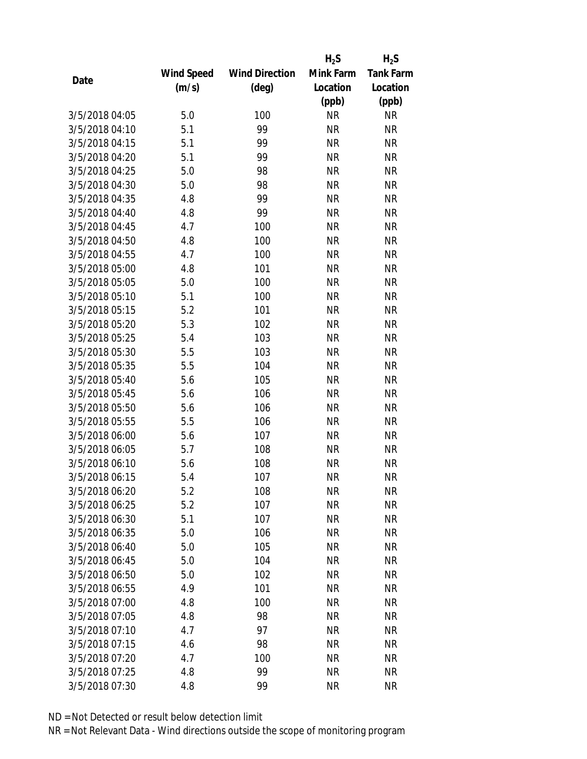| Date | Wind Speed (m/s) | Wind Direction (deg) | $H_2S$ Mink Farm Location (ppb) | $H_2S$ Tank Farm Location (ppb) |
|---|---|---|---|---|
| 3/5/2018 04:05 | 5.0 | 100 | NR | NR |
| 3/5/2018 04:10 | 5.1 | 99 | NR | NR |
| 3/5/2018 04:15 | 5.1 | 99 | NR | NR |
| 3/5/2018 04:20 | 5.1 | 99 | NR | NR |
| 3/5/2018 04:25 | 5.0 | 98 | NR | NR |
| 3/5/2018 04:30 | 5.0 | 98 | NR | NR |
| 3/5/2018 04:35 | 4.8 | 99 | NR | NR |
| 3/5/2018 04:40 | 4.8 | 99 | NR | NR |
| 3/5/2018 04:45 | 4.7 | 100 | NR | NR |
| 3/5/2018 04:50 | 4.8 | 100 | NR | NR |
| 3/5/2018 04:55 | 4.7 | 100 | NR | NR |
| 3/5/2018 05:00 | 4.8 | 101 | NR | NR |
| 3/5/2018 05:05 | 5.0 | 100 | NR | NR |
| 3/5/2018 05:10 | 5.1 | 100 | NR | NR |
| 3/5/2018 05:15 | 5.2 | 101 | NR | NR |
| 3/5/2018 05:20 | 5.3 | 102 | NR | NR |
| 3/5/2018 05:25 | 5.4 | 103 | NR | NR |
| 3/5/2018 05:30 | 5.5 | 103 | NR | NR |
| 3/5/2018 05:35 | 5.5 | 104 | NR | NR |
| 3/5/2018 05:40 | 5.6 | 105 | NR | NR |
| 3/5/2018 05:45 | 5.6 | 106 | NR | NR |
| 3/5/2018 05:50 | 5.6 | 106 | NR | NR |
| 3/5/2018 05:55 | 5.5 | 106 | NR | NR |
| 3/5/2018 06:00 | 5.6 | 107 | NR | NR |
| 3/5/2018 06:05 | 5.7 | 108 | NR | NR |
| 3/5/2018 06:10 | 5.6 | 108 | NR | NR |
| 3/5/2018 06:15 | 5.4 | 107 | NR | NR |
| 3/5/2018 06:20 | 5.2 | 108 | NR | NR |
| 3/5/2018 06:25 | 5.2 | 107 | NR | NR |
| 3/5/2018 06:30 | 5.1 | 107 | NR | NR |
| 3/5/2018 06:35 | 5.0 | 106 | NR | NR |
| 3/5/2018 06:40 | 5.0 | 105 | NR | NR |
| 3/5/2018 06:45 | 5.0 | 104 | NR | NR |
| 3/5/2018 06:50 | 5.0 | 102 | NR | NR |
| 3/5/2018 06:55 | 4.9 | 101 | NR | NR |
| 3/5/2018 07:00 | 4.8 | 100 | NR | NR |
| 3/5/2018 07:05 | 4.8 | 98 | NR | NR |
| 3/5/2018 07:10 | 4.7 | 97 | NR | NR |
| 3/5/2018 07:15 | 4.6 | 98 | NR | NR |
| 3/5/2018 07:20 | 4.7 | 100 | NR | NR |
| 3/5/2018 07:25 | 4.8 | 99 | NR | NR |
| 3/5/2018 07:30 | 4.8 | 99 | NR | NR |

ND = Not Detected or result below detection limit

NR = Not Relevant Data - Wind directions outside the scope of monitoring program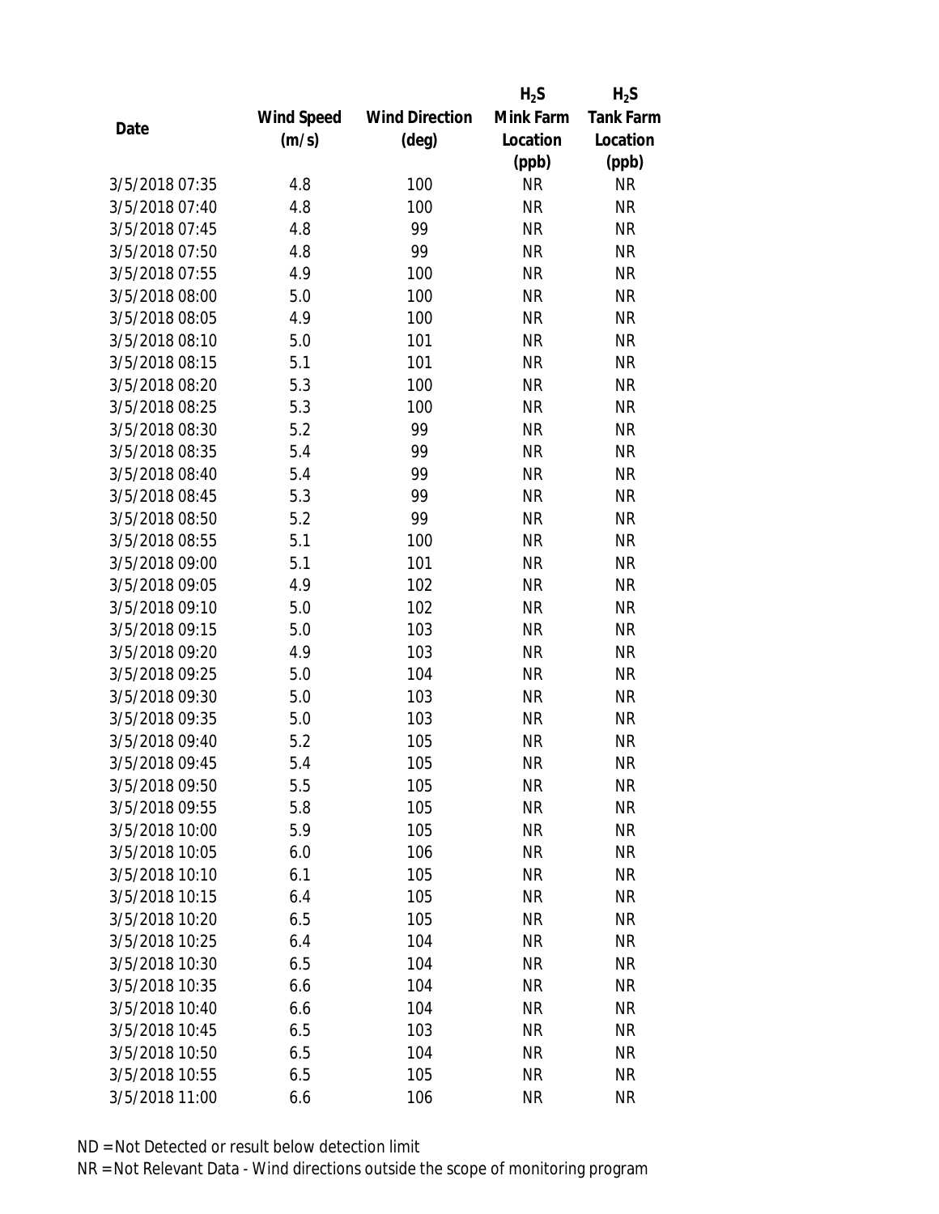| Date | Wind Speed (m/s) | Wind Direction (deg) | $H_2S$ Mink Farm Location (ppb) | $H_2S$ Tank Farm Location (ppb) |
|---|---|---|---|---|
| 3/5/2018 07:35 | 4.8 | 100 | NR | NR |
| 3/5/2018 07:40 | 4.8 | 100 | NR | NR |
| 3/5/2018 07:45 | 4.8 | 99 | NR | NR |
| 3/5/2018 07:50 | 4.8 | 99 | NR | NR |
| 3/5/2018 07:55 | 4.9 | 100 | NR | NR |
| 3/5/2018 08:00 | 5.0 | 100 | NR | NR |
| 3/5/2018 08:05 | 4.9 | 100 | NR | NR |
| 3/5/2018 08:10 | 5.0 | 101 | NR | NR |
| 3/5/2018 08:15 | 5.1 | 101 | NR | NR |
| 3/5/2018 08:20 | 5.3 | 100 | NR | NR |
| 3/5/2018 08:25 | 5.3 | 100 | NR | NR |
| 3/5/2018 08:30 | 5.2 | 99 | NR | NR |
| 3/5/2018 08:35 | 5.4 | 99 | NR | NR |
| 3/5/2018 08:40 | 5.4 | 99 | NR | NR |
| 3/5/2018 08:45 | 5.3 | 99 | NR | NR |
| 3/5/2018 08:50 | 5.2 | 99 | NR | NR |
| 3/5/2018 08:55 | 5.1 | 100 | NR | NR |
| 3/5/2018 09:00 | 5.1 | 101 | NR | NR |
| 3/5/2018 09:05 | 4.9 | 102 | NR | NR |
| 3/5/2018 09:10 | 5.0 | 102 | NR | NR |
| 3/5/2018 09:15 | 5.0 | 103 | NR | NR |
| 3/5/2018 09:20 | 4.9 | 103 | NR | NR |
| 3/5/2018 09:25 | 5.0 | 104 | NR | NR |
| 3/5/2018 09:30 | 5.0 | 103 | NR | NR |
| 3/5/2018 09:35 | 5.0 | 103 | NR | NR |
| 3/5/2018 09:40 | 5.2 | 105 | NR | NR |
| 3/5/2018 09:45 | 5.4 | 105 | NR | NR |
| 3/5/2018 09:50 | 5.5 | 105 | NR | NR |
| 3/5/2018 09:55 | 5.8 | 105 | NR | NR |
| 3/5/2018 10:00 | 5.9 | 105 | NR | NR |
| 3/5/2018 10:05 | 6.0 | 106 | NR | NR |
| 3/5/2018 10:10 | 6.1 | 105 | NR | NR |
| 3/5/2018 10:15 | 6.4 | 105 | NR | NR |
| 3/5/2018 10:20 | 6.5 | 105 | NR | NR |
| 3/5/2018 10:25 | 6.4 | 104 | NR | NR |
| 3/5/2018 10:30 | 6.5 | 104 | NR | NR |
| 3/5/2018 10:35 | 6.6 | 104 | NR | NR |
| 3/5/2018 10:40 | 6.6 | 104 | NR | NR |
| 3/5/2018 10:45 | 6.5 | 103 | NR | NR |
| 3/5/2018 10:50 | 6.5 | 104 | NR | NR |
| 3/5/2018 10:55 | 6.5 | 105 | NR | NR |
| 3/5/2018 11:00 | 6.6 | 106 | NR | NR |

ND = Not Detected or result below detection limit

NR = Not Relevant Data - Wind directions outside the scope of monitoring program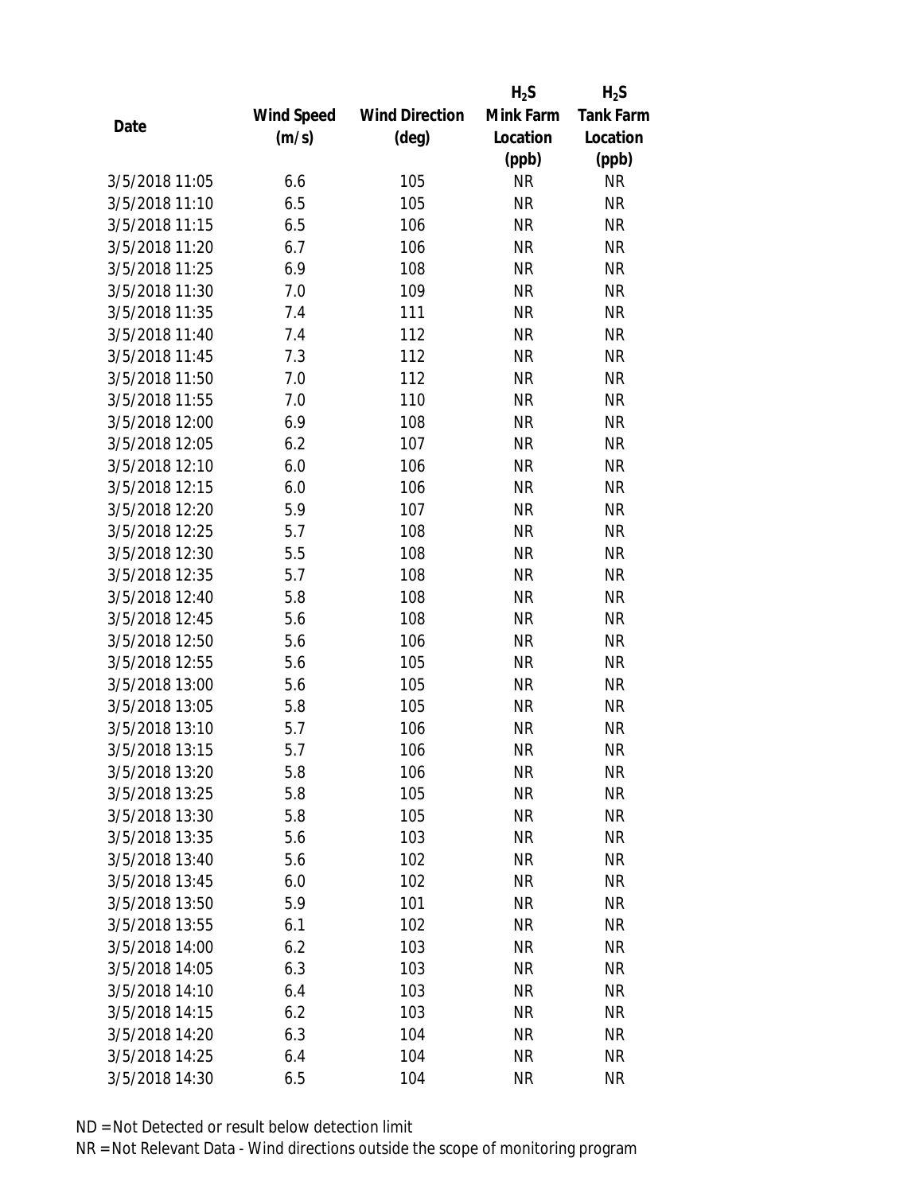| Date | Wind Speed (m/s) | Wind Direction (deg) | $H_2S$ Mink Farm Location (ppb) | $H_2S$ Tank Farm Location (ppb) |
|---|---|---|---|---|
| 3/5/2018 11:05 | 6.6 | 105 | NR | NR |
| 3/5/2018 11:10 | 6.5 | 105 | NR | NR |
| 3/5/2018 11:15 | 6.5 | 106 | NR | NR |
| 3/5/2018 11:20 | 6.7 | 106 | NR | NR |
| 3/5/2018 11:25 | 6.9 | 108 | NR | NR |
| 3/5/2018 11:30 | 7.0 | 109 | NR | NR |
| 3/5/2018 11:35 | 7.4 | 111 | NR | NR |
| 3/5/2018 11:40 | 7.4 | 112 | NR | NR |
| 3/5/2018 11:45 | 7.3 | 112 | NR | NR |
| 3/5/2018 11:50 | 7.0 | 112 | NR | NR |
| 3/5/2018 11:55 | 7.0 | 110 | NR | NR |
| 3/5/2018 12:00 | 6.9 | 108 | NR | NR |
| 3/5/2018 12:05 | 6.2 | 107 | NR | NR |
| 3/5/2018 12:10 | 6.0 | 106 | NR | NR |
| 3/5/2018 12:15 | 6.0 | 106 | NR | NR |
| 3/5/2018 12:20 | 5.9 | 107 | NR | NR |
| 3/5/2018 12:25 | 5.7 | 108 | NR | NR |
| 3/5/2018 12:30 | 5.5 | 108 | NR | NR |
| 3/5/2018 12:35 | 5.7 | 108 | NR | NR |
| 3/5/2018 12:40 | 5.8 | 108 | NR | NR |
| 3/5/2018 12:45 | 5.6 | 108 | NR | NR |
| 3/5/2018 12:50 | 5.6 | 106 | NR | NR |
| 3/5/2018 12:55 | 5.6 | 105 | NR | NR |
| 3/5/2018 13:00 | 5.6 | 105 | NR | NR |
| 3/5/2018 13:05 | 5.8 | 105 | NR | NR |
| 3/5/2018 13:10 | 5.7 | 106 | NR | NR |
| 3/5/2018 13:15 | 5.7 | 106 | NR | NR |
| 3/5/2018 13:20 | 5.8 | 106 | NR | NR |
| 3/5/2018 13:25 | 5.8 | 105 | NR | NR |
| 3/5/2018 13:30 | 5.8 | 105 | NR | NR |
| 3/5/2018 13:35 | 5.6 | 103 | NR | NR |
| 3/5/2018 13:40 | 5.6 | 102 | NR | NR |
| 3/5/2018 13:45 | 6.0 | 102 | NR | NR |
| 3/5/2018 13:50 | 5.9 | 101 | NR | NR |
| 3/5/2018 13:55 | 6.1 | 102 | NR | NR |
| 3/5/2018 14:00 | 6.2 | 103 | NR | NR |
| 3/5/2018 14:05 | 6.3 | 103 | NR | NR |
| 3/5/2018 14:10 | 6.4 | 103 | NR | NR |
| 3/5/2018 14:15 | 6.2 | 103 | NR | NR |
| 3/5/2018 14:20 | 6.3 | 104 | NR | NR |
| 3/5/2018 14:25 | 6.4 | 104 | NR | NR |
| 3/5/2018 14:30 | 6.5 | 104 | NR | NR |

ND = Not Detected or result below detection limit

NR = Not Relevant Data - Wind directions outside the scope of monitoring program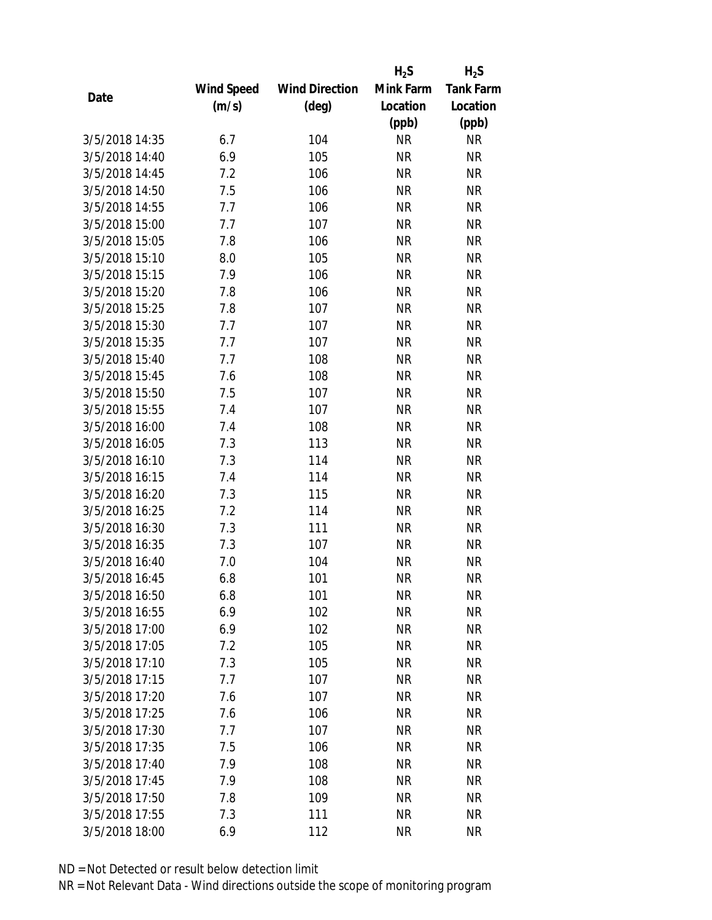| Date | Wind Speed (m/s) | Wind Direction (deg) | $H_2S$ Mink Farm Location (ppb) | $H_2S$ Tank Farm Location (ppb) |
|---|---|---|---|---|
| 3/5/2018 14:35 | 6.7 | 104 | NR | NR |
| 3/5/2018 14:40 | 6.9 | 105 | NR | NR |
| 3/5/2018 14:45 | 7.2 | 106 | NR | NR |
| 3/5/2018 14:50 | 7.5 | 106 | NR | NR |
| 3/5/2018 14:55 | 7.7 | 106 | NR | NR |
| 3/5/2018 15:00 | 7.7 | 107 | NR | NR |
| 3/5/2018 15:05 | 7.8 | 106 | NR | NR |
| 3/5/2018 15:10 | 8.0 | 105 | NR | NR |
| 3/5/2018 15:15 | 7.9 | 106 | NR | NR |
| 3/5/2018 15:20 | 7.8 | 106 | NR | NR |
| 3/5/2018 15:25 | 7.8 | 107 | NR | NR |
| 3/5/2018 15:30 | 7.7 | 107 | NR | NR |
| 3/5/2018 15:35 | 7.7 | 107 | NR | NR |
| 3/5/2018 15:40 | 7.7 | 108 | NR | NR |
| 3/5/2018 15:45 | 7.6 | 108 | NR | NR |
| 3/5/2018 15:50 | 7.5 | 107 | NR | NR |
| 3/5/2018 15:55 | 7.4 | 107 | NR | NR |
| 3/5/2018 16:00 | 7.4 | 108 | NR | NR |
| 3/5/2018 16:05 | 7.3 | 113 | NR | NR |
| 3/5/2018 16:10 | 7.3 | 114 | NR | NR |
| 3/5/2018 16:15 | 7.4 | 114 | NR | NR |
| 3/5/2018 16:20 | 7.3 | 115 | NR | NR |
| 3/5/2018 16:25 | 7.2 | 114 | NR | NR |
| 3/5/2018 16:30 | 7.3 | 111 | NR | NR |
| 3/5/2018 16:35 | 7.3 | 107 | NR | NR |
| 3/5/2018 16:40 | 7.0 | 104 | NR | NR |
| 3/5/2018 16:45 | 6.8 | 101 | NR | NR |
| 3/5/2018 16:50 | 6.8 | 101 | NR | NR |
| 3/5/2018 16:55 | 6.9 | 102 | NR | NR |
| 3/5/2018 17:00 | 6.9 | 102 | NR | NR |
| 3/5/2018 17:05 | 7.2 | 105 | NR | NR |
| 3/5/2018 17:10 | 7.3 | 105 | NR | NR |
| 3/5/2018 17:15 | 7.7 | 107 | NR | NR |
| 3/5/2018 17:20 | 7.6 | 107 | NR | NR |
| 3/5/2018 17:25 | 7.6 | 106 | NR | NR |
| 3/5/2018 17:30 | 7.7 | 107 | NR | NR |
| 3/5/2018 17:35 | 7.5 | 106 | NR | NR |
| 3/5/2018 17:40 | 7.9 | 108 | NR | NR |
| 3/5/2018 17:45 | 7.9 | 108 | NR | NR |
| 3/5/2018 17:50 | 7.8 | 109 | NR | NR |
| 3/5/2018 17:55 | 7.3 | 111 | NR | NR |
| 3/5/2018 18:00 | 6.9 | 112 | NR | NR |

ND = Not Detected or result below detection limit

NR = Not Relevant Data - Wind directions outside the scope of monitoring program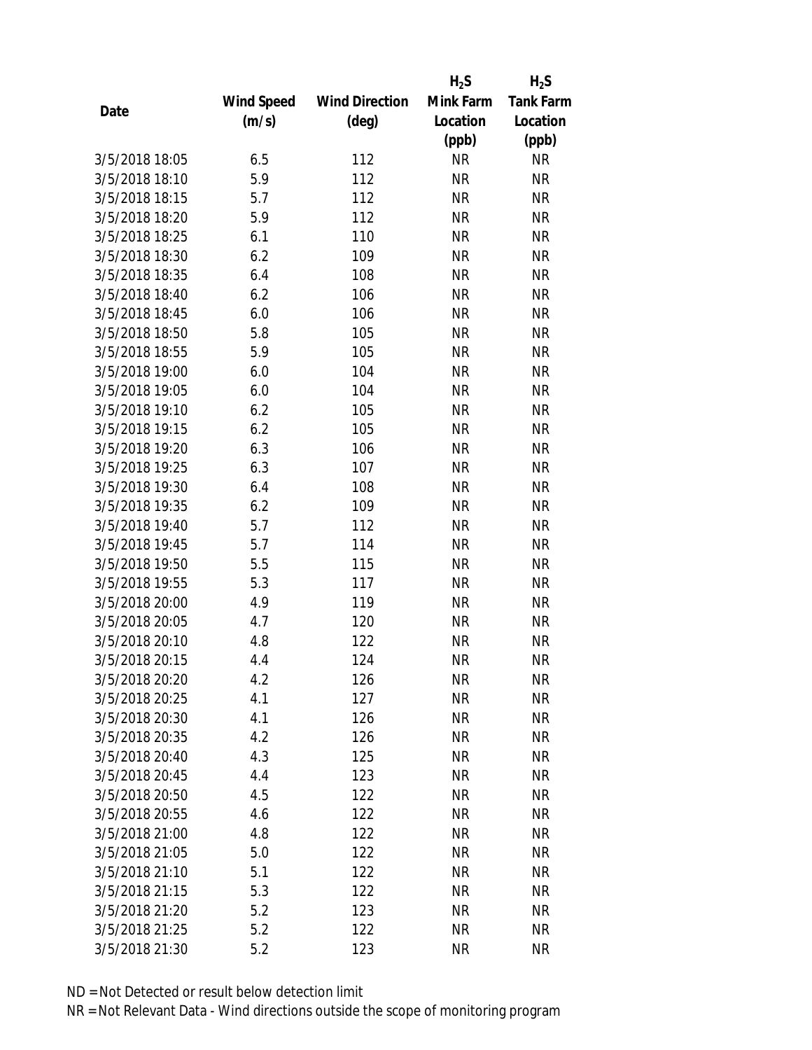| Date | Wind Speed (m/s) | Wind Direction (deg) | $H_2S$ Mink Farm Location (ppb) | $H_2S$ Tank Farm Location (ppb) |
| --- | --- | --- | --- | --- |
| 3/5/2018 18:05 | 6.5 | 112 | NR | NR |
| 3/5/2018 18:10 | 5.9 | 112 | NR | NR |
| 3/5/2018 18:15 | 5.7 | 112 | NR | NR |
| 3/5/2018 18:20 | 5.9 | 112 | NR | NR |
| 3/5/2018 18:25 | 6.1 | 110 | NR | NR |
| 3/5/2018 18:30 | 6.2 | 109 | NR | NR |
| 3/5/2018 18:35 | 6.4 | 108 | NR | NR |
| 3/5/2018 18:40 | 6.2 | 106 | NR | NR |
| 3/5/2018 18:45 | 6.0 | 106 | NR | NR |
| 3/5/2018 18:50 | 5.8 | 105 | NR | NR |
| 3/5/2018 18:55 | 5.9 | 105 | NR | NR |
| 3/5/2018 19:00 | 6.0 | 104 | NR | NR |
| 3/5/2018 19:05 | 6.0 | 104 | NR | NR |
| 3/5/2018 19:10 | 6.2 | 105 | NR | NR |
| 3/5/2018 19:15 | 6.2 | 105 | NR | NR |
| 3/5/2018 19:20 | 6.3 | 106 | NR | NR |
| 3/5/2018 19:25 | 6.3 | 107 | NR | NR |
| 3/5/2018 19:30 | 6.4 | 108 | NR | NR |
| 3/5/2018 19:35 | 6.2 | 109 | NR | NR |
| 3/5/2018 19:40 | 5.7 | 112 | NR | NR |
| 3/5/2018 19:45 | 5.7 | 114 | NR | NR |
| 3/5/2018 19:50 | 5.5 | 115 | NR | NR |
| 3/5/2018 19:55 | 5.3 | 117 | NR | NR |
| 3/5/2018 20:00 | 4.9 | 119 | NR | NR |
| 3/5/2018 20:05 | 4.7 | 120 | NR | NR |
| 3/5/2018 20:10 | 4.8 | 122 | NR | NR |
| 3/5/2018 20:15 | 4.4 | 124 | NR | NR |
| 3/5/2018 20:20 | 4.2 | 126 | NR | NR |
| 3/5/2018 20:25 | 4.1 | 127 | NR | NR |
| 3/5/2018 20:30 | 4.1 | 126 | NR | NR |
| 3/5/2018 20:35 | 4.2 | 126 | NR | NR |
| 3/5/2018 20:40 | 4.3 | 125 | NR | NR |
| 3/5/2018 20:45 | 4.4 | 123 | NR | NR |
| 3/5/2018 20:50 | 4.5 | 122 | NR | NR |
| 3/5/2018 20:55 | 4.6 | 122 | NR | NR |
| 3/5/2018 21:00 | 4.8 | 122 | NR | NR |
| 3/5/2018 21:05 | 5.0 | 122 | NR | NR |
| 3/5/2018 21:10 | 5.1 | 122 | NR | NR |
| 3/5/2018 21:15 | 5.3 | 122 | NR | NR |
| 3/5/2018 21:20 | 5.2 | 123 | NR | NR |
| 3/5/2018 21:25 | 5.2 | 122 | NR | NR |
| 3/5/2018 21:30 | 5.2 | 123 | NR | NR |

ND = Not Detected or result below detection limit

NR = Not Relevant Data - Wind directions outside the scope of monitoring program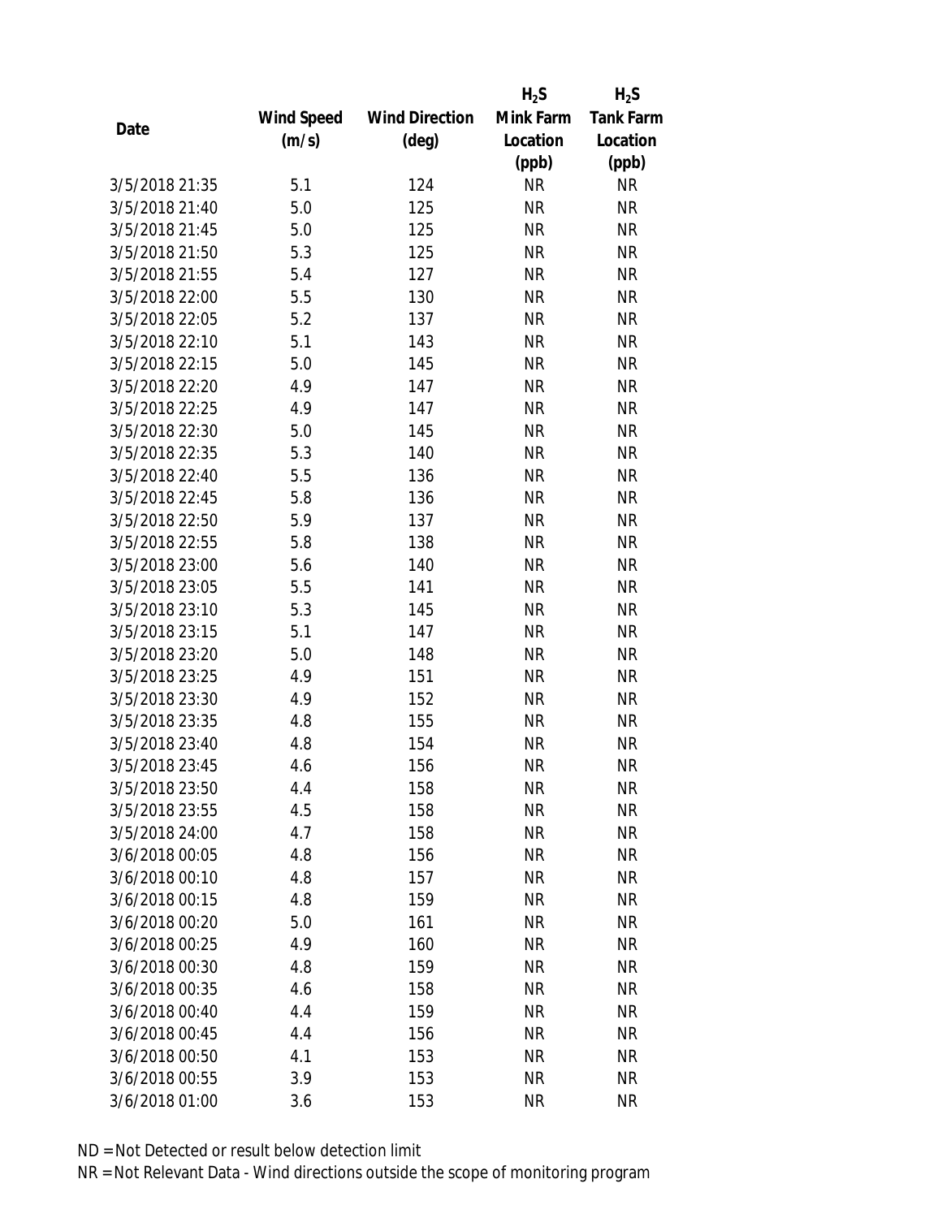| Date | Wind Speed (m/s) | Wind Direction (deg) | $H_2S$ Mink Farm Location (ppb) | $H_2S$ Tank Farm Location (ppb) |
|---|---|---|---|---|
| 3/5/2018 21:35 | 5.1 | 124 | NR | NR |
| 3/5/2018 21:40 | 5.0 | 125 | NR | NR |
| 3/5/2018 21:45 | 5.0 | 125 | NR | NR |
| 3/5/2018 21:50 | 5.3 | 125 | NR | NR |
| 3/5/2018 21:55 | 5.4 | 127 | NR | NR |
| 3/5/2018 22:00 | 5.5 | 130 | NR | NR |
| 3/5/2018 22:05 | 5.2 | 137 | NR | NR |
| 3/5/2018 22:10 | 5.1 | 143 | NR | NR |
| 3/5/2018 22:15 | 5.0 | 145 | NR | NR |
| 3/5/2018 22:20 | 4.9 | 147 | NR | NR |
| 3/5/2018 22:25 | 4.9 | 147 | NR | NR |
| 3/5/2018 22:30 | 5.0 | 145 | NR | NR |
| 3/5/2018 22:35 | 5.3 | 140 | NR | NR |
| 3/5/2018 22:40 | 5.5 | 136 | NR | NR |
| 3/5/2018 22:45 | 5.8 | 136 | NR | NR |
| 3/5/2018 22:50 | 5.9 | 137 | NR | NR |
| 3/5/2018 22:55 | 5.8 | 138 | NR | NR |
| 3/5/2018 23:00 | 5.6 | 140 | NR | NR |
| 3/5/2018 23:05 | 5.5 | 141 | NR | NR |
| 3/5/2018 23:10 | 5.3 | 145 | NR | NR |
| 3/5/2018 23:15 | 5.1 | 147 | NR | NR |
| 3/5/2018 23:20 | 5.0 | 148 | NR | NR |
| 3/5/2018 23:25 | 4.9 | 151 | NR | NR |
| 3/5/2018 23:30 | 4.9 | 152 | NR | NR |
| 3/5/2018 23:35 | 4.8 | 155 | NR | NR |
| 3/5/2018 23:40 | 4.8 | 154 | NR | NR |
| 3/5/2018 23:45 | 4.6 | 156 | NR | NR |
| 3/5/2018 23:50 | 4.4 | 158 | NR | NR |
| 3/5/2018 23:55 | 4.5 | 158 | NR | NR |
| 3/5/2018 24:00 | 4.7 | 158 | NR | NR |
| 3/6/2018 00:05 | 4.8 | 156 | NR | NR |
| 3/6/2018 00:10 | 4.8 | 157 | NR | NR |
| 3/6/2018 00:15 | 4.8 | 159 | NR | NR |
| 3/6/2018 00:20 | 5.0 | 161 | NR | NR |
| 3/6/2018 00:25 | 4.9 | 160 | NR | NR |
| 3/6/2018 00:30 | 4.8 | 159 | NR | NR |
| 3/6/2018 00:35 | 4.6 | 158 | NR | NR |
| 3/6/2018 00:40 | 4.4 | 159 | NR | NR |
| 3/6/2018 00:45 | 4.4 | 156 | NR | NR |
| 3/6/2018 00:50 | 4.1 | 153 | NR | NR |
| 3/6/2018 00:55 | 3.9 | 153 | NR | NR |
| 3/6/2018 01:00 | 3.6 | 153 | NR | NR |

ND = Not Detected or result below detection limit

NR = Not Relevant Data - Wind directions outside the scope of monitoring program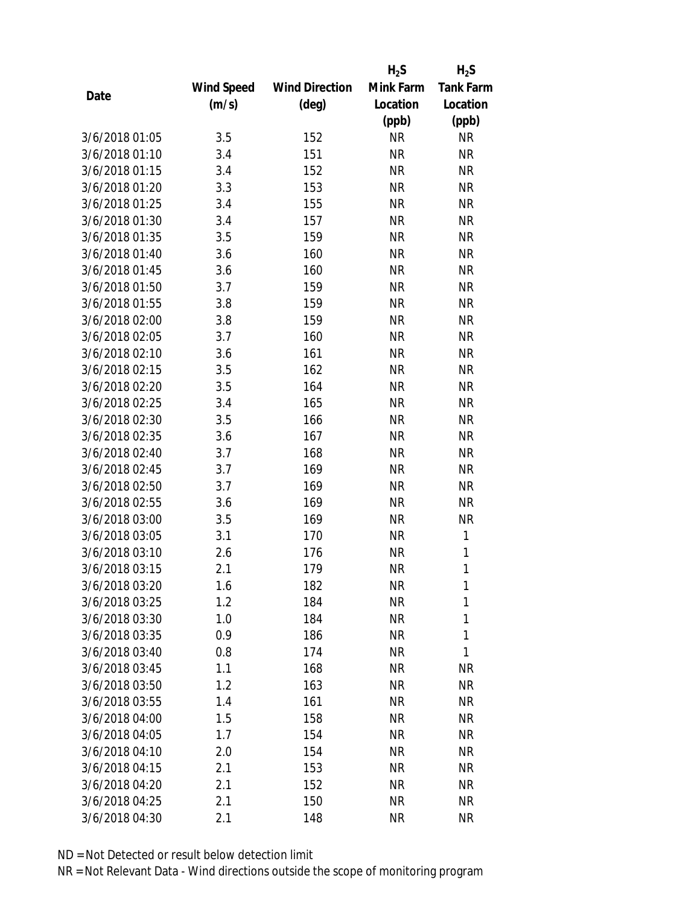| Date | Wind Speed (m/s) | Wind Direction (deg) | $H_2S$ Mink Farm Location (ppb) | $H_2S$ Tank Farm Location (ppb) |
|---|---|---|---|---|
| 3/6/2018 01:05 | 3.5 | 152 | NR | NR |
| 3/6/2018 01:10 | 3.4 | 151 | NR | NR |
| 3/6/2018 01:15 | 3.4 | 152 | NR | NR |
| 3/6/2018 01:20 | 3.3 | 153 | NR | NR |
| 3/6/2018 01:25 | 3.4 | 155 | NR | NR |
| 3/6/2018 01:30 | 3.4 | 157 | NR | NR |
| 3/6/2018 01:35 | 3.5 | 159 | NR | NR |
| 3/6/2018 01:40 | 3.6 | 160 | NR | NR |
| 3/6/2018 01:45 | 3.6 | 160 | NR | NR |
| 3/6/2018 01:50 | 3.7 | 159 | NR | NR |
| 3/6/2018 01:55 | 3.8 | 159 | NR | NR |
| 3/6/2018 02:00 | 3.8 | 159 | NR | NR |
| 3/6/2018 02:05 | 3.7 | 160 | NR | NR |
| 3/6/2018 02:10 | 3.6 | 161 | NR | NR |
| 3/6/2018 02:15 | 3.5 | 162 | NR | NR |
| 3/6/2018 02:20 | 3.5 | 164 | NR | NR |
| 3/6/2018 02:25 | 3.4 | 165 | NR | NR |
| 3/6/2018 02:30 | 3.5 | 166 | NR | NR |
| 3/6/2018 02:35 | 3.6 | 167 | NR | NR |
| 3/6/2018 02:40 | 3.7 | 168 | NR | NR |
| 3/6/2018 02:45 | 3.7 | 169 | NR | NR |
| 3/6/2018 02:50 | 3.7 | 169 | NR | NR |
| 3/6/2018 02:55 | 3.6 | 169 | NR | NR |
| 3/6/2018 03:00 | 3.5 | 169 | NR | NR |
| 3/6/2018 03:05 | 3.1 | 170 | NR | 1 |
| 3/6/2018 03:10 | 2.6 | 176 | NR | 1 |
| 3/6/2018 03:15 | 2.1 | 179 | NR | 1 |
| 3/6/2018 03:20 | 1.6 | 182 | NR | 1 |
| 3/6/2018 03:25 | 1.2 | 184 | NR | 1 |
| 3/6/2018 03:30 | 1.0 | 184 | NR | 1 |
| 3/6/2018 03:35 | 0.9 | 186 | NR | 1 |
| 3/6/2018 03:40 | 0.8 | 174 | NR | 1 |
| 3/6/2018 03:45 | 1.1 | 168 | NR | NR |
| 3/6/2018 03:50 | 1.2 | 163 | NR | NR |
| 3/6/2018 03:55 | 1.4 | 161 | NR | NR |
| 3/6/2018 04:00 | 1.5 | 158 | NR | NR |
| 3/6/2018 04:05 | 1.7 | 154 | NR | NR |
| 3/6/2018 04:10 | 2.0 | 154 | NR | NR |
| 3/6/2018 04:15 | 2.1 | 153 | NR | NR |
| 3/6/2018 04:20 | 2.1 | 152 | NR | NR |
| 3/6/2018 04:25 | 2.1 | 150 | NR | NR |
| 3/6/2018 04:30 | 2.1 | 148 | NR | NR |

ND = Not Detected or result below detection limit

NR = Not Relevant Data - Wind directions outside the scope of monitoring program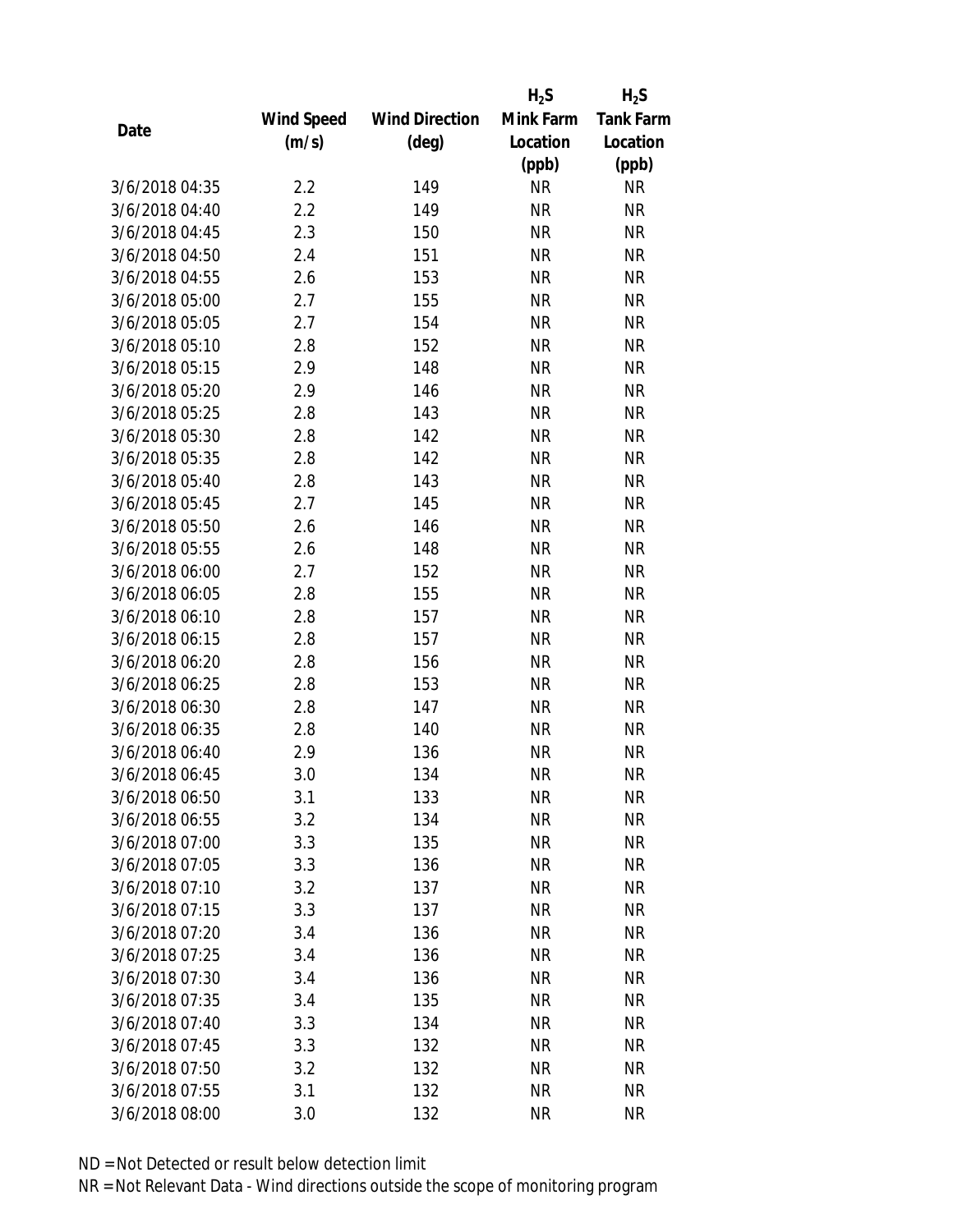| Date | Wind Speed (m/s) | Wind Direction (deg) | $H_2S$ Mink Farm Location (ppb) | $H_2S$ Tank Farm Location (ppb) |
|---|---|---|---|---|
| 3/6/2018 04:35 | 2.2 | 149 | NR | NR |
| 3/6/2018 04:40 | 2.2 | 149 | NR | NR |
| 3/6/2018 04:45 | 2.3 | 150 | NR | NR |
| 3/6/2018 04:50 | 2.4 | 151 | NR | NR |
| 3/6/2018 04:55 | 2.6 | 153 | NR | NR |
| 3/6/2018 05:00 | 2.7 | 155 | NR | NR |
| 3/6/2018 05:05 | 2.7 | 154 | NR | NR |
| 3/6/2018 05:10 | 2.8 | 152 | NR | NR |
| 3/6/2018 05:15 | 2.9 | 148 | NR | NR |
| 3/6/2018 05:20 | 2.9 | 146 | NR | NR |
| 3/6/2018 05:25 | 2.8 | 143 | NR | NR |
| 3/6/2018 05:30 | 2.8 | 142 | NR | NR |
| 3/6/2018 05:35 | 2.8 | 142 | NR | NR |
| 3/6/2018 05:40 | 2.8 | 143 | NR | NR |
| 3/6/2018 05:45 | 2.7 | 145 | NR | NR |
| 3/6/2018 05:50 | 2.6 | 146 | NR | NR |
| 3/6/2018 05:55 | 2.6 | 148 | NR | NR |
| 3/6/2018 06:00 | 2.7 | 152 | NR | NR |
| 3/6/2018 06:05 | 2.8 | 155 | NR | NR |
| 3/6/2018 06:10 | 2.8 | 157 | NR | NR |
| 3/6/2018 06:15 | 2.8 | 157 | NR | NR |
| 3/6/2018 06:20 | 2.8 | 156 | NR | NR |
| 3/6/2018 06:25 | 2.8 | 153 | NR | NR |
| 3/6/2018 06:30 | 2.8 | 147 | NR | NR |
| 3/6/2018 06:35 | 2.8 | 140 | NR | NR |
| 3/6/2018 06:40 | 2.9 | 136 | NR | NR |
| 3/6/2018 06:45 | 3.0 | 134 | NR | NR |
| 3/6/2018 06:50 | 3.1 | 133 | NR | NR |
| 3/6/2018 06:55 | 3.2 | 134 | NR | NR |
| 3/6/2018 07:00 | 3.3 | 135 | NR | NR |
| 3/6/2018 07:05 | 3.3 | 136 | NR | NR |
| 3/6/2018 07:10 | 3.2 | 137 | NR | NR |
| 3/6/2018 07:15 | 3.3 | 137 | NR | NR |
| 3/6/2018 07:20 | 3.4 | 136 | NR | NR |
| 3/6/2018 07:25 | 3.4 | 136 | NR | NR |
| 3/6/2018 07:30 | 3.4 | 136 | NR | NR |
| 3/6/2018 07:35 | 3.4 | 135 | NR | NR |
| 3/6/2018 07:40 | 3.3 | 134 | NR | NR |
| 3/6/2018 07:45 | 3.3 | 132 | NR | NR |
| 3/6/2018 07:50 | 3.2 | 132 | NR | NR |
| 3/6/2018 07:55 | 3.1 | 132 | NR | NR |
| 3/6/2018 08:00 | 3.0 | 132 | NR | NR |

ND = Not Detected or result below detection limit

NR = Not Relevant Data - Wind directions outside the scope of monitoring program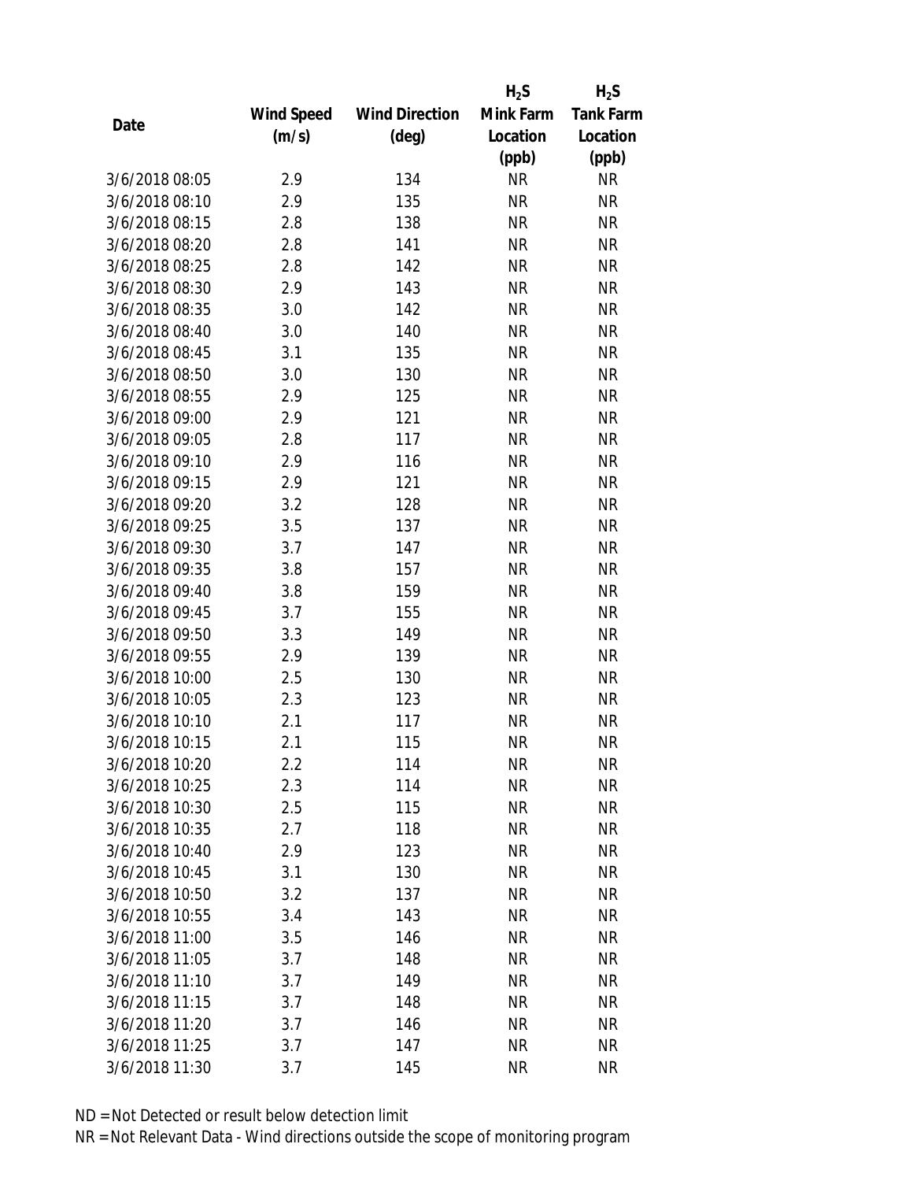| Date | Wind Speed (m/s) | Wind Direction (deg) | $H_2S$ Mink Farm Location (ppb) | $H_2S$ Tank Farm Location (ppb) |
|---|---|---|---|---|
| 3/6/2018 08:05 | 2.9 | 134 | NR | NR |
| 3/6/2018 08:10 | 2.9 | 135 | NR | NR |
| 3/6/2018 08:15 | 2.8 | 138 | NR | NR |
| 3/6/2018 08:20 | 2.8 | 141 | NR | NR |
| 3/6/2018 08:25 | 2.8 | 142 | NR | NR |
| 3/6/2018 08:30 | 2.9 | 143 | NR | NR |
| 3/6/2018 08:35 | 3.0 | 142 | NR | NR |
| 3/6/2018 08:40 | 3.0 | 140 | NR | NR |
| 3/6/2018 08:45 | 3.1 | 135 | NR | NR |
| 3/6/2018 08:50 | 3.0 | 130 | NR | NR |
| 3/6/2018 08:55 | 2.9 | 125 | NR | NR |
| 3/6/2018 09:00 | 2.9 | 121 | NR | NR |
| 3/6/2018 09:05 | 2.8 | 117 | NR | NR |
| 3/6/2018 09:10 | 2.9 | 116 | NR | NR |
| 3/6/2018 09:15 | 2.9 | 121 | NR | NR |
| 3/6/2018 09:20 | 3.2 | 128 | NR | NR |
| 3/6/2018 09:25 | 3.5 | 137 | NR | NR |
| 3/6/2018 09:30 | 3.7 | 147 | NR | NR |
| 3/6/2018 09:35 | 3.8 | 157 | NR | NR |
| 3/6/2018 09:40 | 3.8 | 159 | NR | NR |
| 3/6/2018 09:45 | 3.7 | 155 | NR | NR |
| 3/6/2018 09:50 | 3.3 | 149 | NR | NR |
| 3/6/2018 09:55 | 2.9 | 139 | NR | NR |
| 3/6/2018 10:00 | 2.5 | 130 | NR | NR |
| 3/6/2018 10:05 | 2.3 | 123 | NR | NR |
| 3/6/2018 10:10 | 2.1 | 117 | NR | NR |
| 3/6/2018 10:15 | 2.1 | 115 | NR | NR |
| 3/6/2018 10:20 | 2.2 | 114 | NR | NR |
| 3/6/2018 10:25 | 2.3 | 114 | NR | NR |
| 3/6/2018 10:30 | 2.5 | 115 | NR | NR |
| 3/6/2018 10:35 | 2.7 | 118 | NR | NR |
| 3/6/2018 10:40 | 2.9 | 123 | NR | NR |
| 3/6/2018 10:45 | 3.1 | 130 | NR | NR |
| 3/6/2018 10:50 | 3.2 | 137 | NR | NR |
| 3/6/2018 10:55 | 3.4 | 143 | NR | NR |
| 3/6/2018 11:00 | 3.5 | 146 | NR | NR |
| 3/6/2018 11:05 | 3.7 | 148 | NR | NR |
| 3/6/2018 11:10 | 3.7 | 149 | NR | NR |
| 3/6/2018 11:15 | 3.7 | 148 | NR | NR |
| 3/6/2018 11:20 | 3.7 | 146 | NR | NR |
| 3/6/2018 11:25 | 3.7 | 147 | NR | NR |
| 3/6/2018 11:30 | 3.7 | 145 | NR | NR |

ND = Not Detected or result below detection limit
NR = Not Relevant Data - Wind directions outside the scope of monitoring program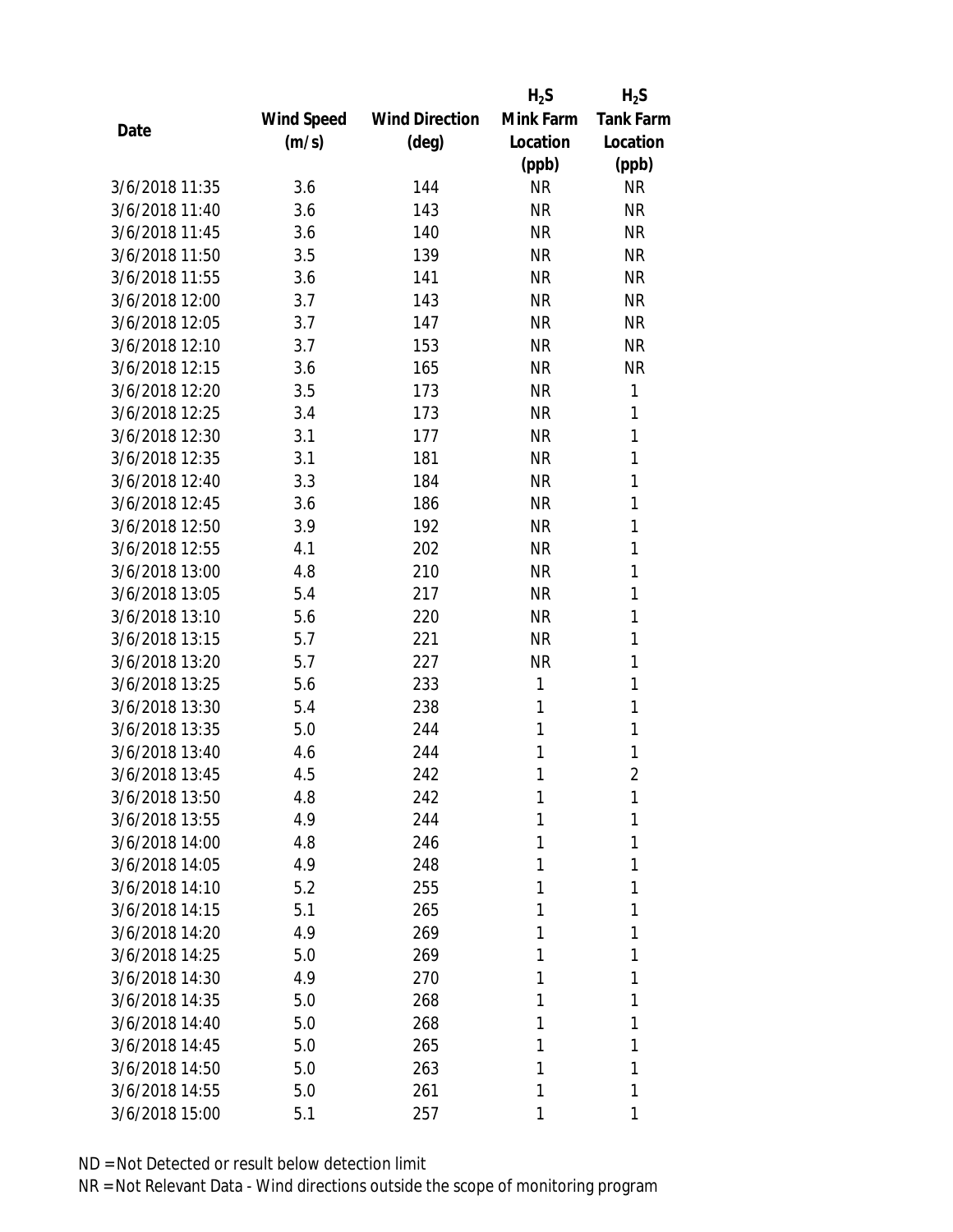| Date | Wind Speed (m/s) | Wind Direction (deg) | $H_2S$ Mink Farm Location (ppb) | $H_2S$ Tank Farm Location (ppb) |
|---|---|---|---|---|
| 3/6/2018 11:35 | 3.6 | 144 | NR | NR |
| 3/6/2018 11:40 | 3.6 | 143 | NR | NR |
| 3/6/2018 11:45 | 3.6 | 140 | NR | NR |
| 3/6/2018 11:50 | 3.5 | 139 | NR | NR |
| 3/6/2018 11:55 | 3.6 | 141 | NR | NR |
| 3/6/2018 12:00 | 3.7 | 143 | NR | NR |
| 3/6/2018 12:05 | 3.7 | 147 | NR | NR |
| 3/6/2018 12:10 | 3.7 | 153 | NR | NR |
| 3/6/2018 12:15 | 3.6 | 165 | NR | NR |
| 3/6/2018 12:20 | 3.5 | 173 | NR | 1 |
| 3/6/2018 12:25 | 3.4 | 173 | NR | 1 |
| 3/6/2018 12:30 | 3.1 | 177 | NR | 1 |
| 3/6/2018 12:35 | 3.1 | 181 | NR | 1 |
| 3/6/2018 12:40 | 3.3 | 184 | NR | 1 |
| 3/6/2018 12:45 | 3.6 | 186 | NR | 1 |
| 3/6/2018 12:50 | 3.9 | 192 | NR | 1 |
| 3/6/2018 12:55 | 4.1 | 202 | NR | 1 |
| 3/6/2018 13:00 | 4.8 | 210 | NR | 1 |
| 3/6/2018 13:05 | 5.4 | 217 | NR | 1 |
| 3/6/2018 13:10 | 5.6 | 220 | NR | 1 |
| 3/6/2018 13:15 | 5.7 | 221 | NR | 1 |
| 3/6/2018 13:20 | 5.7 | 227 | NR | 1 |
| 3/6/2018 13:25 | 5.6 | 233 | 1 | 1 |
| 3/6/2018 13:30 | 5.4 | 238 | 1 | 1 |
| 3/6/2018 13:35 | 5.0 | 244 | 1 | 1 |
| 3/6/2018 13:40 | 4.6 | 244 | 1 | 1 |
| 3/6/2018 13:45 | 4.5 | 242 | 1 | 2 |
| 3/6/2018 13:50 | 4.8 | 242 | 1 | 1 |
| 3/6/2018 13:55 | 4.9 | 244 | 1 | 1 |
| 3/6/2018 14:00 | 4.8 | 246 | 1 | 1 |
| 3/6/2018 14:05 | 4.9 | 248 | 1 | 1 |
| 3/6/2018 14:10 | 5.2 | 255 | 1 | 1 |
| 3/6/2018 14:15 | 5.1 | 265 | 1 | 1 |
| 3/6/2018 14:20 | 4.9 | 269 | 1 | 1 |
| 3/6/2018 14:25 | 5.0 | 269 | 1 | 1 |
| 3/6/2018 14:30 | 4.9 | 270 | 1 | 1 |
| 3/6/2018 14:35 | 5.0 | 268 | 1 | 1 |
| 3/6/2018 14:40 | 5.0 | 268 | 1 | 1 |
| 3/6/2018 14:45 | 5.0 | 265 | 1 | 1 |
| 3/6/2018 14:50 | 5.0 | 263 | 1 | 1 |
| 3/6/2018 14:55 | 5.0 | 261 | 1 | 1 |
| 3/6/2018 15:00 | 5.1 | 257 | 1 | 1 |

ND = Not Detected or result below detection limit
NR = Not Relevant Data - Wind directions outside the scope of monitoring program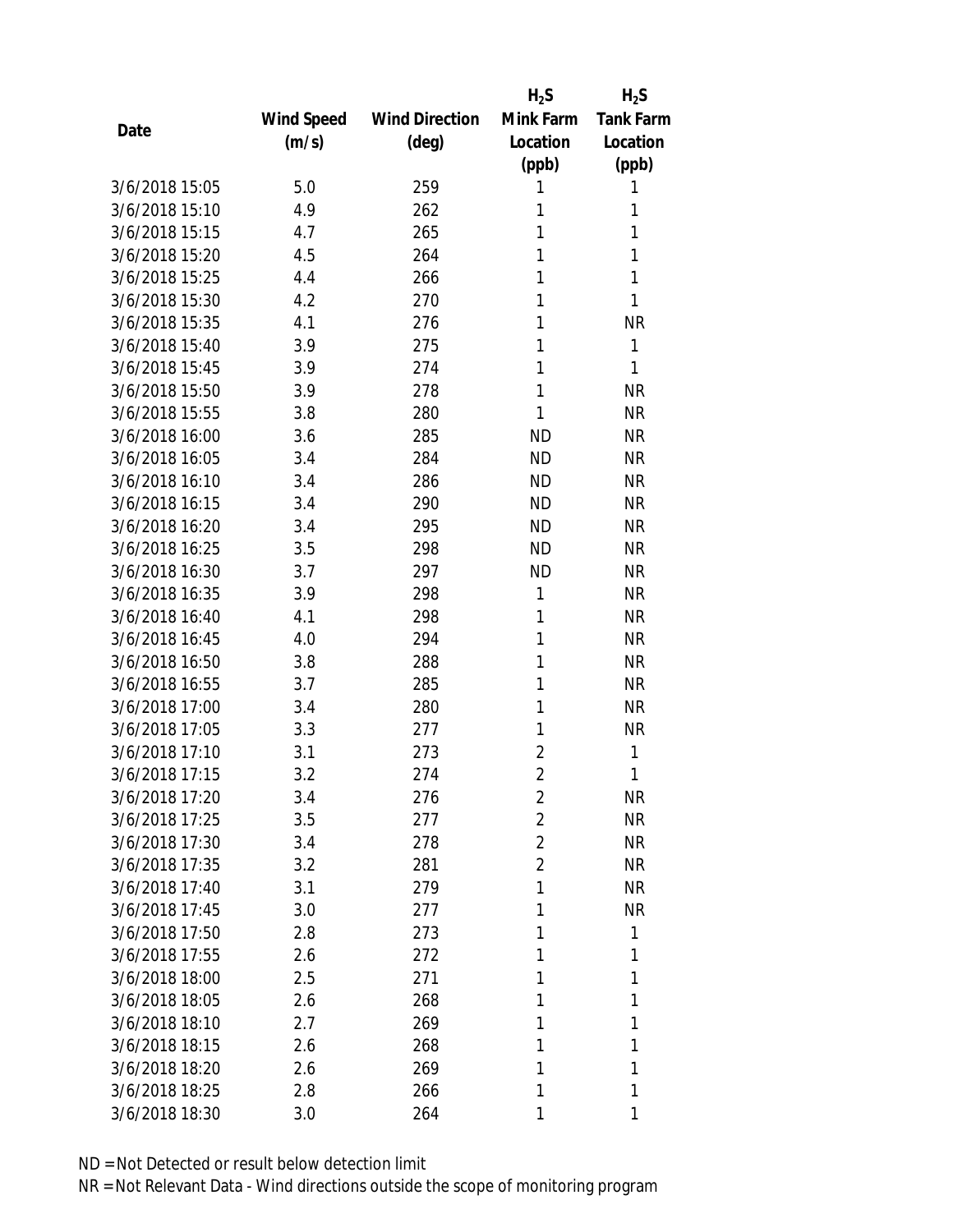| Date | Wind Speed (m/s) | Wind Direction (deg) | $H_2S$ Mink Farm Location (ppb) | $H_2S$ Tank Farm Location (ppb) |
|---|---|---|---|---|
| 3/6/2018 15:05 | 5.0 | 259 | 1 | 1 |
| 3/6/2018 15:10 | 4.9 | 262 | 1 | 1 |
| 3/6/2018 15:15 | 4.7 | 265 | 1 | 1 |
| 3/6/2018 15:20 | 4.5 | 264 | 1 | 1 |
| 3/6/2018 15:25 | 4.4 | 266 | 1 | 1 |
| 3/6/2018 15:30 | 4.2 | 270 | 1 | 1 |
| 3/6/2018 15:35 | 4.1 | 276 | 1 | NR |
| 3/6/2018 15:40 | 3.9 | 275 | 1 | 1 |
| 3/6/2018 15:45 | 3.9 | 274 | 1 | 1 |
| 3/6/2018 15:50 | 3.9 | 278 | 1 | NR |
| 3/6/2018 15:55 | 3.8 | 280 | 1 | NR |
| 3/6/2018 16:00 | 3.6 | 285 | ND | NR |
| 3/6/2018 16:05 | 3.4 | 284 | ND | NR |
| 3/6/2018 16:10 | 3.4 | 286 | ND | NR |
| 3/6/2018 16:15 | 3.4 | 290 | ND | NR |
| 3/6/2018 16:20 | 3.4 | 295 | ND | NR |
| 3/6/2018 16:25 | 3.5 | 298 | ND | NR |
| 3/6/2018 16:30 | 3.7 | 297 | ND | NR |
| 3/6/2018 16:35 | 3.9 | 298 | 1 | NR |
| 3/6/2018 16:40 | 4.1 | 298 | 1 | NR |
| 3/6/2018 16:45 | 4.0 | 294 | 1 | NR |
| 3/6/2018 16:50 | 3.8 | 288 | 1 | NR |
| 3/6/2018 16:55 | 3.7 | 285 | 1 | NR |
| 3/6/2018 17:00 | 3.4 | 280 | 1 | NR |
| 3/6/2018 17:05 | 3.3 | 277 | 1 | NR |
| 3/6/2018 17:10 | 3.1 | 273 | 2 | 1 |
| 3/6/2018 17:15 | 3.2 | 274 | 2 | 1 |
| 3/6/2018 17:20 | 3.4 | 276 | 2 | NR |
| 3/6/2018 17:25 | 3.5 | 277 | 2 | NR |
| 3/6/2018 17:30 | 3.4 | 278 | 2 | NR |
| 3/6/2018 17:35 | 3.2 | 281 | 2 | NR |
| 3/6/2018 17:40 | 3.1 | 279 | 1 | NR |
| 3/6/2018 17:45 | 3.0 | 277 | 1 | NR |
| 3/6/2018 17:50 | 2.8 | 273 | 1 | 1 |
| 3/6/2018 17:55 | 2.6 | 272 | 1 | 1 |
| 3/6/2018 18:00 | 2.5 | 271 | 1 | 1 |
| 3/6/2018 18:05 | 2.6 | 268 | 1 | 1 |
| 3/6/2018 18:10 | 2.7 | 269 | 1 | 1 |
| 3/6/2018 18:15 | 2.6 | 268 | 1 | 1 |
| 3/6/2018 18:20 | 2.6 | 269 | 1 | 1 |
| 3/6/2018 18:25 | 2.8 | 266 | 1 | 1 |
| 3/6/2018 18:30 | 3.0 | 264 | 1 | 1 |

ND = Not Detected or result below detection limit

NR = Not Relevant Data - Wind directions outside the scope of monitoring program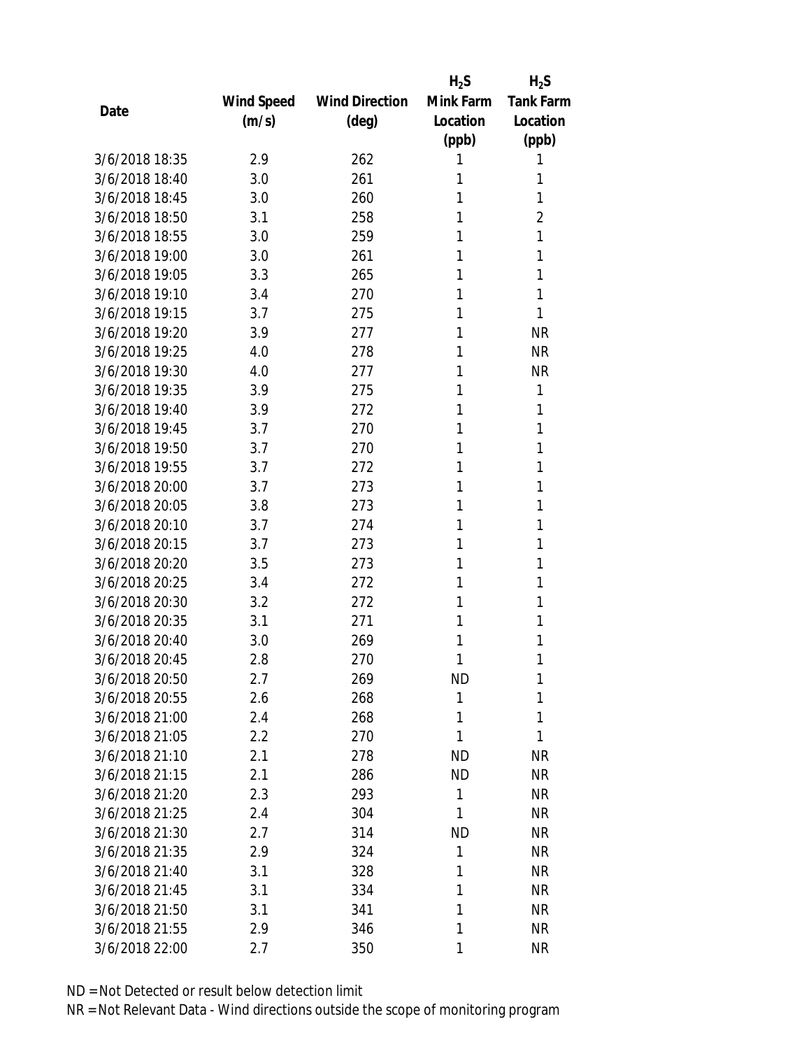| Date | Wind Speed (m/s) | Wind Direction (deg) | $H_2S$ Mink Farm Location (ppb) | $H_2S$ Tank Farm Location (ppb) |
|---|---|---|---|---|
| 3/6/2018 18:35 | 2.9 | 262 | 1 | 1 |
| 3/6/2018 18:40 | 3.0 | 261 | 1 | 1 |
| 3/6/2018 18:45 | 3.0 | 260 | 1 | 1 |
| 3/6/2018 18:50 | 3.1 | 258 | 1 | 2 |
| 3/6/2018 18:55 | 3.0 | 259 | 1 | 1 |
| 3/6/2018 19:00 | 3.0 | 261 | 1 | 1 |
| 3/6/2018 19:05 | 3.3 | 265 | 1 | 1 |
| 3/6/2018 19:10 | 3.4 | 270 | 1 | 1 |
| 3/6/2018 19:15 | 3.7 | 275 | 1 | 1 |
| 3/6/2018 19:20 | 3.9 | 277 | 1 | NR |
| 3/6/2018 19:25 | 4.0 | 278 | 1 | NR |
| 3/6/2018 19:30 | 4.0 | 277 | 1 | NR |
| 3/6/2018 19:35 | 3.9 | 275 | 1 | 1 |
| 3/6/2018 19:40 | 3.9 | 272 | 1 | 1 |
| 3/6/2018 19:45 | 3.7 | 270 | 1 | 1 |
| 3/6/2018 19:50 | 3.7 | 270 | 1 | 1 |
| 3/6/2018 19:55 | 3.7 | 272 | 1 | 1 |
| 3/6/2018 20:00 | 3.7 | 273 | 1 | 1 |
| 3/6/2018 20:05 | 3.8 | 273 | 1 | 1 |
| 3/6/2018 20:10 | 3.7 | 274 | 1 | 1 |
| 3/6/2018 20:15 | 3.7 | 273 | 1 | 1 |
| 3/6/2018 20:20 | 3.5 | 273 | 1 | 1 |
| 3/6/2018 20:25 | 3.4 | 272 | 1 | 1 |
| 3/6/2018 20:30 | 3.2 | 272 | 1 | 1 |
| 3/6/2018 20:35 | 3.1 | 271 | 1 | 1 |
| 3/6/2018 20:40 | 3.0 | 269 | 1 | 1 |
| 3/6/2018 20:45 | 2.8 | 270 | 1 | 1 |
| 3/6/2018 20:50 | 2.7 | 269 | ND | 1 |
| 3/6/2018 20:55 | 2.6 | 268 | 1 | 1 |
| 3/6/2018 21:00 | 2.4 | 268 | 1 | 1 |
| 3/6/2018 21:05 | 2.2 | 270 | 1 | 1 |
| 3/6/2018 21:10 | 2.1 | 278 | ND | NR |
| 3/6/2018 21:15 | 2.1 | 286 | ND | NR |
| 3/6/2018 21:20 | 2.3 | 293 | 1 | NR |
| 3/6/2018 21:25 | 2.4 | 304 | 1 | NR |
| 3/6/2018 21:30 | 2.7 | 314 | ND | NR |
| 3/6/2018 21:35 | 2.9 | 324 | 1 | NR |
| 3/6/2018 21:40 | 3.1 | 328 | 1 | NR |
| 3/6/2018 21:45 | 3.1 | 334 | 1 | NR |
| 3/6/2018 21:50 | 3.1 | 341 | 1 | NR |
| 3/6/2018 21:55 | 2.9 | 346 | 1 | NR |
| 3/6/2018 22:00 | 2.7 | 350 | 1 | NR |

ND = Not Detected or result below detection limit

NR = Not Relevant Data - Wind directions outside the scope of monitoring program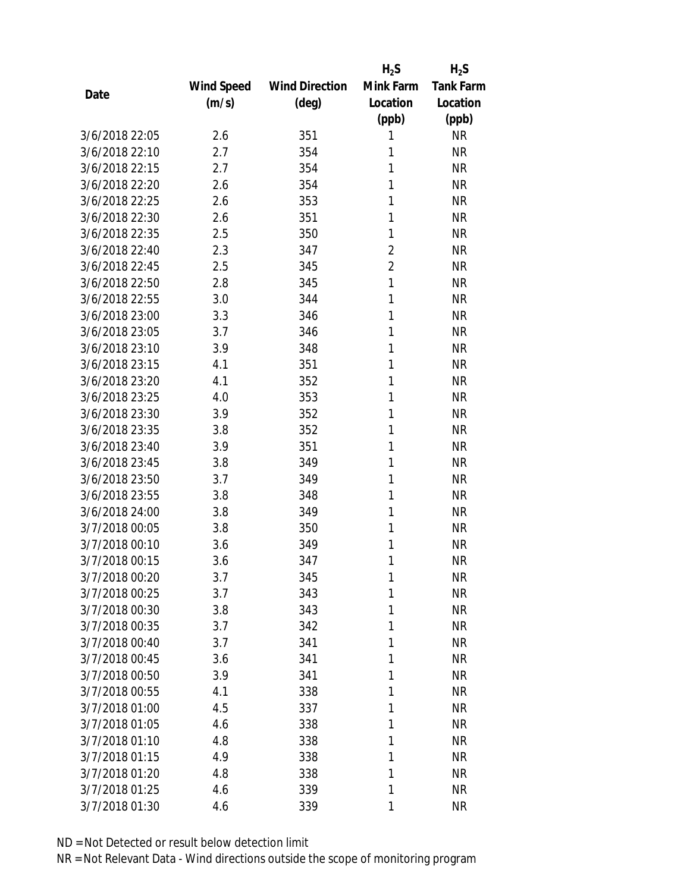| Date | Wind Speed (m/s) | Wind Direction (deg) | $H_2S$ Mink Farm Location (ppb) | $H_2S$ Tank Farm Location (ppb) |
|---|---|---|---|---|
| 3/6/2018 22:05 | 2.6 | 351 | 1 | NR |
| 3/6/2018 22:10 | 2.7 | 354 | 1 | NR |
| 3/6/2018 22:15 | 2.7 | 354 | 1 | NR |
| 3/6/2018 22:20 | 2.6 | 354 | 1 | NR |
| 3/6/2018 22:25 | 2.6 | 353 | 1 | NR |
| 3/6/2018 22:30 | 2.6 | 351 | 1 | NR |
| 3/6/2018 22:35 | 2.5 | 350 | 1 | NR |
| 3/6/2018 22:40 | 2.3 | 347 | 2 | NR |
| 3/6/2018 22:45 | 2.5 | 345 | 2 | NR |
| 3/6/2018 22:50 | 2.8 | 345 | 1 | NR |
| 3/6/2018 22:55 | 3.0 | 344 | 1 | NR |
| 3/6/2018 23:00 | 3.3 | 346 | 1 | NR |
| 3/6/2018 23:05 | 3.7 | 346 | 1 | NR |
| 3/6/2018 23:10 | 3.9 | 348 | 1 | NR |
| 3/6/2018 23:15 | 4.1 | 351 | 1 | NR |
| 3/6/2018 23:20 | 4.1 | 352 | 1 | NR |
| 3/6/2018 23:25 | 4.0 | 353 | 1 | NR |
| 3/6/2018 23:30 | 3.9 | 352 | 1 | NR |
| 3/6/2018 23:35 | 3.8 | 352 | 1 | NR |
| 3/6/2018 23:40 | 3.9 | 351 | 1 | NR |
| 3/6/2018 23:45 | 3.8 | 349 | 1 | NR |
| 3/6/2018 23:50 | 3.7 | 349 | 1 | NR |
| 3/6/2018 23:55 | 3.8 | 348 | 1 | NR |
| 3/6/2018 24:00 | 3.8 | 349 | 1 | NR |
| 3/7/2018 00:05 | 3.8 | 350 | 1 | NR |
| 3/7/2018 00:10 | 3.6 | 349 | 1 | NR |
| 3/7/2018 00:15 | 3.6 | 347 | 1 | NR |
| 3/7/2018 00:20 | 3.7 | 345 | 1 | NR |
| 3/7/2018 00:25 | 3.7 | 343 | 1 | NR |
| 3/7/2018 00:30 | 3.8 | 343 | 1 | NR |
| 3/7/2018 00:35 | 3.7 | 342 | 1 | NR |
| 3/7/2018 00:40 | 3.7 | 341 | 1 | NR |
| 3/7/2018 00:45 | 3.6 | 341 | 1 | NR |
| 3/7/2018 00:50 | 3.9 | 341 | 1 | NR |
| 3/7/2018 00:55 | 4.1 | 338 | 1 | NR |
| 3/7/2018 01:00 | 4.5 | 337 | 1 | NR |
| 3/7/2018 01:05 | 4.6 | 338 | 1 | NR |
| 3/7/2018 01:10 | 4.8 | 338 | 1 | NR |
| 3/7/2018 01:15 | 4.9 | 338 | 1 | NR |
| 3/7/2018 01:20 | 4.8 | 338 | 1 | NR |
| 3/7/2018 01:25 | 4.6 | 339 | 1 | NR |
| 3/7/2018 01:30 | 4.6 | 339 | 1 | NR |

ND = Not Detected or result below detection limit

NR = Not Relevant Data - Wind directions outside the scope of monitoring program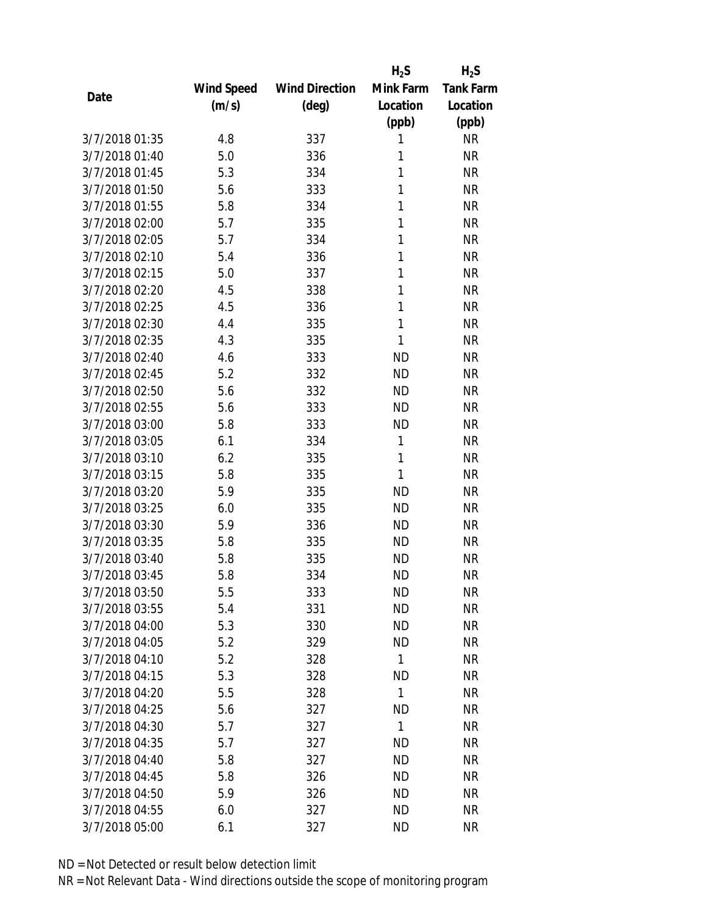| Date | Wind Speed (m/s) | Wind Direction (deg) | $H_2S$ Mink Farm Location (ppb) | $H_2S$ Tank Farm Location (ppb) |
|---|---|---|---|---|
| 3/7/2018 01:35 | 4.8 | 337 | 1 | NR |
| 3/7/2018 01:40 | 5.0 | 336 | 1 | NR |
| 3/7/2018 01:45 | 5.3 | 334 | 1 | NR |
| 3/7/2018 01:50 | 5.6 | 333 | 1 | NR |
| 3/7/2018 01:55 | 5.8 | 334 | 1 | NR |
| 3/7/2018 02:00 | 5.7 | 335 | 1 | NR |
| 3/7/2018 02:05 | 5.7 | 334 | 1 | NR |
| 3/7/2018 02:10 | 5.4 | 336 | 1 | NR |
| 3/7/2018 02:15 | 5.0 | 337 | 1 | NR |
| 3/7/2018 02:20 | 4.5 | 338 | 1 | NR |
| 3/7/2018 02:25 | 4.5 | 336 | 1 | NR |
| 3/7/2018 02:30 | 4.4 | 335 | 1 | NR |
| 3/7/2018 02:35 | 4.3 | 335 | 1 | NR |
| 3/7/2018 02:40 | 4.6 | 333 | ND | NR |
| 3/7/2018 02:45 | 5.2 | 332 | ND | NR |
| 3/7/2018 02:50 | 5.6 | 332 | ND | NR |
| 3/7/2018 02:55 | 5.6 | 333 | ND | NR |
| 3/7/2018 03:00 | 5.8 | 333 | ND | NR |
| 3/7/2018 03:05 | 6.1 | 334 | 1 | NR |
| 3/7/2018 03:10 | 6.2 | 335 | 1 | NR |
| 3/7/2018 03:15 | 5.8 | 335 | 1 | NR |
| 3/7/2018 03:20 | 5.9 | 335 | ND | NR |
| 3/7/2018 03:25 | 6.0 | 335 | ND | NR |
| 3/7/2018 03:30 | 5.9 | 336 | ND | NR |
| 3/7/2018 03:35 | 5.8 | 335 | ND | NR |
| 3/7/2018 03:40 | 5.8 | 335 | ND | NR |
| 3/7/2018 03:45 | 5.8 | 334 | ND | NR |
| 3/7/2018 03:50 | 5.5 | 333 | ND | NR |
| 3/7/2018 03:55 | 5.4 | 331 | ND | NR |
| 3/7/2018 04:00 | 5.3 | 330 | ND | NR |
| 3/7/2018 04:05 | 5.2 | 329 | ND | NR |
| 3/7/2018 04:10 | 5.2 | 328 | 1 | NR |
| 3/7/2018 04:15 | 5.3 | 328 | ND | NR |
| 3/7/2018 04:20 | 5.5 | 328 | 1 | NR |
| 3/7/2018 04:25 | 5.6 | 327 | ND | NR |
| 3/7/2018 04:30 | 5.7 | 327 | 1 | NR |
| 3/7/2018 04:35 | 5.7 | 327 | ND | NR |
| 3/7/2018 04:40 | 5.8 | 327 | ND | NR |
| 3/7/2018 04:45 | 5.8 | 326 | ND | NR |
| 3/7/2018 04:50 | 5.9 | 326 | ND | NR |
| 3/7/2018 04:55 | 6.0 | 327 | ND | NR |
| 3/7/2018 05:00 | 6.1 | 327 | ND | NR |

ND = Not Detected or result below detection limit

NR = Not Relevant Data - Wind directions outside the scope of monitoring program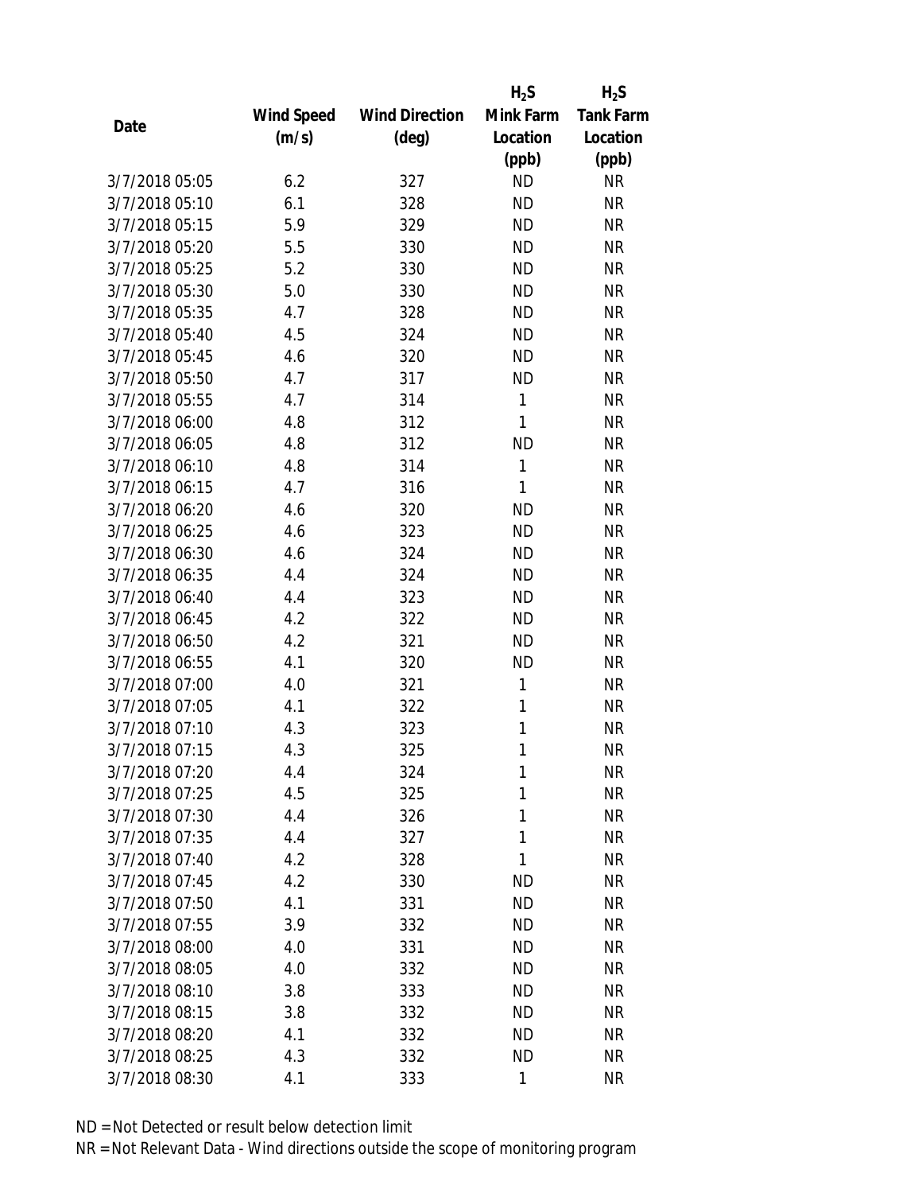| Date | Wind Speed (m/s) | Wind Direction (deg) | $H_2S$ Mink Farm Location (ppb) | $H_2S$ Tank Farm Location (ppb) |
|---|---|---|---|---|
| 3/7/2018 05:05 | 6.2 | 327 | ND | NR |
| 3/7/2018 05:10 | 6.1 | 328 | ND | NR |
| 3/7/2018 05:15 | 5.9 | 329 | ND | NR |
| 3/7/2018 05:20 | 5.5 | 330 | ND | NR |
| 3/7/2018 05:25 | 5.2 | 330 | ND | NR |
| 3/7/2018 05:30 | 5.0 | 330 | ND | NR |
| 3/7/2018 05:35 | 4.7 | 328 | ND | NR |
| 3/7/2018 05:40 | 4.5 | 324 | ND | NR |
| 3/7/2018 05:45 | 4.6 | 320 | ND | NR |
| 3/7/2018 05:50 | 4.7 | 317 | ND | NR |
| 3/7/2018 05:55 | 4.7 | 314 | 1 | NR |
| 3/7/2018 06:00 | 4.8 | 312 | 1 | NR |
| 3/7/2018 06:05 | 4.8 | 312 | ND | NR |
| 3/7/2018 06:10 | 4.8 | 314 | 1 | NR |
| 3/7/2018 06:15 | 4.7 | 316 | 1 | NR |
| 3/7/2018 06:20 | 4.6 | 320 | ND | NR |
| 3/7/2018 06:25 | 4.6 | 323 | ND | NR |
| 3/7/2018 06:30 | 4.6 | 324 | ND | NR |
| 3/7/2018 06:35 | 4.4 | 324 | ND | NR |
| 3/7/2018 06:40 | 4.4 | 323 | ND | NR |
| 3/7/2018 06:45 | 4.2 | 322 | ND | NR |
| 3/7/2018 06:50 | 4.2 | 321 | ND | NR |
| 3/7/2018 06:55 | 4.1 | 320 | ND | NR |
| 3/7/2018 07:00 | 4.0 | 321 | 1 | NR |
| 3/7/2018 07:05 | 4.1 | 322 | 1 | NR |
| 3/7/2018 07:10 | 4.3 | 323 | 1 | NR |
| 3/7/2018 07:15 | 4.3 | 325 | 1 | NR |
| 3/7/2018 07:20 | 4.4 | 324 | 1 | NR |
| 3/7/2018 07:25 | 4.5 | 325 | 1 | NR |
| 3/7/2018 07:30 | 4.4 | 326 | 1 | NR |
| 3/7/2018 07:35 | 4.4 | 327 | 1 | NR |
| 3/7/2018 07:40 | 4.2 | 328 | 1 | NR |
| 3/7/2018 07:45 | 4.2 | 330 | ND | NR |
| 3/7/2018 07:50 | 4.1 | 331 | ND | NR |
| 3/7/2018 07:55 | 3.9 | 332 | ND | NR |
| 3/7/2018 08:00 | 4.0 | 331 | ND | NR |
| 3/7/2018 08:05 | 4.0 | 332 | ND | NR |
| 3/7/2018 08:10 | 3.8 | 333 | ND | NR |
| 3/7/2018 08:15 | 3.8 | 332 | ND | NR |
| 3/7/2018 08:20 | 4.1 | 332 | ND | NR |
| 3/7/2018 08:25 | 4.3 | 332 | ND | NR |
| 3/7/2018 08:30 | 4.1 | 333 | 1 | NR |

ND = Not Detected or result below detection limit

NR = Not Relevant Data - Wind directions outside the scope of monitoring program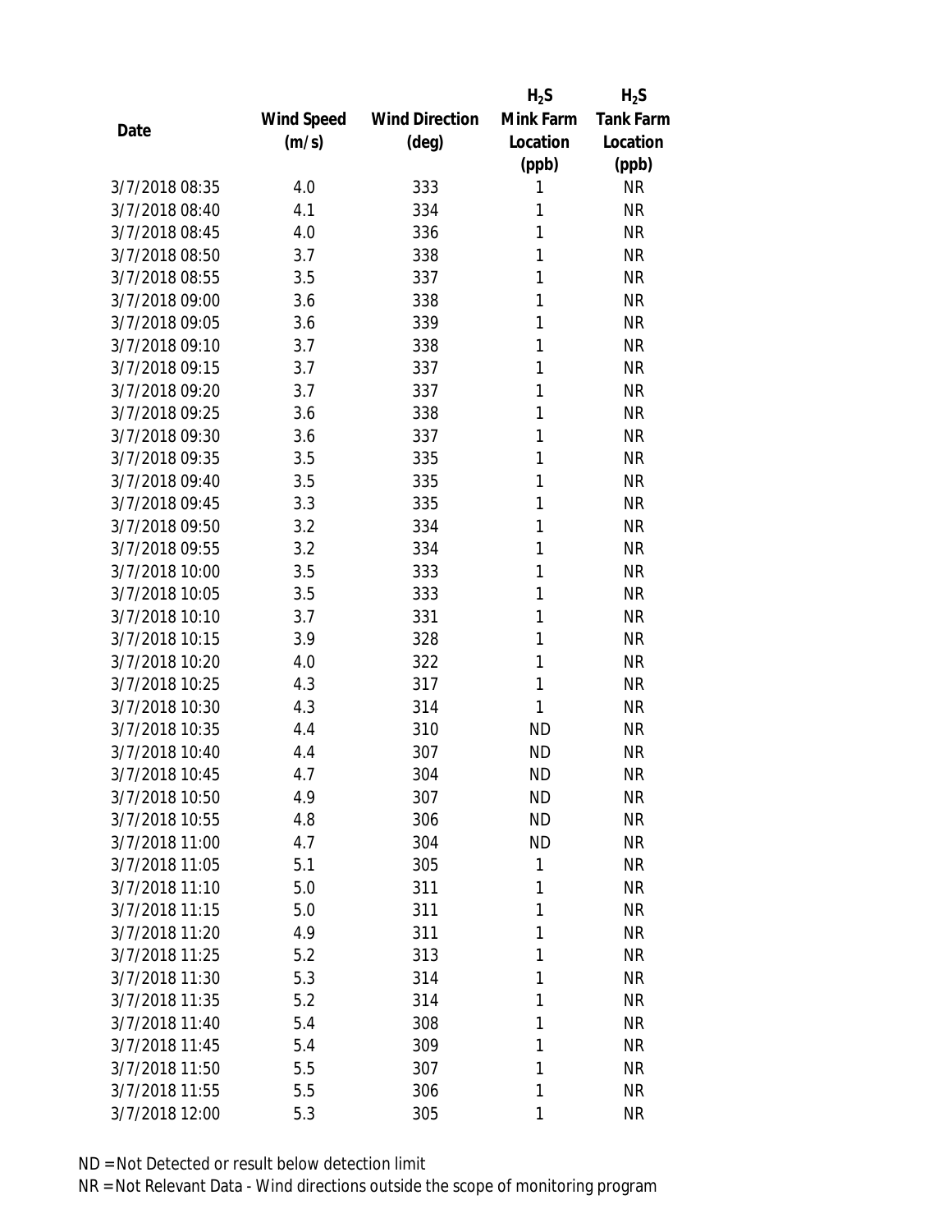| Date | Wind Speed (m/s) | Wind Direction (deg) | $H_2S$ Mink Farm Location (ppb) | $H_2S$ Tank Farm Location (ppb) |
|---|---|---|---|---|
| 3/7/2018 08:35 | 4.0 | 333 | 1 | NR |
| 3/7/2018 08:40 | 4.1 | 334 | 1 | NR |
| 3/7/2018 08:45 | 4.0 | 336 | 1 | NR |
| 3/7/2018 08:50 | 3.7 | 338 | 1 | NR |
| 3/7/2018 08:55 | 3.5 | 337 | 1 | NR |
| 3/7/2018 09:00 | 3.6 | 338 | 1 | NR |
| 3/7/2018 09:05 | 3.6 | 339 | 1 | NR |
| 3/7/2018 09:10 | 3.7 | 338 | 1 | NR |
| 3/7/2018 09:15 | 3.7 | 337 | 1 | NR |
| 3/7/2018 09:20 | 3.7 | 337 | 1 | NR |
| 3/7/2018 09:25 | 3.6 | 338 | 1 | NR |
| 3/7/2018 09:30 | 3.6 | 337 | 1 | NR |
| 3/7/2018 09:35 | 3.5 | 335 | 1 | NR |
| 3/7/2018 09:40 | 3.5 | 335 | 1 | NR |
| 3/7/2018 09:45 | 3.3 | 335 | 1 | NR |
| 3/7/2018 09:50 | 3.2 | 334 | 1 | NR |
| 3/7/2018 09:55 | 3.2 | 334 | 1 | NR |
| 3/7/2018 10:00 | 3.5 | 333 | 1 | NR |
| 3/7/2018 10:05 | 3.5 | 333 | 1 | NR |
| 3/7/2018 10:10 | 3.7 | 331 | 1 | NR |
| 3/7/2018 10:15 | 3.9 | 328 | 1 | NR |
| 3/7/2018 10:20 | 4.0 | 322 | 1 | NR |
| 3/7/2018 10:25 | 4.3 | 317 | 1 | NR |
| 3/7/2018 10:30 | 4.3 | 314 | 1 | NR |
| 3/7/2018 10:35 | 4.4 | 310 | ND | NR |
| 3/7/2018 10:40 | 4.4 | 307 | ND | NR |
| 3/7/2018 10:45 | 4.7 | 304 | ND | NR |
| 3/7/2018 10:50 | 4.9 | 307 | ND | NR |
| 3/7/2018 10:55 | 4.8 | 306 | ND | NR |
| 3/7/2018 11:00 | 4.7 | 304 | ND | NR |
| 3/7/2018 11:05 | 5.1 | 305 | 1 | NR |
| 3/7/2018 11:10 | 5.0 | 311 | 1 | NR |
| 3/7/2018 11:15 | 5.0 | 311 | 1 | NR |
| 3/7/2018 11:20 | 4.9 | 311 | 1 | NR |
| 3/7/2018 11:25 | 5.2 | 313 | 1 | NR |
| 3/7/2018 11:30 | 5.3 | 314 | 1 | NR |
| 3/7/2018 11:35 | 5.2 | 314 | 1 | NR |
| 3/7/2018 11:40 | 5.4 | 308 | 1 | NR |
| 3/7/2018 11:45 | 5.4 | 309 | 1 | NR |
| 3/7/2018 11:50 | 5.5 | 307 | 1 | NR |
| 3/7/2018 11:55 | 5.5 | 306 | 1 | NR |
| 3/7/2018 12:00 | 5.3 | 305 | 1 | NR |

ND = Not Detected or result below detection limit
NR = Not Relevant Data - Wind directions outside the scope of monitoring program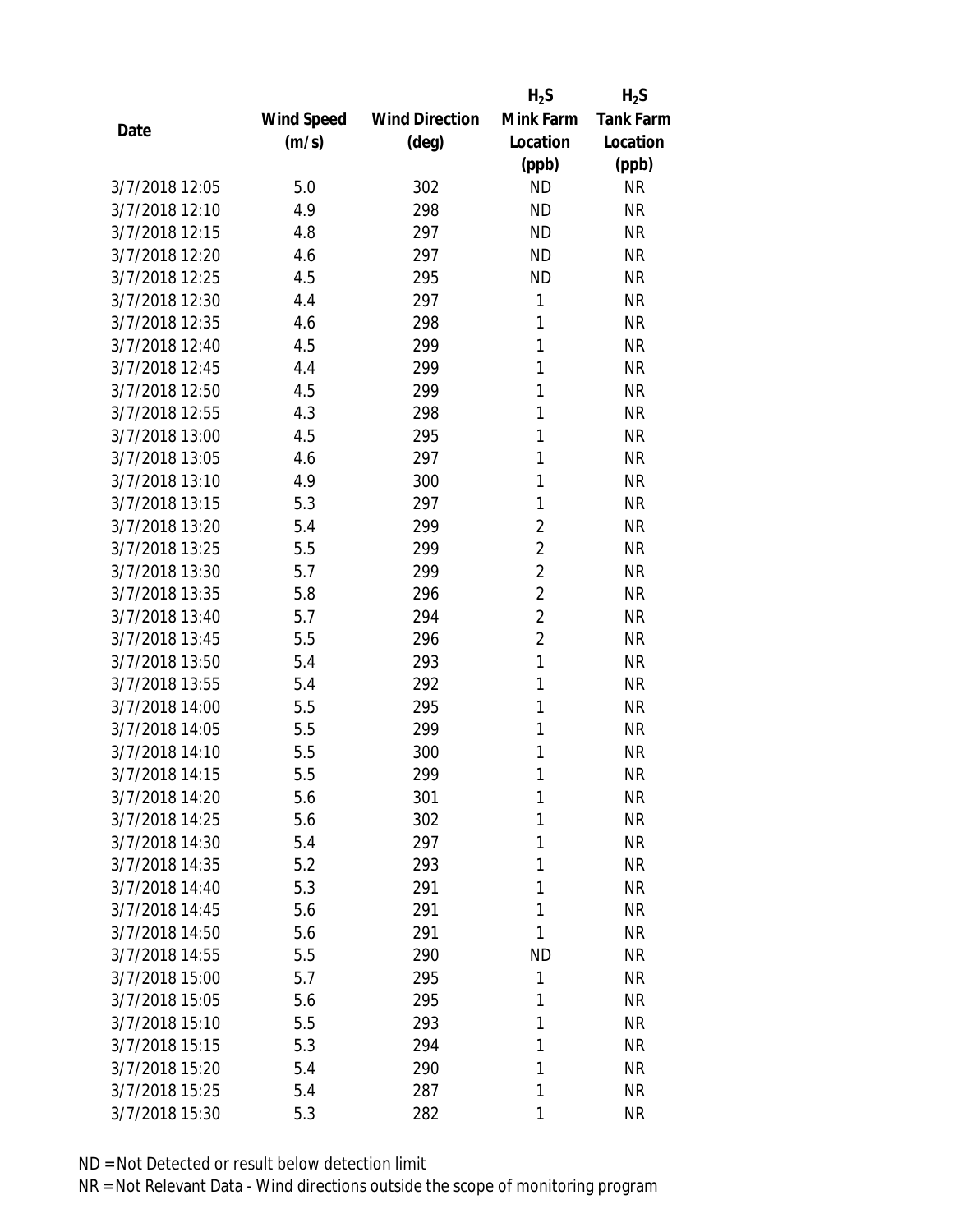| Date | Wind Speed (m/s) | Wind Direction (deg) | $H_2S$ Mink Farm Location (ppb) | $H_2S$ Tank Farm Location (ppb) |
|---|---|---|---|---|
| 3/7/2018 12:05 | 5.0 | 302 | ND | NR |
| 3/7/2018 12:10 | 4.9 | 298 | ND | NR |
| 3/7/2018 12:15 | 4.8 | 297 | ND | NR |
| 3/7/2018 12:20 | 4.6 | 297 | ND | NR |
| 3/7/2018 12:25 | 4.5 | 295 | ND | NR |
| 3/7/2018 12:30 | 4.4 | 297 | 1 | NR |
| 3/7/2018 12:35 | 4.6 | 298 | 1 | NR |
| 3/7/2018 12:40 | 4.5 | 299 | 1 | NR |
| 3/7/2018 12:45 | 4.4 | 299 | 1 | NR |
| 3/7/2018 12:50 | 4.5 | 299 | 1 | NR |
| 3/7/2018 12:55 | 4.3 | 298 | 1 | NR |
| 3/7/2018 13:00 | 4.5 | 295 | 1 | NR |
| 3/7/2018 13:05 | 4.6 | 297 | 1 | NR |
| 3/7/2018 13:10 | 4.9 | 300 | 1 | NR |
| 3/7/2018 13:15 | 5.3 | 297 | 1 | NR |
| 3/7/2018 13:20 | 5.4 | 299 | 2 | NR |
| 3/7/2018 13:25 | 5.5 | 299 | 2 | NR |
| 3/7/2018 13:30 | 5.7 | 299 | 2 | NR |
| 3/7/2018 13:35 | 5.8 | 296 | 2 | NR |
| 3/7/2018 13:40 | 5.7 | 294 | 2 | NR |
| 3/7/2018 13:45 | 5.5 | 296 | 2 | NR |
| 3/7/2018 13:50 | 5.4 | 293 | 1 | NR |
| 3/7/2018 13:55 | 5.4 | 292 | 1 | NR |
| 3/7/2018 14:00 | 5.5 | 295 | 1 | NR |
| 3/7/2018 14:05 | 5.5 | 299 | 1 | NR |
| 3/7/2018 14:10 | 5.5 | 300 | 1 | NR |
| 3/7/2018 14:15 | 5.5 | 299 | 1 | NR |
| 3/7/2018 14:20 | 5.6 | 301 | 1 | NR |
| 3/7/2018 14:25 | 5.6 | 302 | 1 | NR |
| 3/7/2018 14:30 | 5.4 | 297 | 1 | NR |
| 3/7/2018 14:35 | 5.2 | 293 | 1 | NR |
| 3/7/2018 14:40 | 5.3 | 291 | 1 | NR |
| 3/7/2018 14:45 | 5.6 | 291 | 1 | NR |
| 3/7/2018 14:50 | 5.6 | 291 | 1 | NR |
| 3/7/2018 14:55 | 5.5 | 290 | ND | NR |
| 3/7/2018 15:00 | 5.7 | 295 | 1 | NR |
| 3/7/2018 15:05 | 5.6 | 295 | 1 | NR |
| 3/7/2018 15:10 | 5.5 | 293 | 1 | NR |
| 3/7/2018 15:15 | 5.3 | 294 | 1 | NR |
| 3/7/2018 15:20 | 5.4 | 290 | 1 | NR |
| 3/7/2018 15:25 | 5.4 | 287 | 1 | NR |
| 3/7/2018 15:30 | 5.3 | 282 | 1 | NR |

ND = Not Detected or result below detection limit

NR = Not Relevant Data - Wind directions outside the scope of monitoring program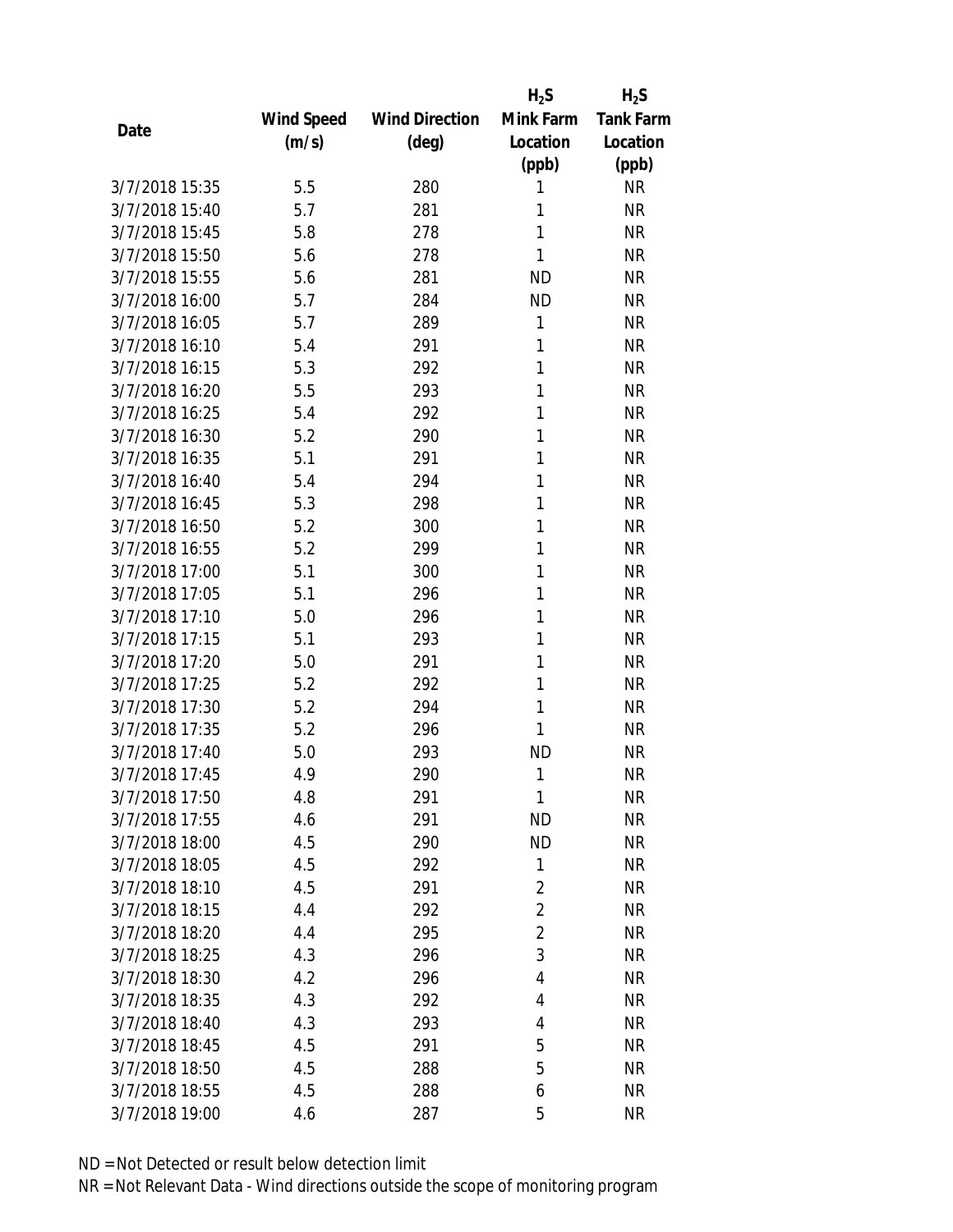| Date | Wind Speed (m/s) | Wind Direction (deg) | $H_2S$ Mink Farm Location (ppb) | $H_2S$ Tank Farm Location (ppb) |
|---|---|---|---|---|
| 3/7/2018 15:35 | 5.5 | 280 | 1 | NR |
| 3/7/2018 15:40 | 5.7 | 281 | 1 | NR |
| 3/7/2018 15:45 | 5.8 | 278 | 1 | NR |
| 3/7/2018 15:50 | 5.6 | 278 | 1 | NR |
| 3/7/2018 15:55 | 5.6 | 281 | ND | NR |
| 3/7/2018 16:00 | 5.7 | 284 | ND | NR |
| 3/7/2018 16:05 | 5.7 | 289 | 1 | NR |
| 3/7/2018 16:10 | 5.4 | 291 | 1 | NR |
| 3/7/2018 16:15 | 5.3 | 292 | 1 | NR |
| 3/7/2018 16:20 | 5.5 | 293 | 1 | NR |
| 3/7/2018 16:25 | 5.4 | 292 | 1 | NR |
| 3/7/2018 16:30 | 5.2 | 290 | 1 | NR |
| 3/7/2018 16:35 | 5.1 | 291 | 1 | NR |
| 3/7/2018 16:40 | 5.4 | 294 | 1 | NR |
| 3/7/2018 16:45 | 5.3 | 298 | 1 | NR |
| 3/7/2018 16:50 | 5.2 | 300 | 1 | NR |
| 3/7/2018 16:55 | 5.2 | 299 | 1 | NR |
| 3/7/2018 17:00 | 5.1 | 300 | 1 | NR |
| 3/7/2018 17:05 | 5.1 | 296 | 1 | NR |
| 3/7/2018 17:10 | 5.0 | 296 | 1 | NR |
| 3/7/2018 17:15 | 5.1 | 293 | 1 | NR |
| 3/7/2018 17:20 | 5.0 | 291 | 1 | NR |
| 3/7/2018 17:25 | 5.2 | 292 | 1 | NR |
| 3/7/2018 17:30 | 5.2 | 294 | 1 | NR |
| 3/7/2018 17:35 | 5.2 | 296 | 1 | NR |
| 3/7/2018 17:40 | 5.0 | 293 | ND | NR |
| 3/7/2018 17:45 | 4.9 | 290 | 1 | NR |
| 3/7/2018 17:50 | 4.8 | 291 | 1 | NR |
| 3/7/2018 17:55 | 4.6 | 291 | ND | NR |
| 3/7/2018 18:00 | 4.5 | 290 | ND | NR |
| 3/7/2018 18:05 | 4.5 | 292 | 1 | NR |
| 3/7/2018 18:10 | 4.5 | 291 | 2 | NR |
| 3/7/2018 18:15 | 4.4 | 292 | 2 | NR |
| 3/7/2018 18:20 | 4.4 | 295 | 2 | NR |
| 3/7/2018 18:25 | 4.3 | 296 | 3 | NR |
| 3/7/2018 18:30 | 4.2 | 296 | 4 | NR |
| 3/7/2018 18:35 | 4.3 | 292 | 4 | NR |
| 3/7/2018 18:40 | 4.3 | 293 | 4 | NR |
| 3/7/2018 18:45 | 4.5 | 291 | 5 | NR |
| 3/7/2018 18:50 | 4.5 | 288 | 5 | NR |
| 3/7/2018 18:55 | 4.5 | 288 | 6 | NR |
| 3/7/2018 19:00 | 4.6 | 287 | 5 | NR |

ND = Not Detected or result below detection limit

NR = Not Relevant Data - Wind directions outside the scope of monitoring program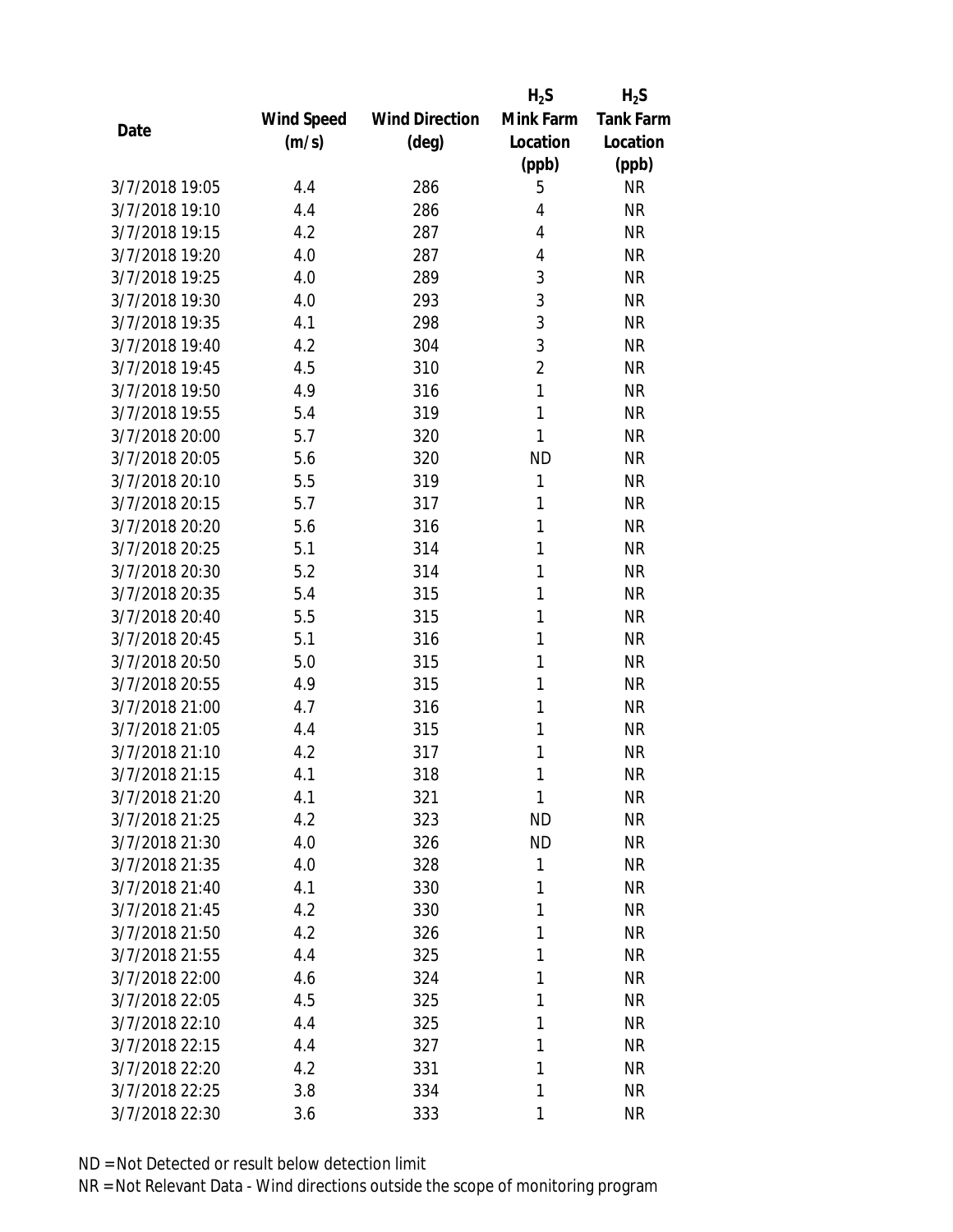| Date | Wind Speed (m/s) | Wind Direction (deg) | $H_2S$ Mink Farm Location (ppb) | $H_2S$ Tank Farm Location (ppb) |
|---|---|---|---|---|
| 3/7/2018 19:05 | 4.4 | 286 | 5 | NR |
| 3/7/2018 19:10 | 4.4 | 286 | 4 | NR |
| 3/7/2018 19:15 | 4.2 | 287 | 4 | NR |
| 3/7/2018 19:20 | 4.0 | 287 | 4 | NR |
| 3/7/2018 19:25 | 4.0 | 289 | 3 | NR |
| 3/7/2018 19:30 | 4.0 | 293 | 3 | NR |
| 3/7/2018 19:35 | 4.1 | 298 | 3 | NR |
| 3/7/2018 19:40 | 4.2 | 304 | 3 | NR |
| 3/7/2018 19:45 | 4.5 | 310 | 2 | NR |
| 3/7/2018 19:50 | 4.9 | 316 | 1 | NR |
| 3/7/2018 19:55 | 5.4 | 319 | 1 | NR |
| 3/7/2018 20:00 | 5.7 | 320 | 1 | NR |
| 3/7/2018 20:05 | 5.6 | 320 | ND | NR |
| 3/7/2018 20:10 | 5.5 | 319 | 1 | NR |
| 3/7/2018 20:15 | 5.7 | 317 | 1 | NR |
| 3/7/2018 20:20 | 5.6 | 316 | 1 | NR |
| 3/7/2018 20:25 | 5.1 | 314 | 1 | NR |
| 3/7/2018 20:30 | 5.2 | 314 | 1 | NR |
| 3/7/2018 20:35 | 5.4 | 315 | 1 | NR |
| 3/7/2018 20:40 | 5.5 | 315 | 1 | NR |
| 3/7/2018 20:45 | 5.1 | 316 | 1 | NR |
| 3/7/2018 20:50 | 5.0 | 315 | 1 | NR |
| 3/7/2018 20:55 | 4.9 | 315 | 1 | NR |
| 3/7/2018 21:00 | 4.7 | 316 | 1 | NR |
| 3/7/2018 21:05 | 4.4 | 315 | 1 | NR |
| 3/7/2018 21:10 | 4.2 | 317 | 1 | NR |
| 3/7/2018 21:15 | 4.1 | 318 | 1 | NR |
| 3/7/2018 21:20 | 4.1 | 321 | 1 | NR |
| 3/7/2018 21:25 | 4.2 | 323 | ND | NR |
| 3/7/2018 21:30 | 4.0 | 326 | ND | NR |
| 3/7/2018 21:35 | 4.0 | 328 | 1 | NR |
| 3/7/2018 21:40 | 4.1 | 330 | 1 | NR |
| 3/7/2018 21:45 | 4.2 | 330 | 1 | NR |
| 3/7/2018 21:50 | 4.2 | 326 | 1 | NR |
| 3/7/2018 21:55 | 4.4 | 325 | 1 | NR |
| 3/7/2018 22:00 | 4.6 | 324 | 1 | NR |
| 3/7/2018 22:05 | 4.5 | 325 | 1 | NR |
| 3/7/2018 22:10 | 4.4 | 325 | 1 | NR |
| 3/7/2018 22:15 | 4.4 | 327 | 1 | NR |
| 3/7/2018 22:20 | 4.2 | 331 | 1 | NR |
| 3/7/2018 22:25 | 3.8 | 334 | 1 | NR |
| 3/7/2018 22:30 | 3.6 | 333 | 1 | NR |

ND = Not Detected or result below detection limit

NR = Not Relevant Data - Wind directions outside the scope of monitoring program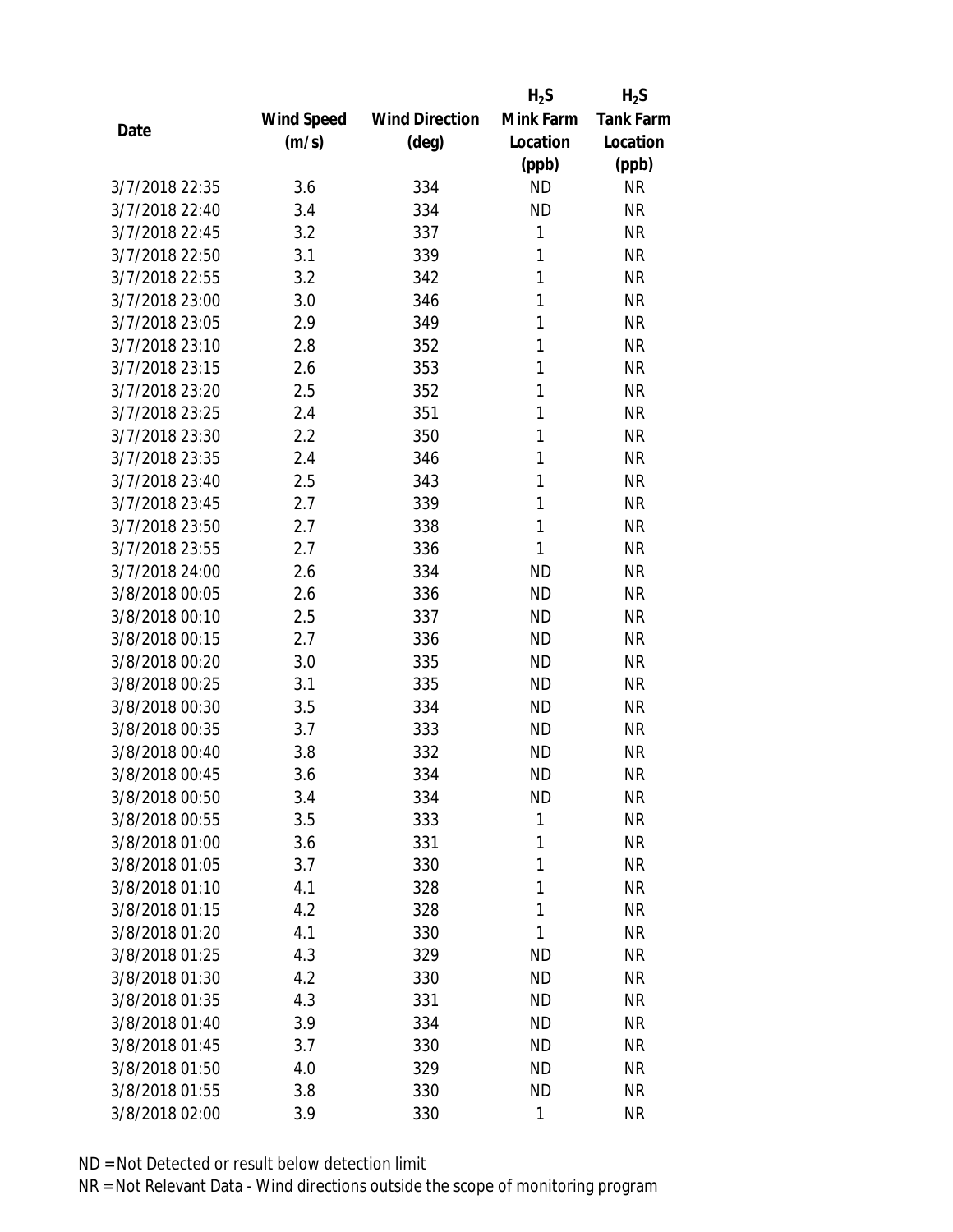| Date | Wind Speed (m/s) | Wind Direction (deg) | $H_2S$ Mink Farm Location (ppb) | $H_2S$ Tank Farm Location (ppb) |
|---|---|---|---|---|
| 3/7/2018 22:35 | 3.6 | 334 | ND | NR |
| 3/7/2018 22:40 | 3.4 | 334 | ND | NR |
| 3/7/2018 22:45 | 3.2 | 337 | 1 | NR |
| 3/7/2018 22:50 | 3.1 | 339 | 1 | NR |
| 3/7/2018 22:55 | 3.2 | 342 | 1 | NR |
| 3/7/2018 23:00 | 3.0 | 346 | 1 | NR |
| 3/7/2018 23:05 | 2.9 | 349 | 1 | NR |
| 3/7/2018 23:10 | 2.8 | 352 | 1 | NR |
| 3/7/2018 23:15 | 2.6 | 353 | 1 | NR |
| 3/7/2018 23:20 | 2.5 | 352 | 1 | NR |
| 3/7/2018 23:25 | 2.4 | 351 | 1 | NR |
| 3/7/2018 23:30 | 2.2 | 350 | 1 | NR |
| 3/7/2018 23:35 | 2.4 | 346 | 1 | NR |
| 3/7/2018 23:40 | 2.5 | 343 | 1 | NR |
| 3/7/2018 23:45 | 2.7 | 339 | 1 | NR |
| 3/7/2018 23:50 | 2.7 | 338 | 1 | NR |
| 3/7/2018 23:55 | 2.7 | 336 | 1 | NR |
| 3/7/2018 24:00 | 2.6 | 334 | ND | NR |
| 3/8/2018 00:05 | 2.6 | 336 | ND | NR |
| 3/8/2018 00:10 | 2.5 | 337 | ND | NR |
| 3/8/2018 00:15 | 2.7 | 336 | ND | NR |
| 3/8/2018 00:20 | 3.0 | 335 | ND | NR |
| 3/8/2018 00:25 | 3.1 | 335 | ND | NR |
| 3/8/2018 00:30 | 3.5 | 334 | ND | NR |
| 3/8/2018 00:35 | 3.7 | 333 | ND | NR |
| 3/8/2018 00:40 | 3.8 | 332 | ND | NR |
| 3/8/2018 00:45 | 3.6 | 334 | ND | NR |
| 3/8/2018 00:50 | 3.4 | 334 | ND | NR |
| 3/8/2018 00:55 | 3.5 | 333 | 1 | NR |
| 3/8/2018 01:00 | 3.6 | 331 | 1 | NR |
| 3/8/2018 01:05 | 3.7 | 330 | 1 | NR |
| 3/8/2018 01:10 | 4.1 | 328 | 1 | NR |
| 3/8/2018 01:15 | 4.2 | 328 | 1 | NR |
| 3/8/2018 01:20 | 4.1 | 330 | 1 | NR |
| 3/8/2018 01:25 | 4.3 | 329 | ND | NR |
| 3/8/2018 01:30 | 4.2 | 330 | ND | NR |
| 3/8/2018 01:35 | 4.3 | 331 | ND | NR |
| 3/8/2018 01:40 | 3.9 | 334 | ND | NR |
| 3/8/2018 01:45 | 3.7 | 330 | ND | NR |
| 3/8/2018 01:50 | 4.0 | 329 | ND | NR |
| 3/8/2018 01:55 | 3.8 | 330 | ND | NR |
| 3/8/2018 02:00 | 3.9 | 330 | 1 | NR |

ND = Not Detected or result below detection limit

NR = Not Relevant Data - Wind directions outside the scope of monitoring program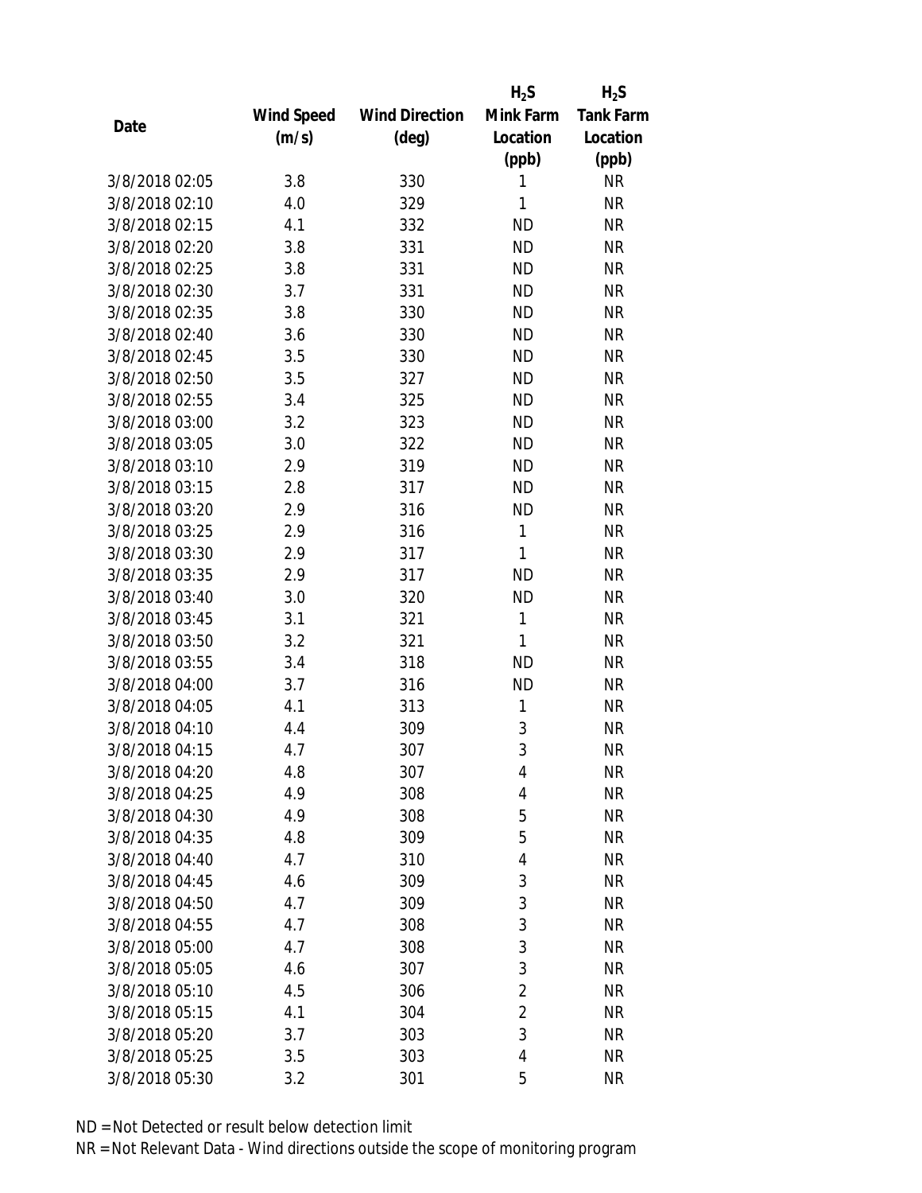| Date | Wind Speed (m/s) | Wind Direction (deg) | $H_2S$ Mink Farm Location (ppb) | $H_2S$ Tank Farm Location (ppb) |
|---|---|---|---|---|
| 3/8/2018 02:05 | 3.8 | 330 | 1 | NR |
| 3/8/2018 02:10 | 4.0 | 329 | 1 | NR |
| 3/8/2018 02:15 | 4.1 | 332 | ND | NR |
| 3/8/2018 02:20 | 3.8 | 331 | ND | NR |
| 3/8/2018 02:25 | 3.8 | 331 | ND | NR |
| 3/8/2018 02:30 | 3.7 | 331 | ND | NR |
| 3/8/2018 02:35 | 3.8 | 330 | ND | NR |
| 3/8/2018 02:40 | 3.6 | 330 | ND | NR |
| 3/8/2018 02:45 | 3.5 | 330 | ND | NR |
| 3/8/2018 02:50 | 3.5 | 327 | ND | NR |
| 3/8/2018 02:55 | 3.4 | 325 | ND | NR |
| 3/8/2018 03:00 | 3.2 | 323 | ND | NR |
| 3/8/2018 03:05 | 3.0 | 322 | ND | NR |
| 3/8/2018 03:10 | 2.9 | 319 | ND | NR |
| 3/8/2018 03:15 | 2.8 | 317 | ND | NR |
| 3/8/2018 03:20 | 2.9 | 316 | ND | NR |
| 3/8/2018 03:25 | 2.9 | 316 | 1 | NR |
| 3/8/2018 03:30 | 2.9 | 317 | 1 | NR |
| 3/8/2018 03:35 | 2.9 | 317 | ND | NR |
| 3/8/2018 03:40 | 3.0 | 320 | ND | NR |
| 3/8/2018 03:45 | 3.1 | 321 | 1 | NR |
| 3/8/2018 03:50 | 3.2 | 321 | 1 | NR |
| 3/8/2018 03:55 | 3.4 | 318 | ND | NR |
| 3/8/2018 04:00 | 3.7 | 316 | ND | NR |
| 3/8/2018 04:05 | 4.1 | 313 | 1 | NR |
| 3/8/2018 04:10 | 4.4 | 309 | 3 | NR |
| 3/8/2018 04:15 | 4.7 | 307 | 3 | NR |
| 3/8/2018 04:20 | 4.8 | 307 | 4 | NR |
| 3/8/2018 04:25 | 4.9 | 308 | 4 | NR |
| 3/8/2018 04:30 | 4.9 | 308 | 5 | NR |
| 3/8/2018 04:35 | 4.8 | 309 | 5 | NR |
| 3/8/2018 04:40 | 4.7 | 310 | 4 | NR |
| 3/8/2018 04:45 | 4.6 | 309 | 3 | NR |
| 3/8/2018 04:50 | 4.7 | 309 | 3 | NR |
| 3/8/2018 04:55 | 4.7 | 308 | 3 | NR |
| 3/8/2018 05:00 | 4.7 | 308 | 3 | NR |
| 3/8/2018 05:05 | 4.6 | 307 | 3 | NR |
| 3/8/2018 05:10 | 4.5 | 306 | 2 | NR |
| 3/8/2018 05:15 | 4.1 | 304 | 2 | NR |
| 3/8/2018 05:20 | 3.7 | 303 | 3 | NR |
| 3/8/2018 05:25 | 3.5 | 303 | 4 | NR |
| 3/8/2018 05:30 | 3.2 | 301 | 5 | NR |

ND = Not Detected or result below detection limit

NR = Not Relevant Data - Wind directions outside the scope of monitoring program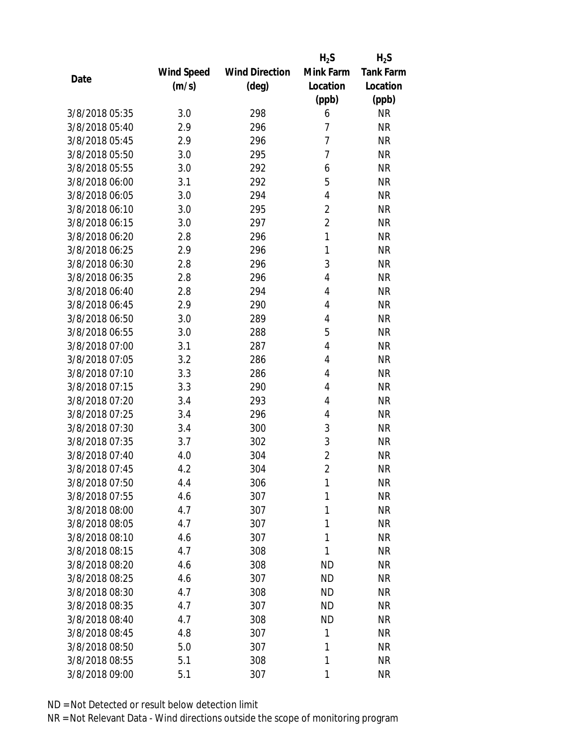| Date | Wind Speed (m/s) | Wind Direction (deg) | $H_2S$ Mink Farm Location (ppb) | $H_2S$ Tank Farm Location (ppb) |
|---|---|---|---|---|
| 3/8/2018 05:35 | 3.0 | 298 | 6 | NR |
| 3/8/2018 05:40 | 2.9 | 296 | 7 | NR |
| 3/8/2018 05:45 | 2.9 | 296 | 7 | NR |
| 3/8/2018 05:50 | 3.0 | 295 | 7 | NR |
| 3/8/2018 05:55 | 3.0 | 292 | 6 | NR |
| 3/8/2018 06:00 | 3.1 | 292 | 5 | NR |
| 3/8/2018 06:05 | 3.0 | 294 | 4 | NR |
| 3/8/2018 06:10 | 3.0 | 295 | 2 | NR |
| 3/8/2018 06:15 | 3.0 | 297 | 2 | NR |
| 3/8/2018 06:20 | 2.8 | 296 | 1 | NR |
| 3/8/2018 06:25 | 2.9 | 296 | 1 | NR |
| 3/8/2018 06:30 | 2.8 | 296 | 3 | NR |
| 3/8/2018 06:35 | 2.8 | 296 | 4 | NR |
| 3/8/2018 06:40 | 2.8 | 294 | 4 | NR |
| 3/8/2018 06:45 | 2.9 | 290 | 4 | NR |
| 3/8/2018 06:50 | 3.0 | 289 | 4 | NR |
| 3/8/2018 06:55 | 3.0 | 288 | 5 | NR |
| 3/8/2018 07:00 | 3.1 | 287 | 4 | NR |
| 3/8/2018 07:05 | 3.2 | 286 | 4 | NR |
| 3/8/2018 07:10 | 3.3 | 286 | 4 | NR |
| 3/8/2018 07:15 | 3.3 | 290 | 4 | NR |
| 3/8/2018 07:20 | 3.4 | 293 | 4 | NR |
| 3/8/2018 07:25 | 3.4 | 296 | 4 | NR |
| 3/8/2018 07:30 | 3.4 | 300 | 3 | NR |
| 3/8/2018 07:35 | 3.7 | 302 | 3 | NR |
| 3/8/2018 07:40 | 4.0 | 304 | 2 | NR |
| 3/8/2018 07:45 | 4.2 | 304 | 2 | NR |
| 3/8/2018 07:50 | 4.4 | 306 | 1 | NR |
| 3/8/2018 07:55 | 4.6 | 307 | 1 | NR |
| 3/8/2018 08:00 | 4.7 | 307 | 1 | NR |
| 3/8/2018 08:05 | 4.7 | 307 | 1 | NR |
| 3/8/2018 08:10 | 4.6 | 307 | 1 | NR |
| 3/8/2018 08:15 | 4.7 | 308 | 1 | NR |
| 3/8/2018 08:20 | 4.6 | 308 | ND | NR |
| 3/8/2018 08:25 | 4.6 | 307 | ND | NR |
| 3/8/2018 08:30 | 4.7 | 308 | ND | NR |
| 3/8/2018 08:35 | 4.7 | 307 | ND | NR |
| 3/8/2018 08:40 | 4.7 | 308 | ND | NR |
| 3/8/2018 08:45 | 4.8 | 307 | 1 | NR |
| 3/8/2018 08:50 | 5.0 | 307 | 1 | NR |
| 3/8/2018 08:55 | 5.1 | 308 | 1 | NR |
| 3/8/2018 09:00 | 5.1 | 307 | 1 | NR |

ND = Not Detected or result below detection limit

NR = Not Relevant Data - Wind directions outside the scope of monitoring program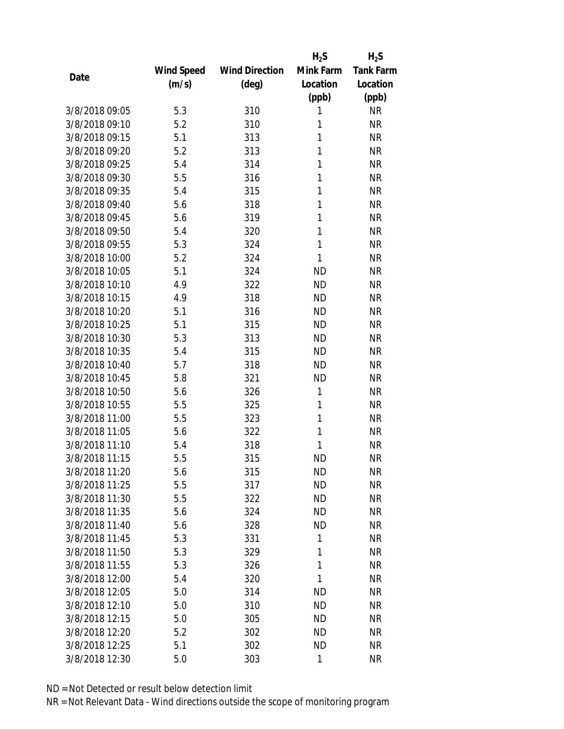| Date | Wind Speed (m/s) | Wind Direction (deg) | $H_2S$ Mink Farm Location (ppb) | $H_2S$ Tank Farm Location (ppb) |
|---|---|---|---|---|
| 3/8/2018 09:05 | 5.3 | 310 | 1 | NR |
| 3/8/2018 09:10 | 5.2 | 310 | 1 | NR |
| 3/8/2018 09:15 | 5.1 | 313 | 1 | NR |
| 3/8/2018 09:20 | 5.2 | 313 | 1 | NR |
| 3/8/2018 09:25 | 5.4 | 314 | 1 | NR |
| 3/8/2018 09:30 | 5.5 | 316 | 1 | NR |
| 3/8/2018 09:35 | 5.4 | 315 | 1 | NR |
| 3/8/2018 09:40 | 5.6 | 318 | 1 | NR |
| 3/8/2018 09:45 | 5.6 | 319 | 1 | NR |
| 3/8/2018 09:50 | 5.4 | 320 | 1 | NR |
| 3/8/2018 09:55 | 5.3 | 324 | 1 | NR |
| 3/8/2018 10:00 | 5.2 | 324 | 1 | NR |
| 3/8/2018 10:05 | 5.1 | 324 | ND | NR |
| 3/8/2018 10:10 | 4.9 | 322 | ND | NR |
| 3/8/2018 10:15 | 4.9 | 318 | ND | NR |
| 3/8/2018 10:20 | 5.1 | 316 | ND | NR |
| 3/8/2018 10:25 | 5.1 | 315 | ND | NR |
| 3/8/2018 10:30 | 5.3 | 313 | ND | NR |
| 3/8/2018 10:35 | 5.4 | 315 | ND | NR |
| 3/8/2018 10:40 | 5.7 | 318 | ND | NR |
| 3/8/2018 10:45 | 5.8 | 321 | ND | NR |
| 3/8/2018 10:50 | 5.6 | 326 | 1 | NR |
| 3/8/2018 10:55 | 5.5 | 325 | 1 | NR |
| 3/8/2018 11:00 | 5.5 | 323 | 1 | NR |
| 3/8/2018 11:05 | 5.6 | 322 | 1 | NR |
| 3/8/2018 11:10 | 5.4 | 318 | 1 | NR |
| 3/8/2018 11:15 | 5.5 | 315 | ND | NR |
| 3/8/2018 11:20 | 5.6 | 315 | ND | NR |
| 3/8/2018 11:25 | 5.5 | 317 | ND | NR |
| 3/8/2018 11:30 | 5.5 | 322 | ND | NR |
| 3/8/2018 11:35 | 5.6 | 324 | ND | NR |
| 3/8/2018 11:40 | 5.6 | 328 | ND | NR |
| 3/8/2018 11:45 | 5.3 | 331 | 1 | NR |
| 3/8/2018 11:50 | 5.3 | 329 | 1 | NR |
| 3/8/2018 11:55 | 5.3 | 326 | 1 | NR |
| 3/8/2018 12:00 | 5.4 | 320 | 1 | NR |
| 3/8/2018 12:05 | 5.0 | 314 | ND | NR |
| 3/8/2018 12:10 | 5.0 | 310 | ND | NR |
| 3/8/2018 12:15 | 5.0 | 305 | ND | NR |
| 3/8/2018 12:20 | 5.2 | 302 | ND | NR |
| 3/8/2018 12:25 | 5.1 | 302 | ND | NR |
| 3/8/2018 12:30 | 5.0 | 303 | 1 | NR |

ND = Not Detected or result below detection limit

NR = Not Relevant Data - Wind directions outside the scope of monitoring program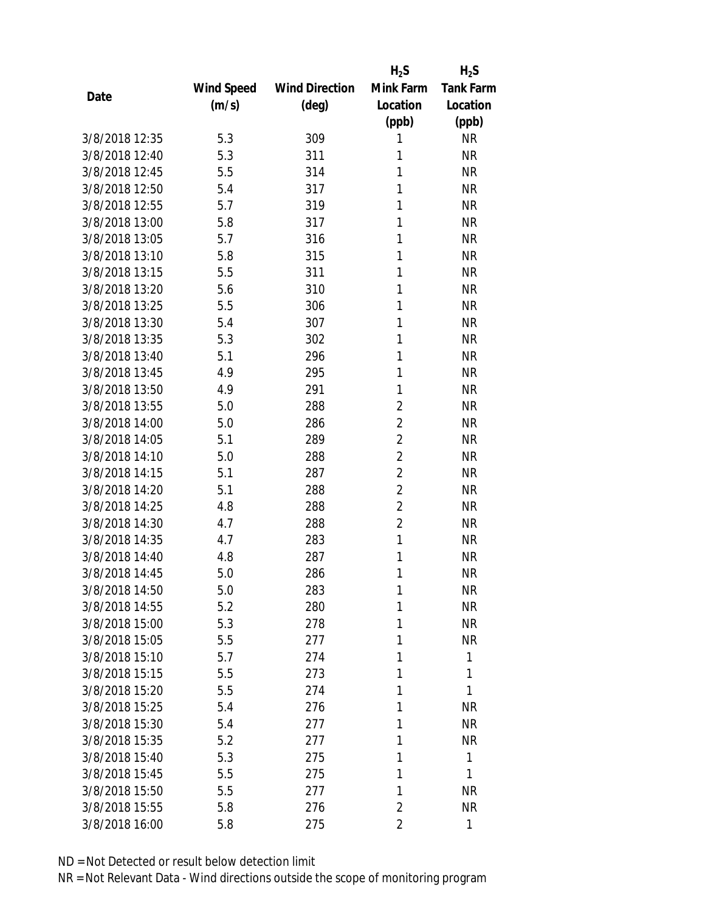| Date | Wind Speed (m/s) | Wind Direction (deg) | $H_2S$ Mink Farm Location (ppb) | $H_2S$ Tank Farm Location (ppb) |
|---|---|---|---|---|
| 3/8/2018 12:35 | 5.3 | 309 | 1 | NR |
| 3/8/2018 12:40 | 5.3 | 311 | 1 | NR |
| 3/8/2018 12:45 | 5.5 | 314 | 1 | NR |
| 3/8/2018 12:50 | 5.4 | 317 | 1 | NR |
| 3/8/2018 12:55 | 5.7 | 319 | 1 | NR |
| 3/8/2018 13:00 | 5.8 | 317 | 1 | NR |
| 3/8/2018 13:05 | 5.7 | 316 | 1 | NR |
| 3/8/2018 13:10 | 5.8 | 315 | 1 | NR |
| 3/8/2018 13:15 | 5.5 | 311 | 1 | NR |
| 3/8/2018 13:20 | 5.6 | 310 | 1 | NR |
| 3/8/2018 13:25 | 5.5 | 306 | 1 | NR |
| 3/8/2018 13:30 | 5.4 | 307 | 1 | NR |
| 3/8/2018 13:35 | 5.3 | 302 | 1 | NR |
| 3/8/2018 13:40 | 5.1 | 296 | 1 | NR |
| 3/8/2018 13:45 | 4.9 | 295 | 1 | NR |
| 3/8/2018 13:50 | 4.9 | 291 | 1 | NR |
| 3/8/2018 13:55 | 5.0 | 288 | 2 | NR |
| 3/8/2018 14:00 | 5.0 | 286 | 2 | NR |
| 3/8/2018 14:05 | 5.1 | 289 | 2 | NR |
| 3/8/2018 14:10 | 5.0 | 288 | 2 | NR |
| 3/8/2018 14:15 | 5.1 | 287 | 2 | NR |
| 3/8/2018 14:20 | 5.1 | 288 | 2 | NR |
| 3/8/2018 14:25 | 4.8 | 288 | 2 | NR |
| 3/8/2018 14:30 | 4.7 | 288 | 2 | NR |
| 3/8/2018 14:35 | 4.7 | 283 | 1 | NR |
| 3/8/2018 14:40 | 4.8 | 287 | 1 | NR |
| 3/8/2018 14:45 | 5.0 | 286 | 1 | NR |
| 3/8/2018 14:50 | 5.0 | 283 | 1 | NR |
| 3/8/2018 14:55 | 5.2 | 280 | 1 | NR |
| 3/8/2018 15:00 | 5.3 | 278 | 1 | NR |
| 3/8/2018 15:05 | 5.5 | 277 | 1 | NR |
| 3/8/2018 15:10 | 5.7 | 274 | 1 | 1 |
| 3/8/2018 15:15 | 5.5 | 273 | 1 | 1 |
| 3/8/2018 15:20 | 5.5 | 274 | 1 | 1 |
| 3/8/2018 15:25 | 5.4 | 276 | 1 | NR |
| 3/8/2018 15:30 | 5.4 | 277 | 1 | NR |
| 3/8/2018 15:35 | 5.2 | 277 | 1 | NR |
| 3/8/2018 15:40 | 5.3 | 275 | 1 | 1 |
| 3/8/2018 15:45 | 5.5 | 275 | 1 | 1 |
| 3/8/2018 15:50 | 5.5 | 277 | 1 | NR |
| 3/8/2018 15:55 | 5.8 | 276 | 2 | NR |
| 3/8/2018 16:00 | 5.8 | 275 | 2 | 1 |

ND = Not Detected or result below detection limit

NR = Not Relevant Data - Wind directions outside the scope of monitoring program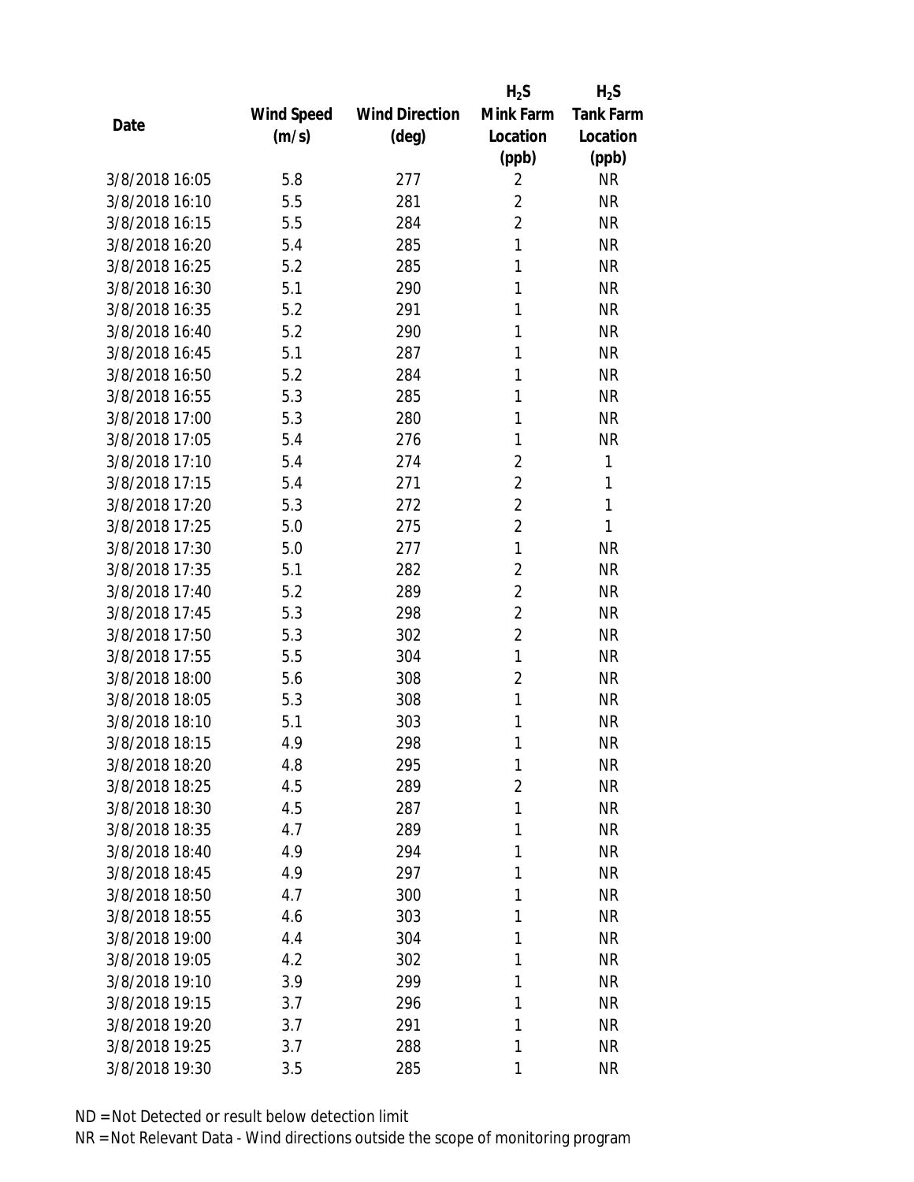| Date | Wind Speed (m/s) | Wind Direction (deg) | $H_2S$ Mink Farm Location (ppb) | $H_2S$ Tank Farm Location (ppb) |
|---|---|---|---|---|
| 3/8/2018 16:05 | 5.8 | 277 | 2 | NR |
| 3/8/2018 16:10 | 5.5 | 281 | 2 | NR |
| 3/8/2018 16:15 | 5.5 | 284 | 2 | NR |
| 3/8/2018 16:20 | 5.4 | 285 | 1 | NR |
| 3/8/2018 16:25 | 5.2 | 285 | 1 | NR |
| 3/8/2018 16:30 | 5.1 | 290 | 1 | NR |
| 3/8/2018 16:35 | 5.2 | 291 | 1 | NR |
| 3/8/2018 16:40 | 5.2 | 290 | 1 | NR |
| 3/8/2018 16:45 | 5.1 | 287 | 1 | NR |
| 3/8/2018 16:50 | 5.2 | 284 | 1 | NR |
| 3/8/2018 16:55 | 5.3 | 285 | 1 | NR |
| 3/8/2018 17:00 | 5.3 | 280 | 1 | NR |
| 3/8/2018 17:05 | 5.4 | 276 | 1 | NR |
| 3/8/2018 17:10 | 5.4 | 274 | 2 | 1 |
| 3/8/2018 17:15 | 5.4 | 271 | 2 | 1 |
| 3/8/2018 17:20 | 5.3 | 272 | 2 | 1 |
| 3/8/2018 17:25 | 5.0 | 275 | 2 | 1 |
| 3/8/2018 17:30 | 5.0 | 277 | 1 | NR |
| 3/8/2018 17:35 | 5.1 | 282 | 2 | NR |
| 3/8/2018 17:40 | 5.2 | 289 | 2 | NR |
| 3/8/2018 17:45 | 5.3 | 298 | 2 | NR |
| 3/8/2018 17:50 | 5.3 | 302 | 2 | NR |
| 3/8/2018 17:55 | 5.5 | 304 | 1 | NR |
| 3/8/2018 18:00 | 5.6 | 308 | 2 | NR |
| 3/8/2018 18:05 | 5.3 | 308 | 1 | NR |
| 3/8/2018 18:10 | 5.1 | 303 | 1 | NR |
| 3/8/2018 18:15 | 4.9 | 298 | 1 | NR |
| 3/8/2018 18:20 | 4.8 | 295 | 1 | NR |
| 3/8/2018 18:25 | 4.5 | 289 | 2 | NR |
| 3/8/2018 18:30 | 4.5 | 287 | 1 | NR |
| 3/8/2018 18:35 | 4.7 | 289 | 1 | NR |
| 3/8/2018 18:40 | 4.9 | 294 | 1 | NR |
| 3/8/2018 18:45 | 4.9 | 297 | 1 | NR |
| 3/8/2018 18:50 | 4.7 | 300 | 1 | NR |
| 3/8/2018 18:55 | 4.6 | 303 | 1 | NR |
| 3/8/2018 19:00 | 4.4 | 304 | 1 | NR |
| 3/8/2018 19:05 | 4.2 | 302 | 1 | NR |
| 3/8/2018 19:10 | 3.9 | 299 | 1 | NR |
| 3/8/2018 19:15 | 3.7 | 296 | 1 | NR |
| 3/8/2018 19:20 | 3.7 | 291 | 1 | NR |
| 3/8/2018 19:25 | 3.7 | 288 | 1 | NR |
| 3/8/2018 19:30 | 3.5 | 285 | 1 | NR |

ND = Not Detected or result below detection limit

NR = Not Relevant Data - Wind directions outside the scope of monitoring program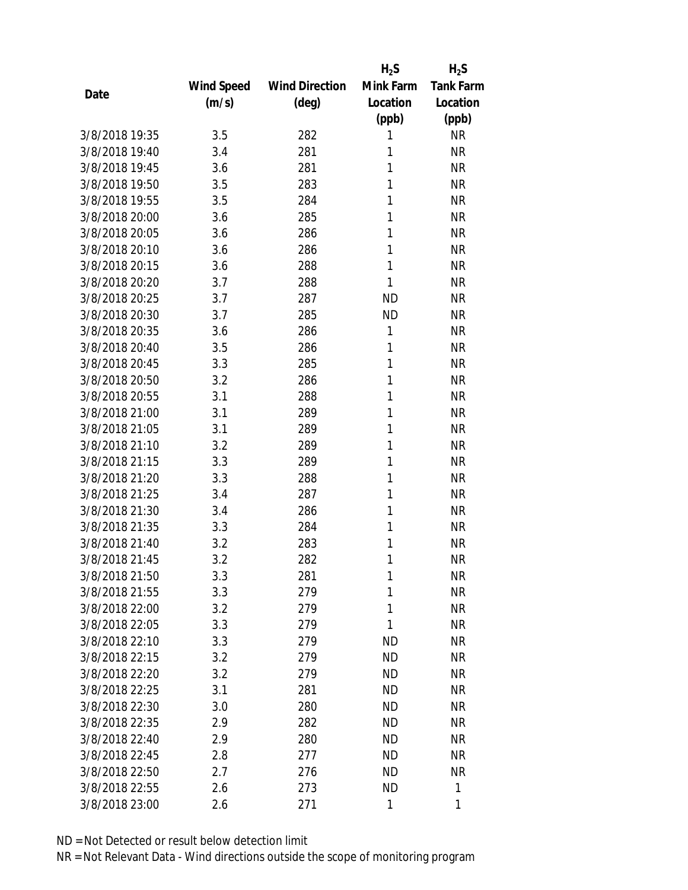| Date | Wind Speed (m/s) | Wind Direction (deg) | $H_2S$ Mink Farm Location (ppb) | $H_2S$ Tank Farm Location (ppb) |
| --- | --- | --- | --- | --- |
| 3/8/2018 19:35 | 3.5 | 282 | 1 | NR |
| 3/8/2018 19:40 | 3.4 | 281 | 1 | NR |
| 3/8/2018 19:45 | 3.6 | 281 | 1 | NR |
| 3/8/2018 19:50 | 3.5 | 283 | 1 | NR |
| 3/8/2018 19:55 | 3.5 | 284 | 1 | NR |
| 3/8/2018 20:00 | 3.6 | 285 | 1 | NR |
| 3/8/2018 20:05 | 3.6 | 286 | 1 | NR |
| 3/8/2018 20:10 | 3.6 | 286 | 1 | NR |
| 3/8/2018 20:15 | 3.6 | 288 | 1 | NR |
| 3/8/2018 20:20 | 3.7 | 288 | 1 | NR |
| 3/8/2018 20:25 | 3.7 | 287 | ND | NR |
| 3/8/2018 20:30 | 3.7 | 285 | ND | NR |
| 3/8/2018 20:35 | 3.6 | 286 | 1 | NR |
| 3/8/2018 20:40 | 3.5 | 286 | 1 | NR |
| 3/8/2018 20:45 | 3.3 | 285 | 1 | NR |
| 3/8/2018 20:50 | 3.2 | 286 | 1 | NR |
| 3/8/2018 20:55 | 3.1 | 288 | 1 | NR |
| 3/8/2018 21:00 | 3.1 | 289 | 1 | NR |
| 3/8/2018 21:05 | 3.1 | 289 | 1 | NR |
| 3/8/2018 21:10 | 3.2 | 289 | 1 | NR |
| 3/8/2018 21:15 | 3.3 | 289 | 1 | NR |
| 3/8/2018 21:20 | 3.3 | 288 | 1 | NR |
| 3/8/2018 21:25 | 3.4 | 287 | 1 | NR |
| 3/8/2018 21:30 | 3.4 | 286 | 1 | NR |
| 3/8/2018 21:35 | 3.3 | 284 | 1 | NR |
| 3/8/2018 21:40 | 3.2 | 283 | 1 | NR |
| 3/8/2018 21:45 | 3.2 | 282 | 1 | NR |
| 3/8/2018 21:50 | 3.3 | 281 | 1 | NR |
| 3/8/2018 21:55 | 3.3 | 279 | 1 | NR |
| 3/8/2018 22:00 | 3.2 | 279 | 1 | NR |
| 3/8/2018 22:05 | 3.3 | 279 | 1 | NR |
| 3/8/2018 22:10 | 3.3 | 279 | ND | NR |
| 3/8/2018 22:15 | 3.2 | 279 | ND | NR |
| 3/8/2018 22:20 | 3.2 | 279 | ND | NR |
| 3/8/2018 22:25 | 3.1 | 281 | ND | NR |
| 3/8/2018 22:30 | 3.0 | 280 | ND | NR |
| 3/8/2018 22:35 | 2.9 | 282 | ND | NR |
| 3/8/2018 22:40 | 2.9 | 280 | ND | NR |
| 3/8/2018 22:45 | 2.8 | 277 | ND | NR |
| 3/8/2018 22:50 | 2.7 | 276 | ND | NR |
| 3/8/2018 22:55 | 2.6 | 273 | ND | 1 |
| 3/8/2018 23:00 | 2.6 | 271 | 1 | 1 |

ND = Not Detected or result below detection limit

NR = Not Relevant Data - Wind directions outside the scope of monitoring program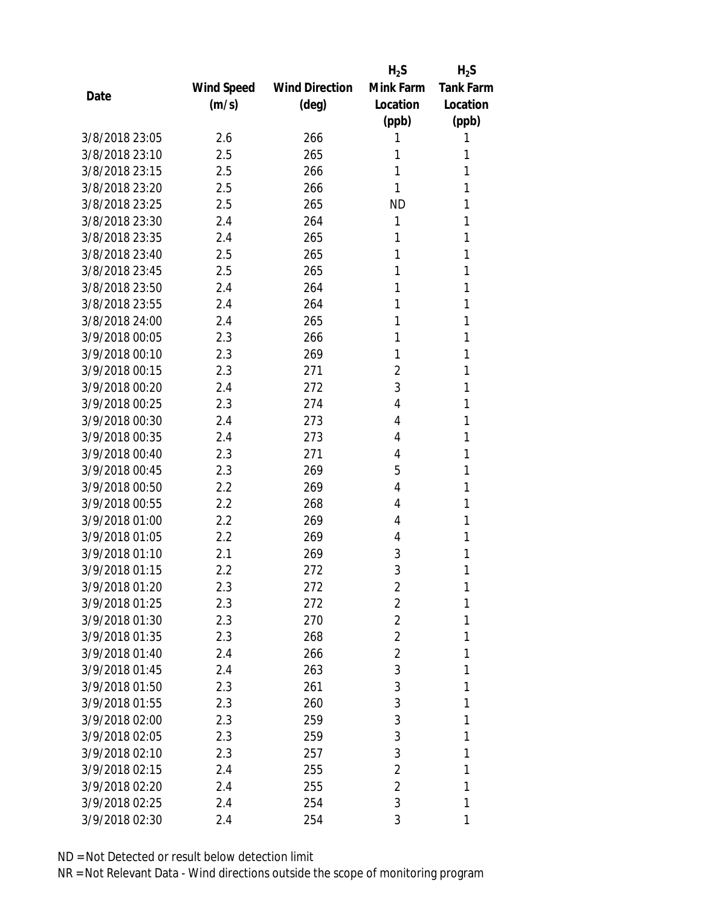| Date | Wind Speed (m/s) | Wind Direction (deg) | $H_2S$ Mink Farm Location (ppb) | $H_2S$ Tank Farm Location (ppb) |
|---|---|---|---|---|
| 3/8/2018 23:05 | 2.6 | 266 | 1 | 1 |
| 3/8/2018 23:10 | 2.5 | 265 | 1 | 1 |
| 3/8/2018 23:15 | 2.5 | 266 | 1 | 1 |
| 3/8/2018 23:20 | 2.5 | 266 | 1 | 1 |
| 3/8/2018 23:25 | 2.5 | 265 | ND | 1 |
| 3/8/2018 23:30 | 2.4 | 264 | 1 | 1 |
| 3/8/2018 23:35 | 2.4 | 265 | 1 | 1 |
| 3/8/2018 23:40 | 2.5 | 265 | 1 | 1 |
| 3/8/2018 23:45 | 2.5 | 265 | 1 | 1 |
| 3/8/2018 23:50 | 2.4 | 264 | 1 | 1 |
| 3/8/2018 23:55 | 2.4 | 264 | 1 | 1 |
| 3/8/2018 24:00 | 2.4 | 265 | 1 | 1 |
| 3/9/2018 00:05 | 2.3 | 266 | 1 | 1 |
| 3/9/2018 00:10 | 2.3 | 269 | 1 | 1 |
| 3/9/2018 00:15 | 2.3 | 271 | 2 | 1 |
| 3/9/2018 00:20 | 2.4 | 272 | 3 | 1 |
| 3/9/2018 00:25 | 2.3 | 274 | 4 | 1 |
| 3/9/2018 00:30 | 2.4 | 273 | 4 | 1 |
| 3/9/2018 00:35 | 2.4 | 273 | 4 | 1 |
| 3/9/2018 00:40 | 2.3 | 271 | 4 | 1 |
| 3/9/2018 00:45 | 2.3 | 269 | 5 | 1 |
| 3/9/2018 00:50 | 2.2 | 269 | 4 | 1 |
| 3/9/2018 00:55 | 2.2 | 268 | 4 | 1 |
| 3/9/2018 01:00 | 2.2 | 269 | 4 | 1 |
| 3/9/2018 01:05 | 2.2 | 269 | 4 | 1 |
| 3/9/2018 01:10 | 2.1 | 269 | 3 | 1 |
| 3/9/2018 01:15 | 2.2 | 272 | 3 | 1 |
| 3/9/2018 01:20 | 2.3 | 272 | 2 | 1 |
| 3/9/2018 01:25 | 2.3 | 272 | 2 | 1 |
| 3/9/2018 01:30 | 2.3 | 270 | 2 | 1 |
| 3/9/2018 01:35 | 2.3 | 268 | 2 | 1 |
| 3/9/2018 01:40 | 2.4 | 266 | 2 | 1 |
| 3/9/2018 01:45 | 2.4 | 263 | 3 | 1 |
| 3/9/2018 01:50 | 2.3 | 261 | 3 | 1 |
| 3/9/2018 01:55 | 2.3 | 260 | 3 | 1 |
| 3/9/2018 02:00 | 2.3 | 259 | 3 | 1 |
| 3/9/2018 02:05 | 2.3 | 259 | 3 | 1 |
| 3/9/2018 02:10 | 2.3 | 257 | 3 | 1 |
| 3/9/2018 02:15 | 2.4 | 255 | 2 | 1 |
| 3/9/2018 02:20 | 2.4 | 255 | 2 | 1 |
| 3/9/2018 02:25 | 2.4 | 254 | 3 | 1 |
| 3/9/2018 02:30 | 2.4 | 254 | 3 | 1 |

ND = Not Detected or result below detection limit

NR = Not Relevant Data - Wind directions outside the scope of monitoring program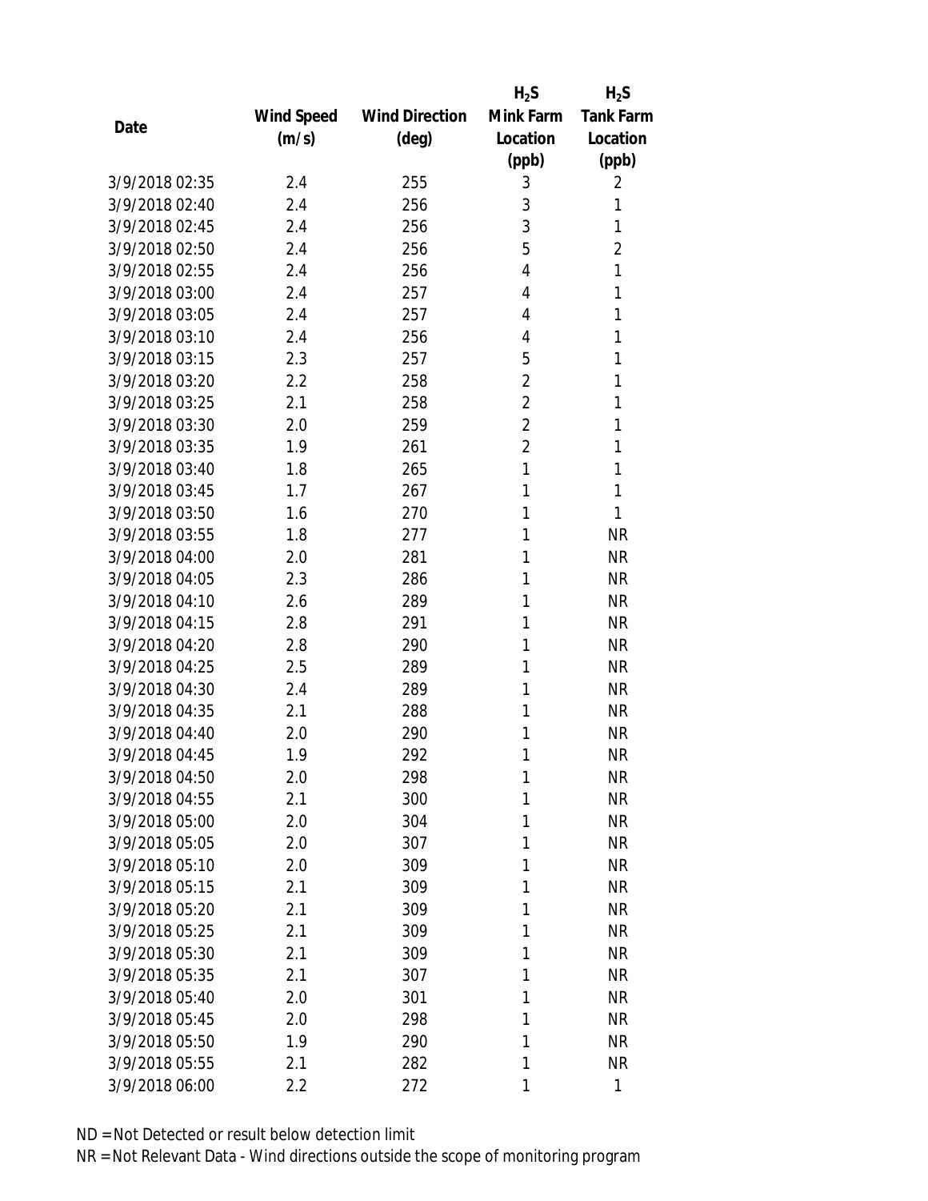| Date | Wind Speed (m/s) | Wind Direction (deg) | $H_2S$ Mink Farm Location (ppb) | $H_2S$ Tank Farm Location (ppb) |
|---|---|---|---|---|
| 3/9/2018 02:35 | 2.4 | 255 | 3 | 2 |
| 3/9/2018 02:40 | 2.4 | 256 | 3 | 1 |
| 3/9/2018 02:45 | 2.4 | 256 | 3 | 1 |
| 3/9/2018 02:50 | 2.4 | 256 | 5 | 2 |
| 3/9/2018 02:55 | 2.4 | 256 | 4 | 1 |
| 3/9/2018 03:00 | 2.4 | 257 | 4 | 1 |
| 3/9/2018 03:05 | 2.4 | 257 | 4 | 1 |
| 3/9/2018 03:10 | 2.4 | 256 | 4 | 1 |
| 3/9/2018 03:15 | 2.3 | 257 | 5 | 1 |
| 3/9/2018 03:20 | 2.2 | 258 | 2 | 1 |
| 3/9/2018 03:25 | 2.1 | 258 | 2 | 1 |
| 3/9/2018 03:30 | 2.0 | 259 | 2 | 1 |
| 3/9/2018 03:35 | 1.9 | 261 | 2 | 1 |
| 3/9/2018 03:40 | 1.8 | 265 | 1 | 1 |
| 3/9/2018 03:45 | 1.7 | 267 | 1 | 1 |
| 3/9/2018 03:50 | 1.6 | 270 | 1 | 1 |
| 3/9/2018 03:55 | 1.8 | 277 | 1 | NR |
| 3/9/2018 04:00 | 2.0 | 281 | 1 | NR |
| 3/9/2018 04:05 | 2.3 | 286 | 1 | NR |
| 3/9/2018 04:10 | 2.6 | 289 | 1 | NR |
| 3/9/2018 04:15 | 2.8 | 291 | 1 | NR |
| 3/9/2018 04:20 | 2.8 | 290 | 1 | NR |
| 3/9/2018 04:25 | 2.5 | 289 | 1 | NR |
| 3/9/2018 04:30 | 2.4 | 289 | 1 | NR |
| 3/9/2018 04:35 | 2.1 | 288 | 1 | NR |
| 3/9/2018 04:40 | 2.0 | 290 | 1 | NR |
| 3/9/2018 04:45 | 1.9 | 292 | 1 | NR |
| 3/9/2018 04:50 | 2.0 | 298 | 1 | NR |
| 3/9/2018 04:55 | 2.1 | 300 | 1 | NR |
| 3/9/2018 05:00 | 2.0 | 304 | 1 | NR |
| 3/9/2018 05:05 | 2.0 | 307 | 1 | NR |
| 3/9/2018 05:10 | 2.0 | 309 | 1 | NR |
| 3/9/2018 05:15 | 2.1 | 309 | 1 | NR |
| 3/9/2018 05:20 | 2.1 | 309 | 1 | NR |
| 3/9/2018 05:25 | 2.1 | 309 | 1 | NR |
| 3/9/2018 05:30 | 2.1 | 309 | 1 | NR |
| 3/9/2018 05:35 | 2.1 | 307 | 1 | NR |
| 3/9/2018 05:40 | 2.0 | 301 | 1 | NR |
| 3/9/2018 05:45 | 2.0 | 298 | 1 | NR |
| 3/9/2018 05:50 | 1.9 | 290 | 1 | NR |
| 3/9/2018 05:55 | 2.1 | 282 | 1 | NR |
| 3/9/2018 06:00 | 2.2 | 272 | 1 | 1 |

ND = Not Detected or result below detection limit
NR = Not Relevant Data - Wind directions outside the scope of monitoring program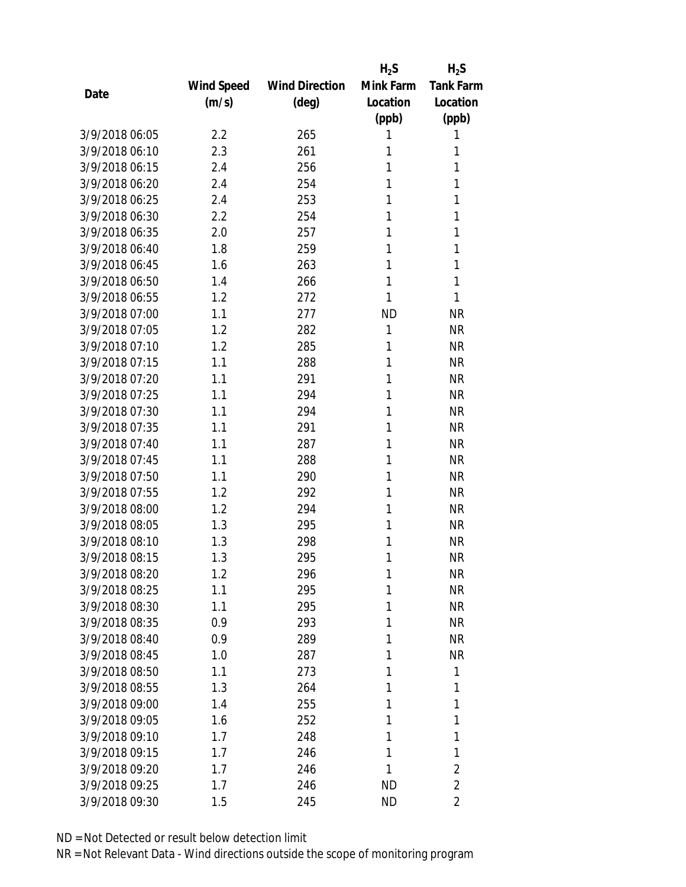| Date | Wind Speed (m/s) | Wind Direction (deg) | $H_2S$ Mink Farm Location (ppb) | $H_2S$ Tank Farm Location (ppb) |
|---|---|---|---|---|
| 3/9/2018 06:05 | 2.2 | 265 | 1 | 1 |
| 3/9/2018 06:10 | 2.3 | 261 | 1 | 1 |
| 3/9/2018 06:15 | 2.4 | 256 | 1 | 1 |
| 3/9/2018 06:20 | 2.4 | 254 | 1 | 1 |
| 3/9/2018 06:25 | 2.4 | 253 | 1 | 1 |
| 3/9/2018 06:30 | 2.2 | 254 | 1 | 1 |
| 3/9/2018 06:35 | 2.0 | 257 | 1 | 1 |
| 3/9/2018 06:40 | 1.8 | 259 | 1 | 1 |
| 3/9/2018 06:45 | 1.6 | 263 | 1 | 1 |
| 3/9/2018 06:50 | 1.4 | 266 | 1 | 1 |
| 3/9/2018 06:55 | 1.2 | 272 | 1 | 1 |
| 3/9/2018 07:00 | 1.1 | 277 | ND | NR |
| 3/9/2018 07:05 | 1.2 | 282 | 1 | NR |
| 3/9/2018 07:10 | 1.2 | 285 | 1 | NR |
| 3/9/2018 07:15 | 1.1 | 288 | 1 | NR |
| 3/9/2018 07:20 | 1.1 | 291 | 1 | NR |
| 3/9/2018 07:25 | 1.1 | 294 | 1 | NR |
| 3/9/2018 07:30 | 1.1 | 294 | 1 | NR |
| 3/9/2018 07:35 | 1.1 | 291 | 1 | NR |
| 3/9/2018 07:40 | 1.1 | 287 | 1 | NR |
| 3/9/2018 07:45 | 1.1 | 288 | 1 | NR |
| 3/9/2018 07:50 | 1.1 | 290 | 1 | NR |
| 3/9/2018 07:55 | 1.2 | 292 | 1 | NR |
| 3/9/2018 08:00 | 1.2 | 294 | 1 | NR |
| 3/9/2018 08:05 | 1.3 | 295 | 1 | NR |
| 3/9/2018 08:10 | 1.3 | 298 | 1 | NR |
| 3/9/2018 08:15 | 1.3 | 295 | 1 | NR |
| 3/9/2018 08:20 | 1.2 | 296 | 1 | NR |
| 3/9/2018 08:25 | 1.1 | 295 | 1 | NR |
| 3/9/2018 08:30 | 1.1 | 295 | 1 | NR |
| 3/9/2018 08:35 | 0.9 | 293 | 1 | NR |
| 3/9/2018 08:40 | 0.9 | 289 | 1 | NR |
| 3/9/2018 08:45 | 1.0 | 287 | 1 | NR |
| 3/9/2018 08:50 | 1.1 | 273 | 1 | 1 |
| 3/9/2018 08:55 | 1.3 | 264 | 1 | 1 |
| 3/9/2018 09:00 | 1.4 | 255 | 1 | 1 |
| 3/9/2018 09:05 | 1.6 | 252 | 1 | 1 |
| 3/9/2018 09:10 | 1.7 | 248 | 1 | 1 |
| 3/9/2018 09:15 | 1.7 | 246 | 1 | 1 |
| 3/9/2018 09:20 | 1.7 | 246 | 1 | 2 |
| 3/9/2018 09:25 | 1.7 | 246 | ND | 2 |
| 3/9/2018 09:30 | 1.5 | 245 | ND | 2 |

ND = Not Detected or result below detection limit

NR = Not Relevant Data - Wind directions outside the scope of monitoring program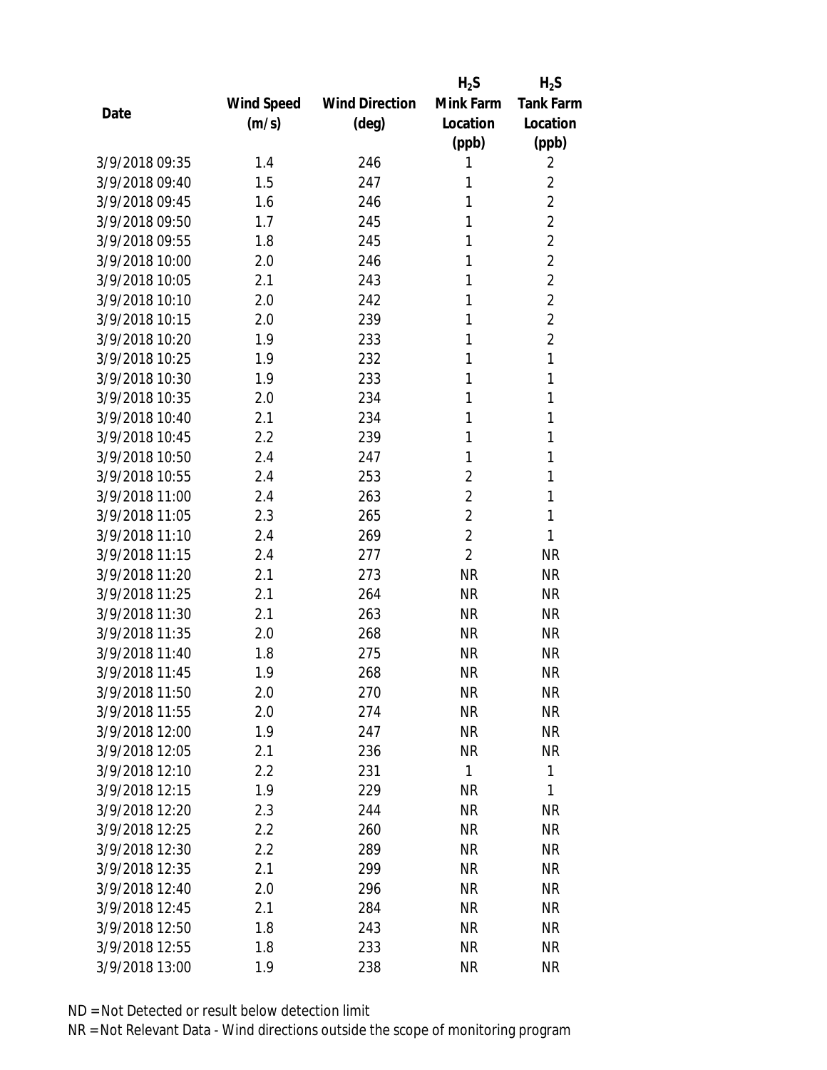| Date | Wind Speed (m/s) | Wind Direction (deg) | $H_2S$ Mink Farm Location (ppb) | $H_2S$ Tank Farm Location (ppb) |
|---|---|---|---|---|
| 3/9/2018 09:35 | 1.4 | 246 | 1 | 2 |
| 3/9/2018 09:40 | 1.5 | 247 | 1 | 2 |
| 3/9/2018 09:45 | 1.6 | 246 | 1 | 2 |
| 3/9/2018 09:50 | 1.7 | 245 | 1 | 2 |
| 3/9/2018 09:55 | 1.8 | 245 | 1 | 2 |
| 3/9/2018 10:00 | 2.0 | 246 | 1 | 2 |
| 3/9/2018 10:05 | 2.1 | 243 | 1 | 2 |
| 3/9/2018 10:10 | 2.0 | 242 | 1 | 2 |
| 3/9/2018 10:15 | 2.0 | 239 | 1 | 2 |
| 3/9/2018 10:20 | 1.9 | 233 | 1 | 2 |
| 3/9/2018 10:25 | 1.9 | 232 | 1 | 1 |
| 3/9/2018 10:30 | 1.9 | 233 | 1 | 1 |
| 3/9/2018 10:35 | 2.0 | 234 | 1 | 1 |
| 3/9/2018 10:40 | 2.1 | 234 | 1 | 1 |
| 3/9/2018 10:45 | 2.2 | 239 | 1 | 1 |
| 3/9/2018 10:50 | 2.4 | 247 | 1 | 1 |
| 3/9/2018 10:55 | 2.4 | 253 | 2 | 1 |
| 3/9/2018 11:00 | 2.4 | 263 | 2 | 1 |
| 3/9/2018 11:05 | 2.3 | 265 | 2 | 1 |
| 3/9/2018 11:10 | 2.4 | 269 | 2 | 1 |
| 3/9/2018 11:15 | 2.4 | 277 | 2 | NR |
| 3/9/2018 11:20 | 2.1 | 273 | NR | NR |
| 3/9/2018 11:25 | 2.1 | 264 | NR | NR |
| 3/9/2018 11:30 | 2.1 | 263 | NR | NR |
| 3/9/2018 11:35 | 2.0 | 268 | NR | NR |
| 3/9/2018 11:40 | 1.8 | 275 | NR | NR |
| 3/9/2018 11:45 | 1.9 | 268 | NR | NR |
| 3/9/2018 11:50 | 2.0 | 270 | NR | NR |
| 3/9/2018 11:55 | 2.0 | 274 | NR | NR |
| 3/9/2018 12:00 | 1.9 | 247 | NR | NR |
| 3/9/2018 12:05 | 2.1 | 236 | NR | NR |
| 3/9/2018 12:10 | 2.2 | 231 | 1 | 1 |
| 3/9/2018 12:15 | 1.9 | 229 | NR | 1 |
| 3/9/2018 12:20 | 2.3 | 244 | NR | NR |
| 3/9/2018 12:25 | 2.2 | 260 | NR | NR |
| 3/9/2018 12:30 | 2.2 | 289 | NR | NR |
| 3/9/2018 12:35 | 2.1 | 299 | NR | NR |
| 3/9/2018 12:40 | 2.0 | 296 | NR | NR |
| 3/9/2018 12:45 | 2.1 | 284 | NR | NR |
| 3/9/2018 12:50 | 1.8 | 243 | NR | NR |
| 3/9/2018 12:55 | 1.8 | 233 | NR | NR |
| 3/9/2018 13:00 | 1.9 | 238 | NR | NR |

ND = Not Detected or result below detection limit

NR = Not Relevant Data - Wind directions outside the scope of monitoring program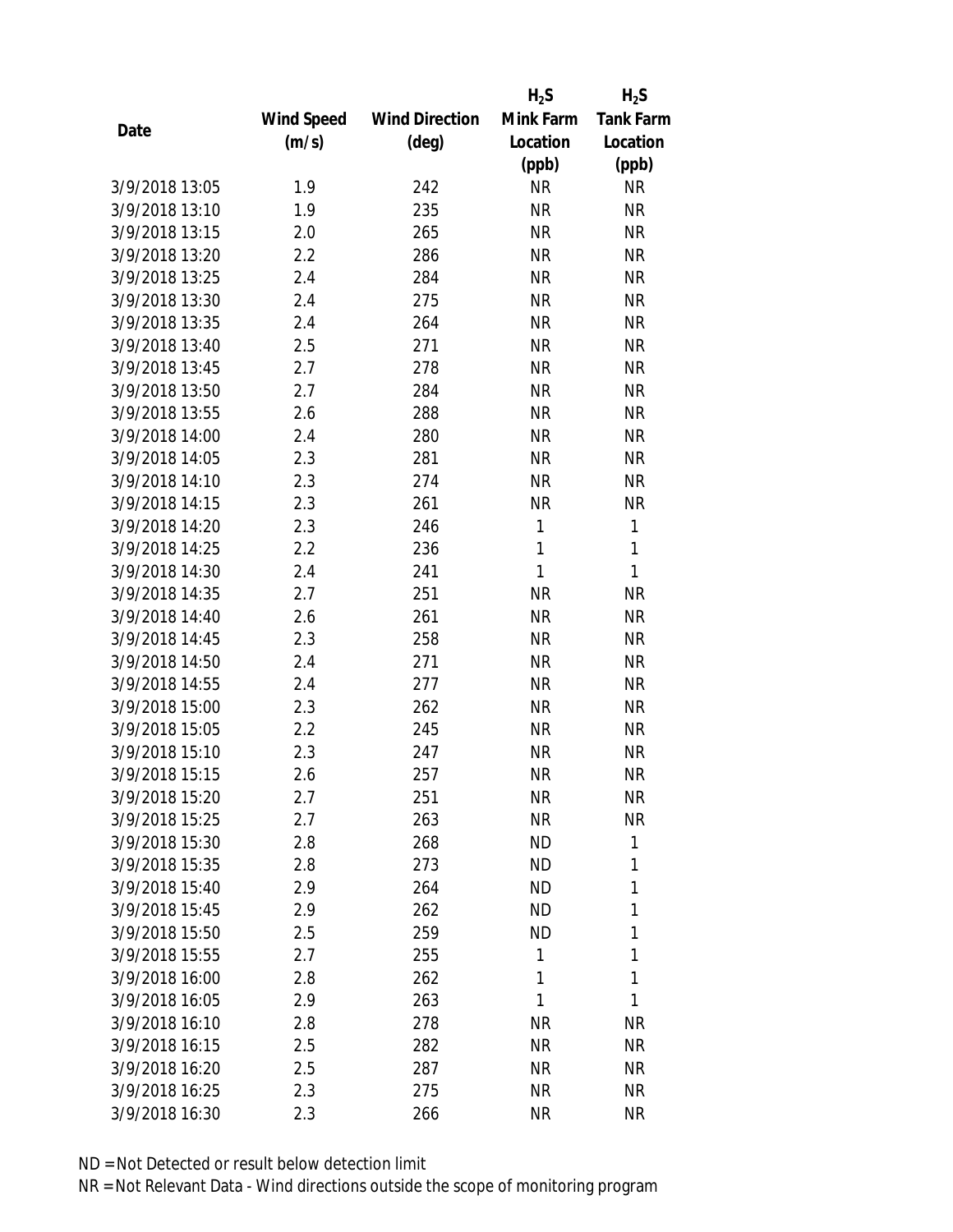| Date | Wind Speed (m/s) | Wind Direction (deg) | $H_2S$ Mink Farm Location (ppb) | $H_2S$ Tank Farm Location (ppb) |
|---|---|---|---|---|
| 3/9/2018 13:05 | 1.9 | 242 | NR | NR |
| 3/9/2018 13:10 | 1.9 | 235 | NR | NR |
| 3/9/2018 13:15 | 2.0 | 265 | NR | NR |
| 3/9/2018 13:20 | 2.2 | 286 | NR | NR |
| 3/9/2018 13:25 | 2.4 | 284 | NR | NR |
| 3/9/2018 13:30 | 2.4 | 275 | NR | NR |
| 3/9/2018 13:35 | 2.4 | 264 | NR | NR |
| 3/9/2018 13:40 | 2.5 | 271 | NR | NR |
| 3/9/2018 13:45 | 2.7 | 278 | NR | NR |
| 3/9/2018 13:50 | 2.7 | 284 | NR | NR |
| 3/9/2018 13:55 | 2.6 | 288 | NR | NR |
| 3/9/2018 14:00 | 2.4 | 280 | NR | NR |
| 3/9/2018 14:05 | 2.3 | 281 | NR | NR |
| 3/9/2018 14:10 | 2.3 | 274 | NR | NR |
| 3/9/2018 14:15 | 2.3 | 261 | NR | NR |
| 3/9/2018 14:20 | 2.3 | 246 | 1 | 1 |
| 3/9/2018 14:25 | 2.2 | 236 | 1 | 1 |
| 3/9/2018 14:30 | 2.4 | 241 | 1 | 1 |
| 3/9/2018 14:35 | 2.7 | 251 | NR | NR |
| 3/9/2018 14:40 | 2.6 | 261 | NR | NR |
| 3/9/2018 14:45 | 2.3 | 258 | NR | NR |
| 3/9/2018 14:50 | 2.4 | 271 | NR | NR |
| 3/9/2018 14:55 | 2.4 | 277 | NR | NR |
| 3/9/2018 15:00 | 2.3 | 262 | NR | NR |
| 3/9/2018 15:05 | 2.2 | 245 | NR | NR |
| 3/9/2018 15:10 | 2.3 | 247 | NR | NR |
| 3/9/2018 15:15 | 2.6 | 257 | NR | NR |
| 3/9/2018 15:20 | 2.7 | 251 | NR | NR |
| 3/9/2018 15:25 | 2.7 | 263 | NR | NR |
| 3/9/2018 15:30 | 2.8 | 268 | ND | 1 |
| 3/9/2018 15:35 | 2.8 | 273 | ND | 1 |
| 3/9/2018 15:40 | 2.9 | 264 | ND | 1 |
| 3/9/2018 15:45 | 2.9 | 262 | ND | 1 |
| 3/9/2018 15:50 | 2.5 | 259 | ND | 1 |
| 3/9/2018 15:55 | 2.7 | 255 | 1 | 1 |
| 3/9/2018 16:00 | 2.8 | 262 | 1 | 1 |
| 3/9/2018 16:05 | 2.9 | 263 | 1 | 1 |
| 3/9/2018 16:10 | 2.8 | 278 | NR | NR |
| 3/9/2018 16:15 | 2.5 | 282 | NR | NR |
| 3/9/2018 16:20 | 2.5 | 287 | NR | NR |
| 3/9/2018 16:25 | 2.3 | 275 | NR | NR |
| 3/9/2018 16:30 | 2.3 | 266 | NR | NR |

ND = Not Detected or result below detection limit

NR = Not Relevant Data - Wind directions outside the scope of monitoring program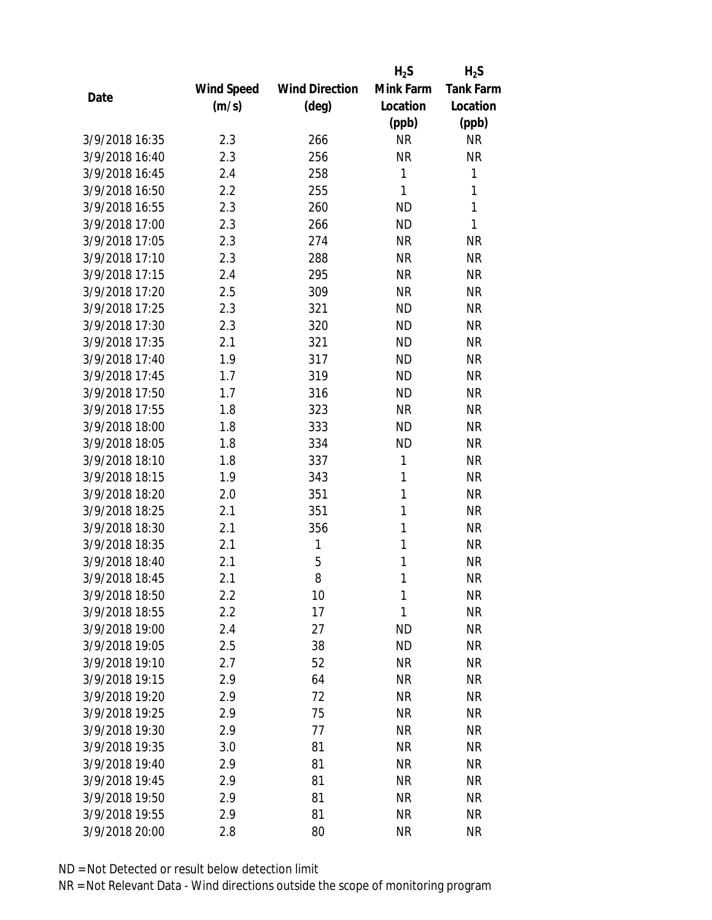| Date | Wind Speed (m/s) | Wind Direction (deg) | $H_2S$ Mink Farm Location (ppb) | $H_2S$ Tank Farm Location (ppb) |
|---|---|---|---|---|
| 3/9/2018 16:35 | 2.3 | 266 | NR | NR |
| 3/9/2018 16:40 | 2.3 | 256 | NR | NR |
| 3/9/2018 16:45 | 2.4 | 258 | 1 | 1 |
| 3/9/2018 16:50 | 2.2 | 255 | 1 | 1 |
| 3/9/2018 16:55 | 2.3 | 260 | ND | 1 |
| 3/9/2018 17:00 | 2.3 | 266 | ND | 1 |
| 3/9/2018 17:05 | 2.3 | 274 | NR | NR |
| 3/9/2018 17:10 | 2.3 | 288 | NR | NR |
| 3/9/2018 17:15 | 2.4 | 295 | NR | NR |
| 3/9/2018 17:20 | 2.5 | 309 | NR | NR |
| 3/9/2018 17:25 | 2.3 | 321 | ND | NR |
| 3/9/2018 17:30 | 2.3 | 320 | ND | NR |
| 3/9/2018 17:35 | 2.1 | 321 | ND | NR |
| 3/9/2018 17:40 | 1.9 | 317 | ND | NR |
| 3/9/2018 17:45 | 1.7 | 319 | ND | NR |
| 3/9/2018 17:50 | 1.7 | 316 | ND | NR |
| 3/9/2018 17:55 | 1.8 | 323 | NR | NR |
| 3/9/2018 18:00 | 1.8 | 333 | ND | NR |
| 3/9/2018 18:05 | 1.8 | 334 | ND | NR |
| 3/9/2018 18:10 | 1.8 | 337 | 1 | NR |
| 3/9/2018 18:15 | 1.9 | 343 | 1 | NR |
| 3/9/2018 18:20 | 2.0 | 351 | 1 | NR |
| 3/9/2018 18:25 | 2.1 | 351 | 1 | NR |
| 3/9/2018 18:30 | 2.1 | 356 | 1 | NR |
| 3/9/2018 18:35 | 2.1 | 1 | 1 | NR |
| 3/9/2018 18:40 | 2.1 | 5 | 1 | NR |
| 3/9/2018 18:45 | 2.1 | 8 | 1 | NR |
| 3/9/2018 18:50 | 2.2 | 10 | 1 | NR |
| 3/9/2018 18:55 | 2.2 | 17 | 1 | NR |
| 3/9/2018 19:00 | 2.4 | 27 | ND | NR |
| 3/9/2018 19:05 | 2.5 | 38 | ND | NR |
| 3/9/2018 19:10 | 2.7 | 52 | NR | NR |
| 3/9/2018 19:15 | 2.9 | 64 | NR | NR |
| 3/9/2018 19:20 | 2.9 | 72 | NR | NR |
| 3/9/2018 19:25 | 2.9 | 75 | NR | NR |
| 3/9/2018 19:30 | 2.9 | 77 | NR | NR |
| 3/9/2018 19:35 | 3.0 | 81 | NR | NR |
| 3/9/2018 19:40 | 2.9 | 81 | NR | NR |
| 3/9/2018 19:45 | 2.9 | 81 | NR | NR |
| 3/9/2018 19:50 | 2.9 | 81 | NR | NR |
| 3/9/2018 19:55 | 2.9 | 81 | NR | NR |
| 3/9/2018 20:00 | 2.8 | 80 | NR | NR |

ND = Not Detected or result below detection limit
NR = Not Relevant Data - Wind directions outside the scope of monitoring program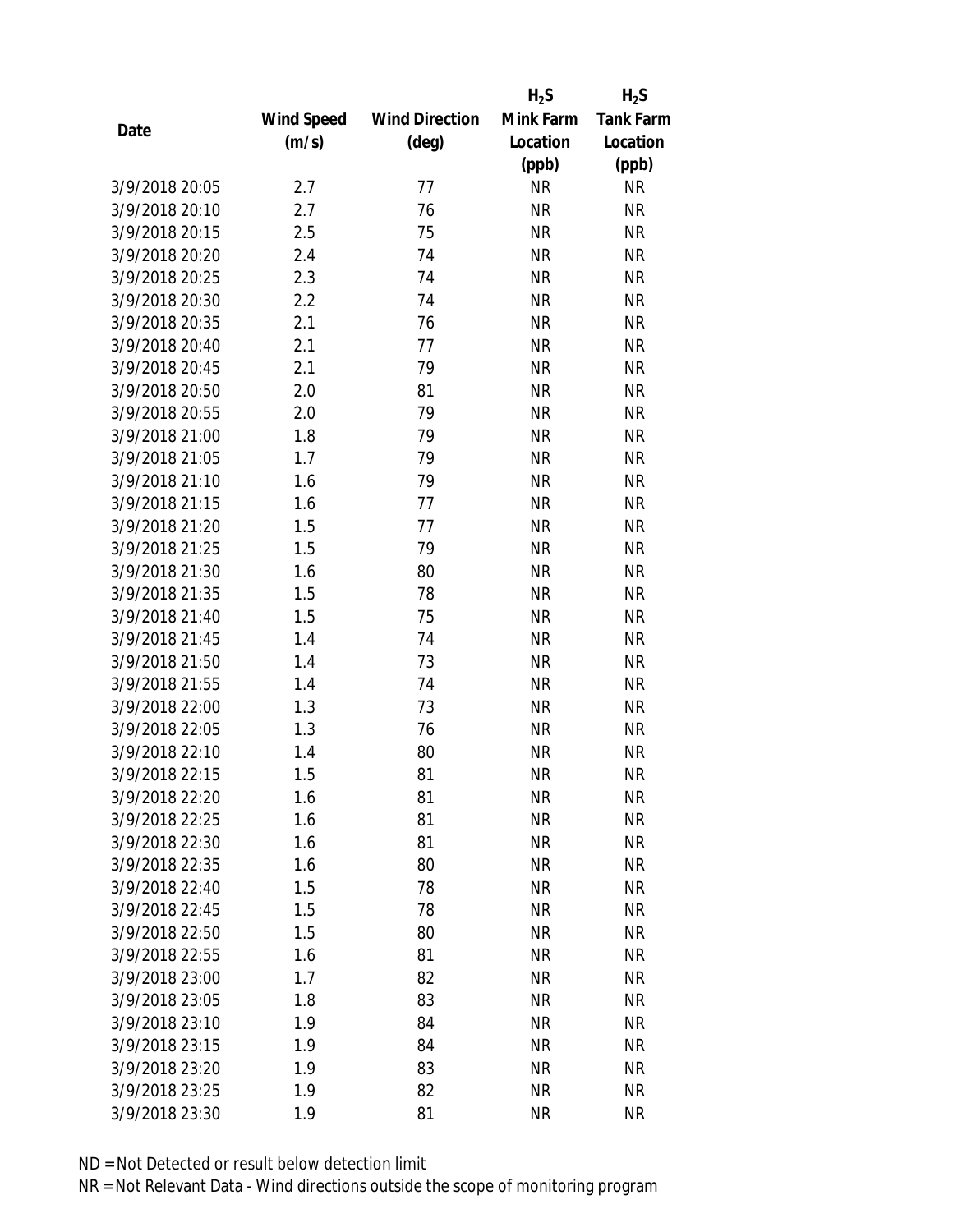| Date | Wind Speed (m/s) | Wind Direction (deg) | $H_2S$ Mink Farm Location (ppb) | $H_2S$ Tank Farm Location (ppb) |
| --- | --- | --- | --- | --- |
| 3/9/2018 20:05 | 2.7 | 77 | NR | NR |
| 3/9/2018 20:10 | 2.7 | 76 | NR | NR |
| 3/9/2018 20:15 | 2.5 | 75 | NR | NR |
| 3/9/2018 20:20 | 2.4 | 74 | NR | NR |
| 3/9/2018 20:25 | 2.3 | 74 | NR | NR |
| 3/9/2018 20:30 | 2.2 | 74 | NR | NR |
| 3/9/2018 20:35 | 2.1 | 76 | NR | NR |
| 3/9/2018 20:40 | 2.1 | 77 | NR | NR |
| 3/9/2018 20:45 | 2.1 | 79 | NR | NR |
| 3/9/2018 20:50 | 2.0 | 81 | NR | NR |
| 3/9/2018 20:55 | 2.0 | 79 | NR | NR |
| 3/9/2018 21:00 | 1.8 | 79 | NR | NR |
| 3/9/2018 21:05 | 1.7 | 79 | NR | NR |
| 3/9/2018 21:10 | 1.6 | 79 | NR | NR |
| 3/9/2018 21:15 | 1.6 | 77 | NR | NR |
| 3/9/2018 21:20 | 1.5 | 77 | NR | NR |
| 3/9/2018 21:25 | 1.5 | 79 | NR | NR |
| 3/9/2018 21:30 | 1.6 | 80 | NR | NR |
| 3/9/2018 21:35 | 1.5 | 78 | NR | NR |
| 3/9/2018 21:40 | 1.5 | 75 | NR | NR |
| 3/9/2018 21:45 | 1.4 | 74 | NR | NR |
| 3/9/2018 21:50 | 1.4 | 73 | NR | NR |
| 3/9/2018 21:55 | 1.4 | 74 | NR | NR |
| 3/9/2018 22:00 | 1.3 | 73 | NR | NR |
| 3/9/2018 22:05 | 1.3 | 76 | NR | NR |
| 3/9/2018 22:10 | 1.4 | 80 | NR | NR |
| 3/9/2018 22:15 | 1.5 | 81 | NR | NR |
| 3/9/2018 22:20 | 1.6 | 81 | NR | NR |
| 3/9/2018 22:25 | 1.6 | 81 | NR | NR |
| 3/9/2018 22:30 | 1.6 | 81 | NR | NR |
| 3/9/2018 22:35 | 1.6 | 80 | NR | NR |
| 3/9/2018 22:40 | 1.5 | 78 | NR | NR |
| 3/9/2018 22:45 | 1.5 | 78 | NR | NR |
| 3/9/2018 22:50 | 1.5 | 80 | NR | NR |
| 3/9/2018 22:55 | 1.6 | 81 | NR | NR |
| 3/9/2018 23:00 | 1.7 | 82 | NR | NR |
| 3/9/2018 23:05 | 1.8 | 83 | NR | NR |
| 3/9/2018 23:10 | 1.9 | 84 | NR | NR |
| 3/9/2018 23:15 | 1.9 | 84 | NR | NR |
| 3/9/2018 23:20 | 1.9 | 83 | NR | NR |
| 3/9/2018 23:25 | 1.9 | 82 | NR | NR |
| 3/9/2018 23:30 | 1.9 | 81 | NR | NR |

ND = Not Detected or result below detection limit

NR = Not Relevant Data - Wind directions outside the scope of monitoring program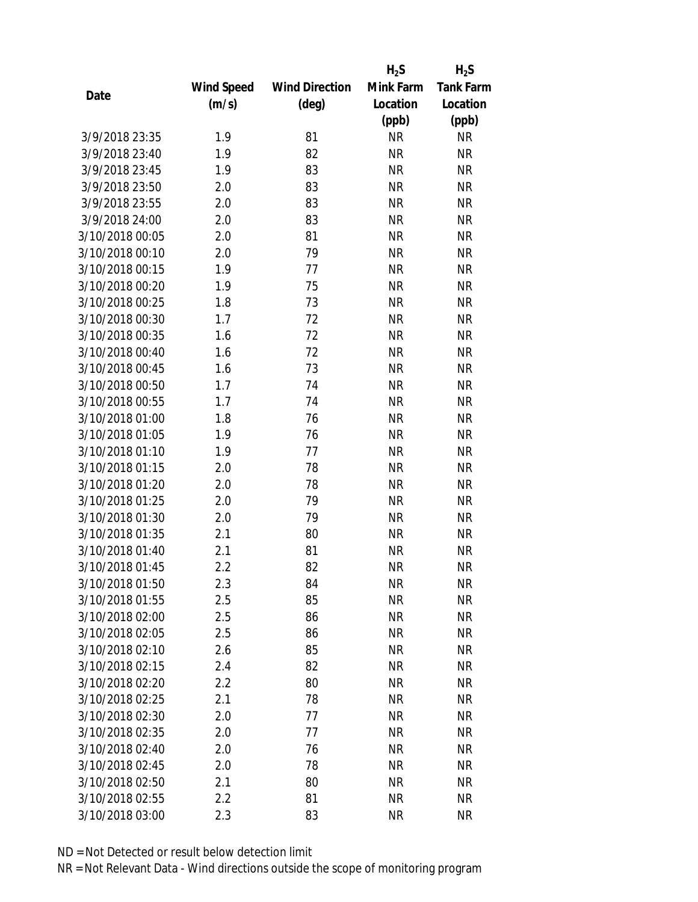| Date | Wind Speed (m/s) | Wind Direction (deg) | $H_2S$ Mink Farm Location (ppb) | $H_2S$ Tank Farm Location (ppb) |
|---|---|---|---|---|
| 3/9/2018 23:35 | 1.9 | 81 | NR | NR |
| 3/9/2018 23:40 | 1.9 | 82 | NR | NR |
| 3/9/2018 23:45 | 1.9 | 83 | NR | NR |
| 3/9/2018 23:50 | 2.0 | 83 | NR | NR |
| 3/9/2018 23:55 | 2.0 | 83 | NR | NR |
| 3/9/2018 24:00 | 2.0 | 83 | NR | NR |
| 3/10/2018 00:05 | 2.0 | 81 | NR | NR |
| 3/10/2018 00:10 | 2.0 | 79 | NR | NR |
| 3/10/2018 00:15 | 1.9 | 77 | NR | NR |
| 3/10/2018 00:20 | 1.9 | 75 | NR | NR |
| 3/10/2018 00:25 | 1.8 | 73 | NR | NR |
| 3/10/2018 00:30 | 1.7 | 72 | NR | NR |
| 3/10/2018 00:35 | 1.6 | 72 | NR | NR |
| 3/10/2018 00:40 | 1.6 | 72 | NR | NR |
| 3/10/2018 00:45 | 1.6 | 73 | NR | NR |
| 3/10/2018 00:50 | 1.7 | 74 | NR | NR |
| 3/10/2018 00:55 | 1.7 | 74 | NR | NR |
| 3/10/2018 01:00 | 1.8 | 76 | NR | NR |
| 3/10/2018 01:05 | 1.9 | 76 | NR | NR |
| 3/10/2018 01:10 | 1.9 | 77 | NR | NR |
| 3/10/2018 01:15 | 2.0 | 78 | NR | NR |
| 3/10/2018 01:20 | 2.0 | 78 | NR | NR |
| 3/10/2018 01:25 | 2.0 | 79 | NR | NR |
| 3/10/2018 01:30 | 2.0 | 79 | NR | NR |
| 3/10/2018 01:35 | 2.1 | 80 | NR | NR |
| 3/10/2018 01:40 | 2.1 | 81 | NR | NR |
| 3/10/2018 01:45 | 2.2 | 82 | NR | NR |
| 3/10/2018 01:50 | 2.3 | 84 | NR | NR |
| 3/10/2018 01:55 | 2.5 | 85 | NR | NR |
| 3/10/2018 02:00 | 2.5 | 86 | NR | NR |
| 3/10/2018 02:05 | 2.5 | 86 | NR | NR |
| 3/10/2018 02:10 | 2.6 | 85 | NR | NR |
| 3/10/2018 02:15 | 2.4 | 82 | NR | NR |
| 3/10/2018 02:20 | 2.2 | 80 | NR | NR |
| 3/10/2018 02:25 | 2.1 | 78 | NR | NR |
| 3/10/2018 02:30 | 2.0 | 77 | NR | NR |
| 3/10/2018 02:35 | 2.0 | 77 | NR | NR |
| 3/10/2018 02:40 | 2.0 | 76 | NR | NR |
| 3/10/2018 02:45 | 2.0 | 78 | NR | NR |
| 3/10/2018 02:50 | 2.1 | 80 | NR | NR |
| 3/10/2018 02:55 | 2.2 | 81 | NR | NR |
| 3/10/2018 03:00 | 2.3 | 83 | NR | NR |

ND = Not Detected or result below detection limit

NR = Not Relevant Data - Wind directions outside the scope of monitoring program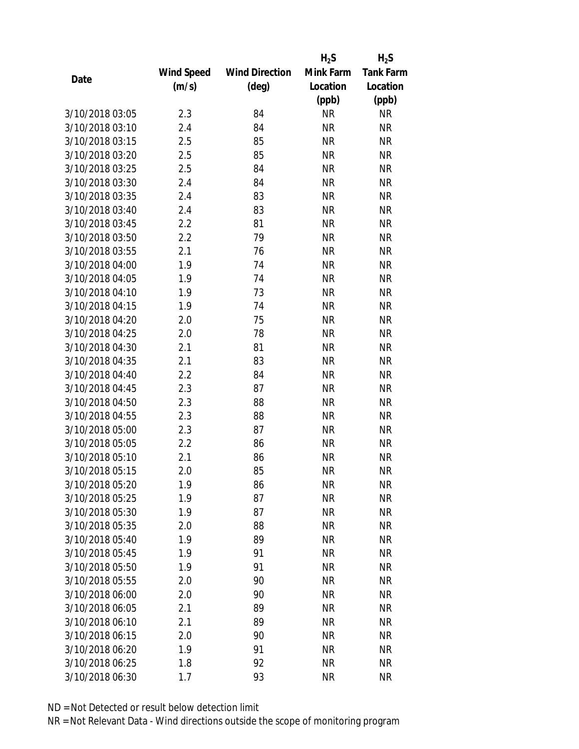| Date | Wind Speed (m/s) | Wind Direction (deg) | $H_2S$ Mink Farm Location (ppb) | $H_2S$ Tank Farm Location (ppb) |
|---|---|---|---|---|
| 3/10/2018 03:05 | 2.3 | 84 | NR | NR |
| 3/10/2018 03:10 | 2.4 | 84 | NR | NR |
| 3/10/2018 03:15 | 2.5 | 85 | NR | NR |
| 3/10/2018 03:20 | 2.5 | 85 | NR | NR |
| 3/10/2018 03:25 | 2.5 | 84 | NR | NR |
| 3/10/2018 03:30 | 2.4 | 84 | NR | NR |
| 3/10/2018 03:35 | 2.4 | 83 | NR | NR |
| 3/10/2018 03:40 | 2.4 | 83 | NR | NR |
| 3/10/2018 03:45 | 2.2 | 81 | NR | NR |
| 3/10/2018 03:50 | 2.2 | 79 | NR | NR |
| 3/10/2018 03:55 | 2.1 | 76 | NR | NR |
| 3/10/2018 04:00 | 1.9 | 74 | NR | NR |
| 3/10/2018 04:05 | 1.9 | 74 | NR | NR |
| 3/10/2018 04:10 | 1.9 | 73 | NR | NR |
| 3/10/2018 04:15 | 1.9 | 74 | NR | NR |
| 3/10/2018 04:20 | 2.0 | 75 | NR | NR |
| 3/10/2018 04:25 | 2.0 | 78 | NR | NR |
| 3/10/2018 04:30 | 2.1 | 81 | NR | NR |
| 3/10/2018 04:35 | 2.1 | 83 | NR | NR |
| 3/10/2018 04:40 | 2.2 | 84 | NR | NR |
| 3/10/2018 04:45 | 2.3 | 87 | NR | NR |
| 3/10/2018 04:50 | 2.3 | 88 | NR | NR |
| 3/10/2018 04:55 | 2.3 | 88 | NR | NR |
| 3/10/2018 05:00 | 2.3 | 87 | NR | NR |
| 3/10/2018 05:05 | 2.2 | 86 | NR | NR |
| 3/10/2018 05:10 | 2.1 | 86 | NR | NR |
| 3/10/2018 05:15 | 2.0 | 85 | NR | NR |
| 3/10/2018 05:20 | 1.9 | 86 | NR | NR |
| 3/10/2018 05:25 | 1.9 | 87 | NR | NR |
| 3/10/2018 05:30 | 1.9 | 87 | NR | NR |
| 3/10/2018 05:35 | 2.0 | 88 | NR | NR |
| 3/10/2018 05:40 | 1.9 | 89 | NR | NR |
| 3/10/2018 05:45 | 1.9 | 91 | NR | NR |
| 3/10/2018 05:50 | 1.9 | 91 | NR | NR |
| 3/10/2018 05:55 | 2.0 | 90 | NR | NR |
| 3/10/2018 06:00 | 2.0 | 90 | NR | NR |
| 3/10/2018 06:05 | 2.1 | 89 | NR | NR |
| 3/10/2018 06:10 | 2.1 | 89 | NR | NR |
| 3/10/2018 06:15 | 2.0 | 90 | NR | NR |
| 3/10/2018 06:20 | 1.9 | 91 | NR | NR |
| 3/10/2018 06:25 | 1.8 | 92 | NR | NR |
| 3/10/2018 06:30 | 1.7 | 93 | NR | NR |

ND = Not Detected or result below detection limit

NR = Not Relevant Data - Wind directions outside the scope of monitoring program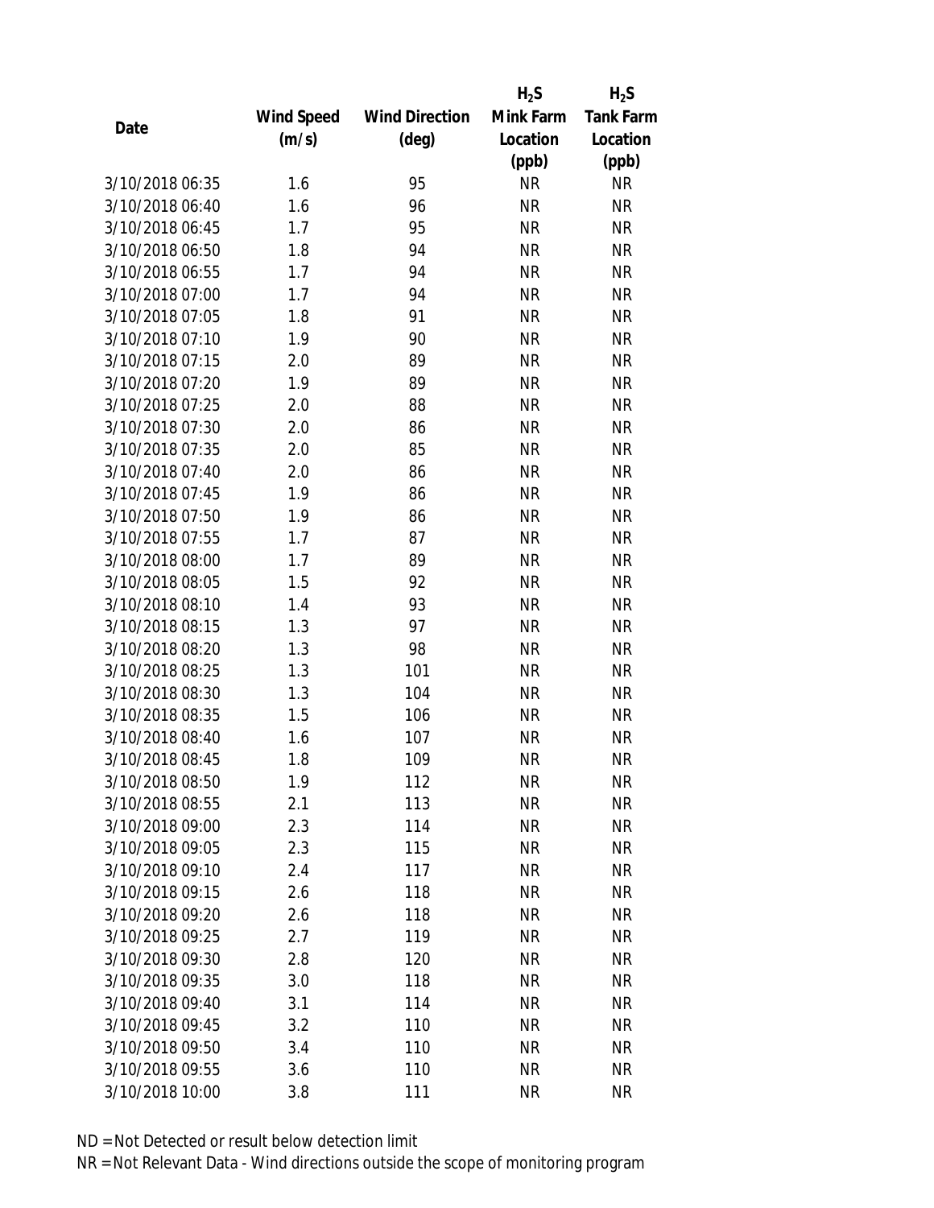| Date | Wind Speed (m/s) | Wind Direction (deg) | $H_2S$ Mink Farm Location (ppb) | $H_2S$ Tank Farm Location (ppb) |
|---|---|---|---|---|
| 3/10/2018 06:35 | 1.6 | 95 | NR | NR |
| 3/10/2018 06:40 | 1.6 | 96 | NR | NR |
| 3/10/2018 06:45 | 1.7 | 95 | NR | NR |
| 3/10/2018 06:50 | 1.8 | 94 | NR | NR |
| 3/10/2018 06:55 | 1.7 | 94 | NR | NR |
| 3/10/2018 07:00 | 1.7 | 94 | NR | NR |
| 3/10/2018 07:05 | 1.8 | 91 | NR | NR |
| 3/10/2018 07:10 | 1.9 | 90 | NR | NR |
| 3/10/2018 07:15 | 2.0 | 89 | NR | NR |
| 3/10/2018 07:20 | 1.9 | 89 | NR | NR |
| 3/10/2018 07:25 | 2.0 | 88 | NR | NR |
| 3/10/2018 07:30 | 2.0 | 86 | NR | NR |
| 3/10/2018 07:35 | 2.0 | 85 | NR | NR |
| 3/10/2018 07:40 | 2.0 | 86 | NR | NR |
| 3/10/2018 07:45 | 1.9 | 86 | NR | NR |
| 3/10/2018 07:50 | 1.9 | 86 | NR | NR |
| 3/10/2018 07:55 | 1.7 | 87 | NR | NR |
| 3/10/2018 08:00 | 1.7 | 89 | NR | NR |
| 3/10/2018 08:05 | 1.5 | 92 | NR | NR |
| 3/10/2018 08:10 | 1.4 | 93 | NR | NR |
| 3/10/2018 08:15 | 1.3 | 97 | NR | NR |
| 3/10/2018 08:20 | 1.3 | 98 | NR | NR |
| 3/10/2018 08:25 | 1.3 | 101 | NR | NR |
| 3/10/2018 08:30 | 1.3 | 104 | NR | NR |
| 3/10/2018 08:35 | 1.5 | 106 | NR | NR |
| 3/10/2018 08:40 | 1.6 | 107 | NR | NR |
| 3/10/2018 08:45 | 1.8 | 109 | NR | NR |
| 3/10/2018 08:50 | 1.9 | 112 | NR | NR |
| 3/10/2018 08:55 | 2.1 | 113 | NR | NR |
| 3/10/2018 09:00 | 2.3 | 114 | NR | NR |
| 3/10/2018 09:05 | 2.3 | 115 | NR | NR |
| 3/10/2018 09:10 | 2.4 | 117 | NR | NR |
| 3/10/2018 09:15 | 2.6 | 118 | NR | NR |
| 3/10/2018 09:20 | 2.6 | 118 | NR | NR |
| 3/10/2018 09:25 | 2.7 | 119 | NR | NR |
| 3/10/2018 09:30 | 2.8 | 120 | NR | NR |
| 3/10/2018 09:35 | 3.0 | 118 | NR | NR |
| 3/10/2018 09:40 | 3.1 | 114 | NR | NR |
| 3/10/2018 09:45 | 3.2 | 110 | NR | NR |
| 3/10/2018 09:50 | 3.4 | 110 | NR | NR |
| 3/10/2018 09:55 | 3.6 | 110 | NR | NR |
| 3/10/2018 10:00 | 3.8 | 111 | NR | NR |

ND = Not Detected or result below detection limit

NR = Not Relevant Data - Wind directions outside the scope of monitoring program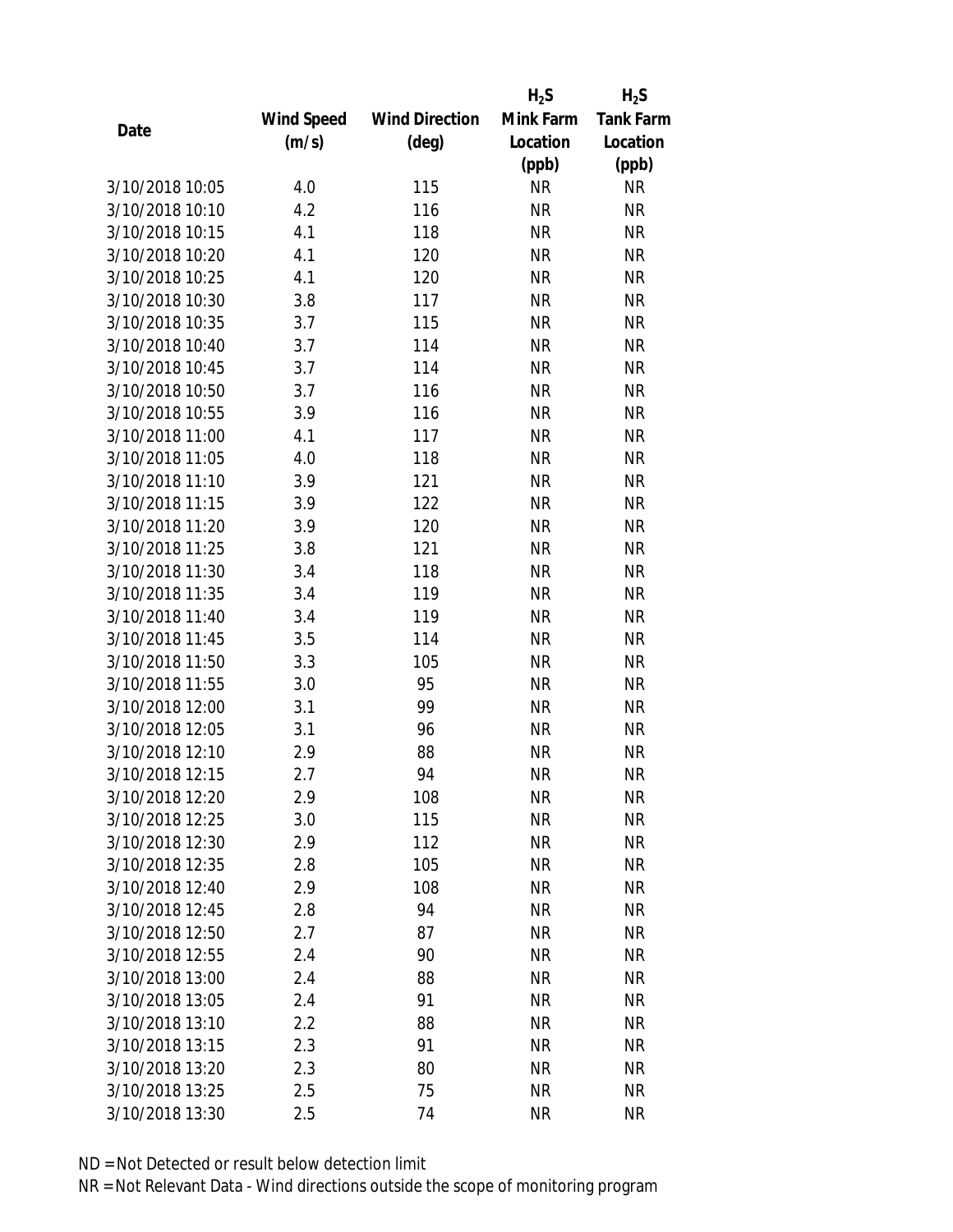| Date | Wind Speed (m/s) | Wind Direction (deg) | $H_2S$ Mink Farm Location (ppb) | $H_2S$ Tank Farm Location (ppb) |
|---|---|---|---|---|
| 3/10/2018 10:05 | 4.0 | 115 | NR | NR |
| 3/10/2018 10:10 | 4.2 | 116 | NR | NR |
| 3/10/2018 10:15 | 4.1 | 118 | NR | NR |
| 3/10/2018 10:20 | 4.1 | 120 | NR | NR |
| 3/10/2018 10:25 | 4.1 | 120 | NR | NR |
| 3/10/2018 10:30 | 3.8 | 117 | NR | NR |
| 3/10/2018 10:35 | 3.7 | 115 | NR | NR |
| 3/10/2018 10:40 | 3.7 | 114 | NR | NR |
| 3/10/2018 10:45 | 3.7 | 114 | NR | NR |
| 3/10/2018 10:50 | 3.7 | 116 | NR | NR |
| 3/10/2018 10:55 | 3.9 | 116 | NR | NR |
| 3/10/2018 11:00 | 4.1 | 117 | NR | NR |
| 3/10/2018 11:05 | 4.0 | 118 | NR | NR |
| 3/10/2018 11:10 | 3.9 | 121 | NR | NR |
| 3/10/2018 11:15 | 3.9 | 122 | NR | NR |
| 3/10/2018 11:20 | 3.9 | 120 | NR | NR |
| 3/10/2018 11:25 | 3.8 | 121 | NR | NR |
| 3/10/2018 11:30 | 3.4 | 118 | NR | NR |
| 3/10/2018 11:35 | 3.4 | 119 | NR | NR |
| 3/10/2018 11:40 | 3.4 | 119 | NR | NR |
| 3/10/2018 11:45 | 3.5 | 114 | NR | NR |
| 3/10/2018 11:50 | 3.3 | 105 | NR | NR |
| 3/10/2018 11:55 | 3.0 | 95 | NR | NR |
| 3/10/2018 12:00 | 3.1 | 99 | NR | NR |
| 3/10/2018 12:05 | 3.1 | 96 | NR | NR |
| 3/10/2018 12:10 | 2.9 | 88 | NR | NR |
| 3/10/2018 12:15 | 2.7 | 94 | NR | NR |
| 3/10/2018 12:20 | 2.9 | 108 | NR | NR |
| 3/10/2018 12:25 | 3.0 | 115 | NR | NR |
| 3/10/2018 12:30 | 2.9 | 112 | NR | NR |
| 3/10/2018 12:35 | 2.8 | 105 | NR | NR |
| 3/10/2018 12:40 | 2.9 | 108 | NR | NR |
| 3/10/2018 12:45 | 2.8 | 94 | NR | NR |
| 3/10/2018 12:50 | 2.7 | 87 | NR | NR |
| 3/10/2018 12:55 | 2.4 | 90 | NR | NR |
| 3/10/2018 13:00 | 2.4 | 88 | NR | NR |
| 3/10/2018 13:05 | 2.4 | 91 | NR | NR |
| 3/10/2018 13:10 | 2.2 | 88 | NR | NR |
| 3/10/2018 13:15 | 2.3 | 91 | NR | NR |
| 3/10/2018 13:20 | 2.3 | 80 | NR | NR |
| 3/10/2018 13:25 | 2.5 | 75 | NR | NR |
| 3/10/2018 13:30 | 2.5 | 74 | NR | NR |

ND = Not Detected or result below detection limit

NR = Not Relevant Data - Wind directions outside the scope of monitoring program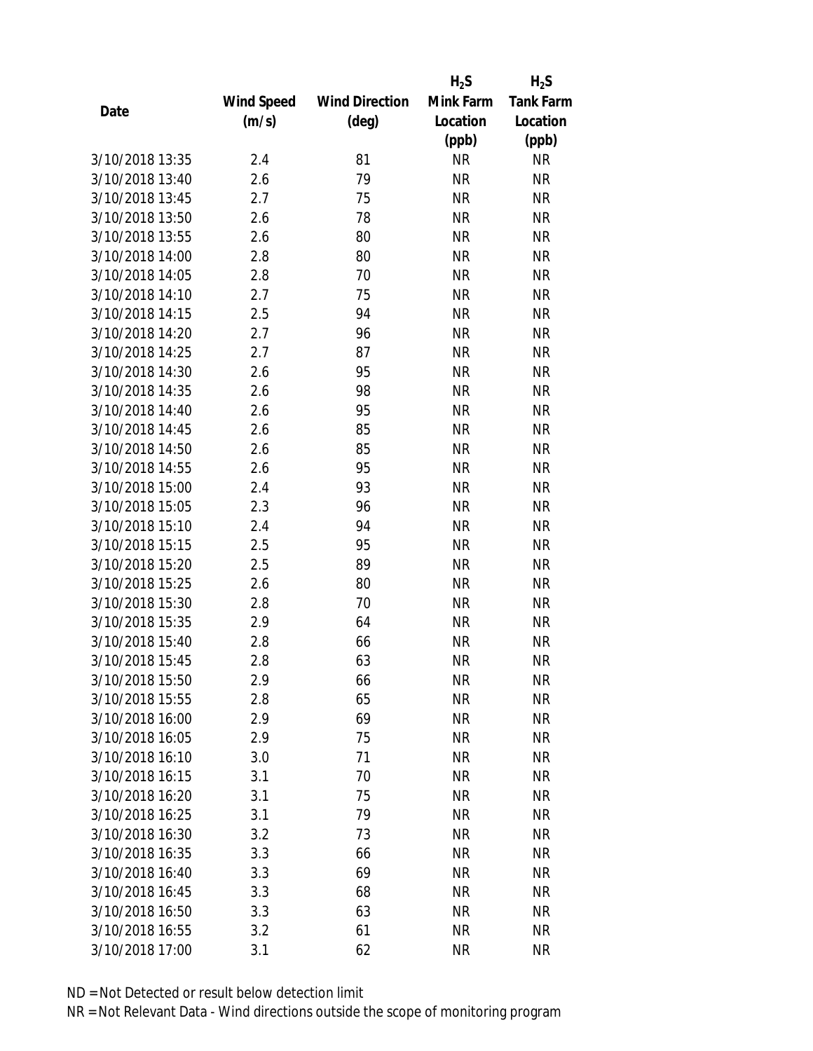| Date | Wind Speed (m/s) | Wind Direction (deg) | $H_2S$ Mink Farm Location (ppb) | $H_2S$ Tank Farm Location (ppb) |
|---|---|---|---|---|
| 3/10/2018 13:35 | 2.4 | 81 | NR | NR |
| 3/10/2018 13:40 | 2.6 | 79 | NR | NR |
| 3/10/2018 13:45 | 2.7 | 75 | NR | NR |
| 3/10/2018 13:50 | 2.6 | 78 | NR | NR |
| 3/10/2018 13:55 | 2.6 | 80 | NR | NR |
| 3/10/2018 14:00 | 2.8 | 80 | NR | NR |
| 3/10/2018 14:05 | 2.8 | 70 | NR | NR |
| 3/10/2018 14:10 | 2.7 | 75 | NR | NR |
| 3/10/2018 14:15 | 2.5 | 94 | NR | NR |
| 3/10/2018 14:20 | 2.7 | 96 | NR | NR |
| 3/10/2018 14:25 | 2.7 | 87 | NR | NR |
| 3/10/2018 14:30 | 2.6 | 95 | NR | NR |
| 3/10/2018 14:35 | 2.6 | 98 | NR | NR |
| 3/10/2018 14:40 | 2.6 | 95 | NR | NR |
| 3/10/2018 14:45 | 2.6 | 85 | NR | NR |
| 3/10/2018 14:50 | 2.6 | 85 | NR | NR |
| 3/10/2018 14:55 | 2.6 | 95 | NR | NR |
| 3/10/2018 15:00 | 2.4 | 93 | NR | NR |
| 3/10/2018 15:05 | 2.3 | 96 | NR | NR |
| 3/10/2018 15:10 | 2.4 | 94 | NR | NR |
| 3/10/2018 15:15 | 2.5 | 95 | NR | NR |
| 3/10/2018 15:20 | 2.5 | 89 | NR | NR |
| 3/10/2018 15:25 | 2.6 | 80 | NR | NR |
| 3/10/2018 15:30 | 2.8 | 70 | NR | NR |
| 3/10/2018 15:35 | 2.9 | 64 | NR | NR |
| 3/10/2018 15:40 | 2.8 | 66 | NR | NR |
| 3/10/2018 15:45 | 2.8 | 63 | NR | NR |
| 3/10/2018 15:50 | 2.9 | 66 | NR | NR |
| 3/10/2018 15:55 | 2.8 | 65 | NR | NR |
| 3/10/2018 16:00 | 2.9 | 69 | NR | NR |
| 3/10/2018 16:05 | 2.9 | 75 | NR | NR |
| 3/10/2018 16:10 | 3.0 | 71 | NR | NR |
| 3/10/2018 16:15 | 3.1 | 70 | NR | NR |
| 3/10/2018 16:20 | 3.1 | 75 | NR | NR |
| 3/10/2018 16:25 | 3.1 | 79 | NR | NR |
| 3/10/2018 16:30 | 3.2 | 73 | NR | NR |
| 3/10/2018 16:35 | 3.3 | 66 | NR | NR |
| 3/10/2018 16:40 | 3.3 | 69 | NR | NR |
| 3/10/2018 16:45 | 3.3 | 68 | NR | NR |
| 3/10/2018 16:50 | 3.3 | 63 | NR | NR |
| 3/10/2018 16:55 | 3.2 | 61 | NR | NR |
| 3/10/2018 17:00 | 3.1 | 62 | NR | NR |

ND = Not Detected or result below detection limit

NR = Not Relevant Data - Wind directions outside the scope of monitoring program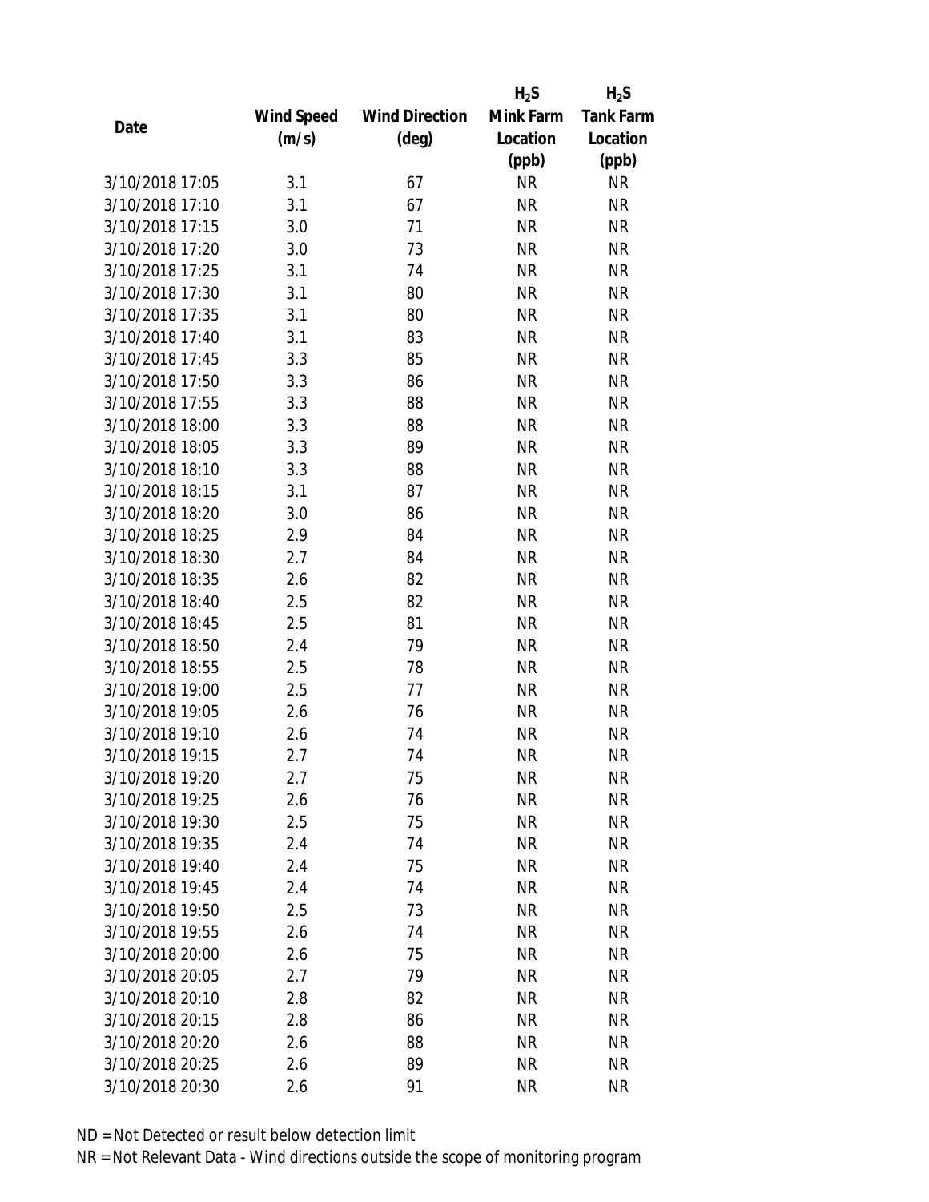| Date | Wind Speed (m/s) | Wind Direction (deg) | $H_2S$ Mink Farm Location (ppb) | $H_2S$ Tank Farm Location (ppb) |
|---|---|---|---|---|
| 3/10/2018 17:05 | 3.1 | 67 | NR | NR |
| 3/10/2018 17:10 | 3.1 | 67 | NR | NR |
| 3/10/2018 17:15 | 3.0 | 71 | NR | NR |
| 3/10/2018 17:20 | 3.0 | 73 | NR | NR |
| 3/10/2018 17:25 | 3.1 | 74 | NR | NR |
| 3/10/2018 17:30 | 3.1 | 80 | NR | NR |
| 3/10/2018 17:35 | 3.1 | 80 | NR | NR |
| 3/10/2018 17:40 | 3.1 | 83 | NR | NR |
| 3/10/2018 17:45 | 3.3 | 85 | NR | NR |
| 3/10/2018 17:50 | 3.3 | 86 | NR | NR |
| 3/10/2018 17:55 | 3.3 | 88 | NR | NR |
| 3/10/2018 18:00 | 3.3 | 88 | NR | NR |
| 3/10/2018 18:05 | 3.3 | 89 | NR | NR |
| 3/10/2018 18:10 | 3.3 | 88 | NR | NR |
| 3/10/2018 18:15 | 3.1 | 87 | NR | NR |
| 3/10/2018 18:20 | 3.0 | 86 | NR | NR |
| 3/10/2018 18:25 | 2.9 | 84 | NR | NR |
| 3/10/2018 18:30 | 2.7 | 84 | NR | NR |
| 3/10/2018 18:35 | 2.6 | 82 | NR | NR |
| 3/10/2018 18:40 | 2.5 | 82 | NR | NR |
| 3/10/2018 18:45 | 2.5 | 81 | NR | NR |
| 3/10/2018 18:50 | 2.4 | 79 | NR | NR |
| 3/10/2018 18:55 | 2.5 | 78 | NR | NR |
| 3/10/2018 19:00 | 2.5 | 77 | NR | NR |
| 3/10/2018 19:05 | 2.6 | 76 | NR | NR |
| 3/10/2018 19:10 | 2.6 | 74 | NR | NR |
| 3/10/2018 19:15 | 2.7 | 74 | NR | NR |
| 3/10/2018 19:20 | 2.7 | 75 | NR | NR |
| 3/10/2018 19:25 | 2.6 | 76 | NR | NR |
| 3/10/2018 19:30 | 2.5 | 75 | NR | NR |
| 3/10/2018 19:35 | 2.4 | 74 | NR | NR |
| 3/10/2018 19:40 | 2.4 | 75 | NR | NR |
| 3/10/2018 19:45 | 2.4 | 74 | NR | NR |
| 3/10/2018 19:50 | 2.5 | 73 | NR | NR |
| 3/10/2018 19:55 | 2.6 | 74 | NR | NR |
| 3/10/2018 20:00 | 2.6 | 75 | NR | NR |
| 3/10/2018 20:05 | 2.7 | 79 | NR | NR |
| 3/10/2018 20:10 | 2.8 | 82 | NR | NR |
| 3/10/2018 20:15 | 2.8 | 86 | NR | NR |
| 3/10/2018 20:20 | 2.6 | 88 | NR | NR |
| 3/10/2018 20:25 | 2.6 | 89 | NR | NR |
| 3/10/2018 20:30 | 2.6 | 91 | NR | NR |

ND = Not Detected or result below detection limit

NR = Not Relevant Data - Wind directions outside the scope of monitoring program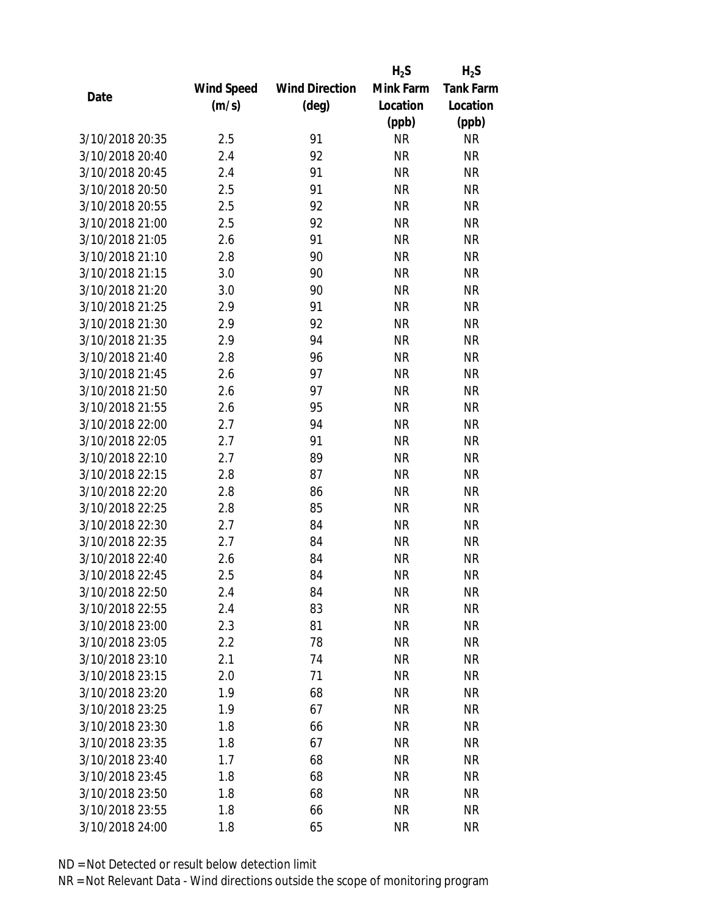| Date | Wind Speed (m/s) | Wind Direction (deg) | $H_2S$ Mink Farm Location (ppb) | $H_2S$ Tank Farm Location (ppb) |
|---|---|---|---|---|
| 3/10/2018 20:35 | 2.5 | 91 | NR | NR |
| 3/10/2018 20:40 | 2.4 | 92 | NR | NR |
| 3/10/2018 20:45 | 2.4 | 91 | NR | NR |
| 3/10/2018 20:50 | 2.5 | 91 | NR | NR |
| 3/10/2018 20:55 | 2.5 | 92 | NR | NR |
| 3/10/2018 21:00 | 2.5 | 92 | NR | NR |
| 3/10/2018 21:05 | 2.6 | 91 | NR | NR |
| 3/10/2018 21:10 | 2.8 | 90 | NR | NR |
| 3/10/2018 21:15 | 3.0 | 90 | NR | NR |
| 3/10/2018 21:20 | 3.0 | 90 | NR | NR |
| 3/10/2018 21:25 | 2.9 | 91 | NR | NR |
| 3/10/2018 21:30 | 2.9 | 92 | NR | NR |
| 3/10/2018 21:35 | 2.9 | 94 | NR | NR |
| 3/10/2018 21:40 | 2.8 | 96 | NR | NR |
| 3/10/2018 21:45 | 2.6 | 97 | NR | NR |
| 3/10/2018 21:50 | 2.6 | 97 | NR | NR |
| 3/10/2018 21:55 | 2.6 | 95 | NR | NR |
| 3/10/2018 22:00 | 2.7 | 94 | NR | NR |
| 3/10/2018 22:05 | 2.7 | 91 | NR | NR |
| 3/10/2018 22:10 | 2.7 | 89 | NR | NR |
| 3/10/2018 22:15 | 2.8 | 87 | NR | NR |
| 3/10/2018 22:20 | 2.8 | 86 | NR | NR |
| 3/10/2018 22:25 | 2.8 | 85 | NR | NR |
| 3/10/2018 22:30 | 2.7 | 84 | NR | NR |
| 3/10/2018 22:35 | 2.7 | 84 | NR | NR |
| 3/10/2018 22:40 | 2.6 | 84 | NR | NR |
| 3/10/2018 22:45 | 2.5 | 84 | NR | NR |
| 3/10/2018 22:50 | 2.4 | 84 | NR | NR |
| 3/10/2018 22:55 | 2.4 | 83 | NR | NR |
| 3/10/2018 23:00 | 2.3 | 81 | NR | NR |
| 3/10/2018 23:05 | 2.2 | 78 | NR | NR |
| 3/10/2018 23:10 | 2.1 | 74 | NR | NR |
| 3/10/2018 23:15 | 2.0 | 71 | NR | NR |
| 3/10/2018 23:20 | 1.9 | 68 | NR | NR |
| 3/10/2018 23:25 | 1.9 | 67 | NR | NR |
| 3/10/2018 23:30 | 1.8 | 66 | NR | NR |
| 3/10/2018 23:35 | 1.8 | 67 | NR | NR |
| 3/10/2018 23:40 | 1.7 | 68 | NR | NR |
| 3/10/2018 23:45 | 1.8 | 68 | NR | NR |
| 3/10/2018 23:50 | 1.8 | 68 | NR | NR |
| 3/10/2018 23:55 | 1.8 | 66 | NR | NR |
| 3/10/2018 24:00 | 1.8 | 65 | NR | NR |

ND = Not Detected or result below detection limit

NR = Not Relevant Data - Wind directions outside the scope of monitoring program